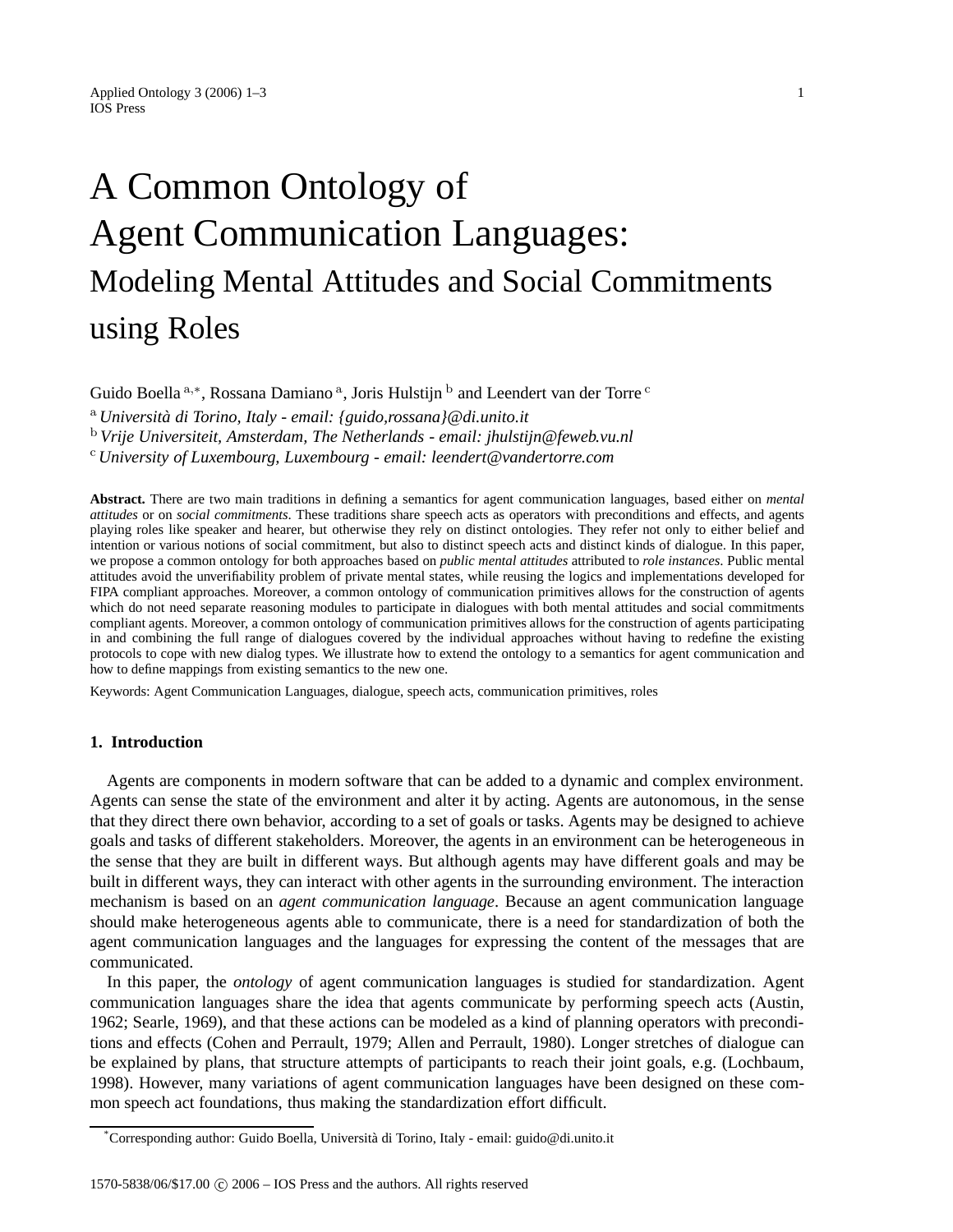// omit header metadata

# A Common Ontology of Agent Communication Languages: Modeling Mental Attitudes and Social Commitments using Roles

Guido Boella [a,*], Rossana Damiano [a], Joris Hulstijn [b] and Leendert van der Torre [c]

[a] *Università di Torino, Italy - email: {guido,rossana}@di.unito.it*

[b] *Vrije Universiteit, Amsterdam, The Netherlands - email: jhulstijn@feweb.vu.nl*

[c] *University of Luxembourg, Luxembourg - email: leendert@vandertorre.com*

**Abstract.** There are two main traditions in defining a semantics for agent communication languages, based either on *mental attitudes* or on *social commitments*. These traditions share speech acts as operators with preconditions and effects, and agents playing roles like speaker and hearer, but otherwise they rely on distinct ontologies. They refer not only to either belief and intention or various notions of social commitment, but also to distinct speech acts and distinct kinds of dialogue. In this paper, we propose a common ontology for both approaches based on *public mental attitudes* attributed to *role instances*. Public mental attitudes avoid the unverifiability problem of private mental states, while reusing the logics and implementations developed for FIPA compliant approaches. Moreover, a common ontology of communication primitives allows for the construction of agents which do not need separate reasoning modules to participate in dialogues with both mental attitudes and social commitments compliant agents. Moreover, a common ontology of communication primitives allows for the construction of agents participating in and combining the full range of dialogues covered by the individual approaches without having to redefine the existing protocols to cope with new dialog types. We illustrate how to extend the ontology to a semantics for agent communication and how to define mappings from existing semantics to the new one.

Keywords: Agent Communication Languages, dialogue, speech acts, communication primitives, roles

## 1. Introduction

Agents are components in modern software that can be added to a dynamic and complex environment. Agents can sense the state of the environment and alter it by acting. Agents are autonomous, in the sense that they direct there own behavior, according to a set of goals or tasks. Agents may be designed to achieve goals and tasks of different stakeholders. Moreover, the agents in an environment can be heterogeneous in the sense that they are built in different ways. But although agents may have different goals and may be built in different ways, they can interact with other agents in the surrounding environment. The interaction mechanism is based on an *agent communication language*. Because an agent communication language should make heterogeneous agents able to communicate, there is a need for standardization of both the agent communication languages and the languages for expressing the content of the messages that are communicated.

In this paper, the *ontology* of agent communication languages is studied for standardization. Agent communication languages share the idea that agents communicate by performing speech acts (Austin, 1962; Searle, 1969), and that these actions can be modeled as a kind of planning operators with preconditions and effects (Cohen and Perrault, 1979; Allen and Perrault, 1980). Longer stretches of dialogue can be explained by plans, that structure attempts of participants to reach their joint goals, e.g. (Lochbaum, 1998). However, many variations of agent communication languages have been designed on these common speech act foundations, thus making the standardization effort difficult.

[*]Corresponding author: Guido Boella, Università di Torino, Italy - email: guido@di.unito.it

1570-5838/06/$17.00 © 2006 – IOS Press and the authors. All rights reserved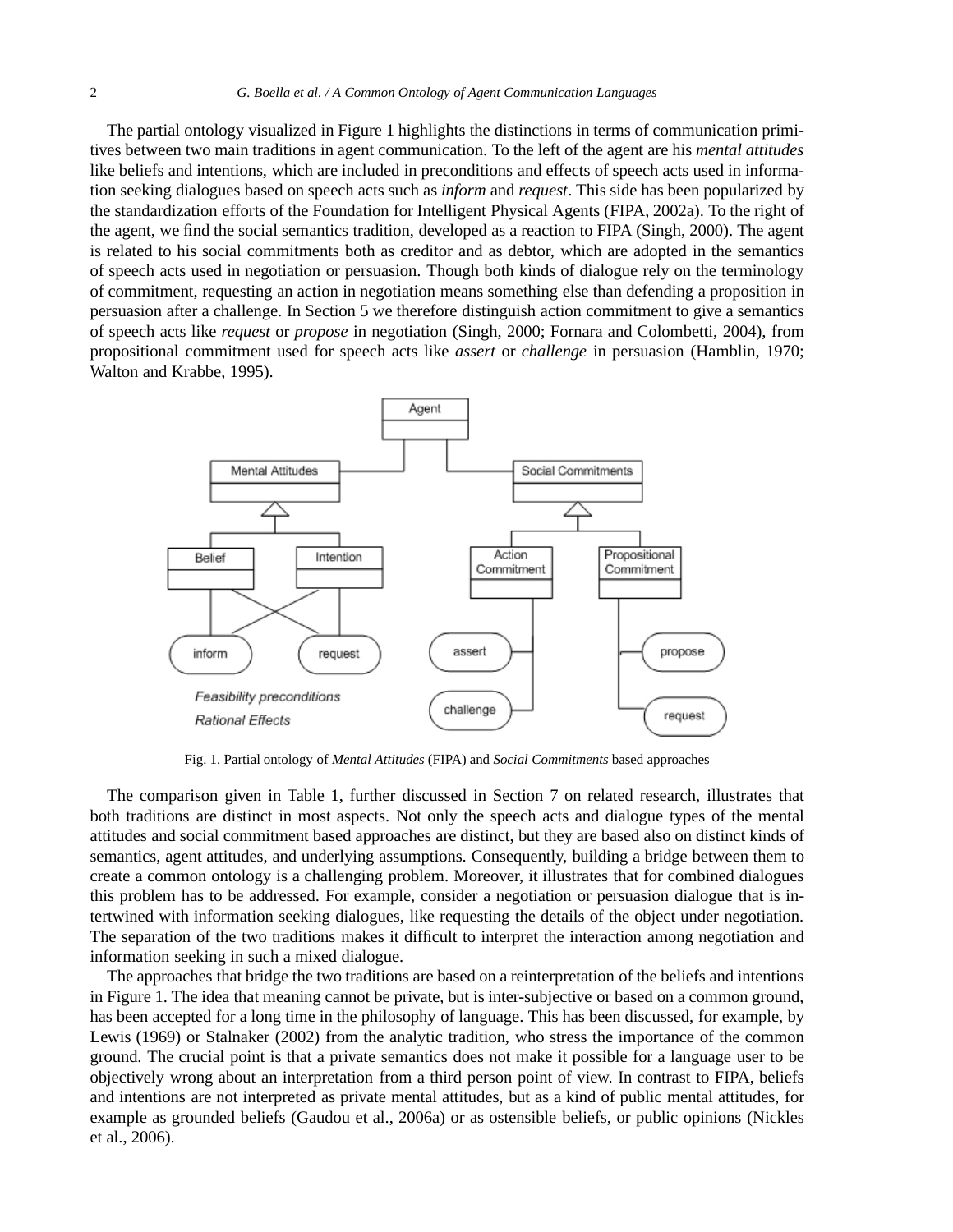The partial ontology visualized in Figure 1 highlights the distinctions in terms of communication primitives between two main traditions in agent communication. To the left of the agent are his *mental attitudes* like beliefs and intentions, which are included in preconditions and effects of speech acts used in information seeking dialogues based on speech acts such as *inform* and *request*. This side has been popularized by the standardization efforts of the Foundation for Intelligent Physical Agents (FIPA, 2002a). To the right of the agent, we find the social semantics tradition, developed as a reaction to FIPA (Singh, 2000). The agent is related to his social commitments both as creditor and as debtor, which are adopted in the semantics of speech acts used in negotiation or persuasion. Though both kinds of dialogue rely on the terminology of commitment, requesting an action in negotiation means something else than defending a proposition in persuasion after a challenge. In Section 5 we therefore distinguish action commitment to give a semantics of speech acts like *request* or *propose* in negotiation (Singh, 2000; Fornara and Colombetti, 2004), from propositional commitment used for speech acts like *assert* or *challenge* in persuasion (Hamblin, 1970; Walton and Krabbe, 1995).

Fig. 1. Partial ontology of *Mental Attitudes* (FIPA) and *Social Commitments* based approaches

The comparison given in Table 1, further discussed in Section 7 on related research, illustrates that both traditions are distinct in most aspects. Not only the speech acts and dialogue types of the mental attitudes and social commitment based approaches are distinct, but they are based also on distinct kinds of semantics, agent attitudes, and underlying assumptions. Consequently, building a bridge between them to create a common ontology is a challenging problem. Moreover, it illustrates that for combined dialogues this problem has to be addressed. For example, consider a negotiation or persuasion dialogue that is intertwined with information seeking dialogues, like requesting the details of the object under negotiation. The separation of the two traditions makes it difficult to interpret the interaction among negotiation and information seeking in such a mixed dialogue.

The approaches that bridge the two traditions are based on a reinterpretation of the beliefs and intentions in Figure 1. The idea that meaning cannot be private, but is inter-subjective or based on a common ground, has been accepted for a long time in the philosophy of language. This has been discussed, for example, by Lewis (1969) or Stalnaker (2002) from the analytic tradition, who stress the importance of the common ground. The crucial point is that a private semantics does not make it possible for a language user to be objectively wrong about an interpretation from a third person point of view. In contrast to FIPA, beliefs and intentions are not interpreted as private mental attitudes, but as a kind of public mental attitudes, for example as grounded beliefs (Gaudou et al., 2006a) or as ostensible beliefs, or public opinions (Nickles et al., 2006).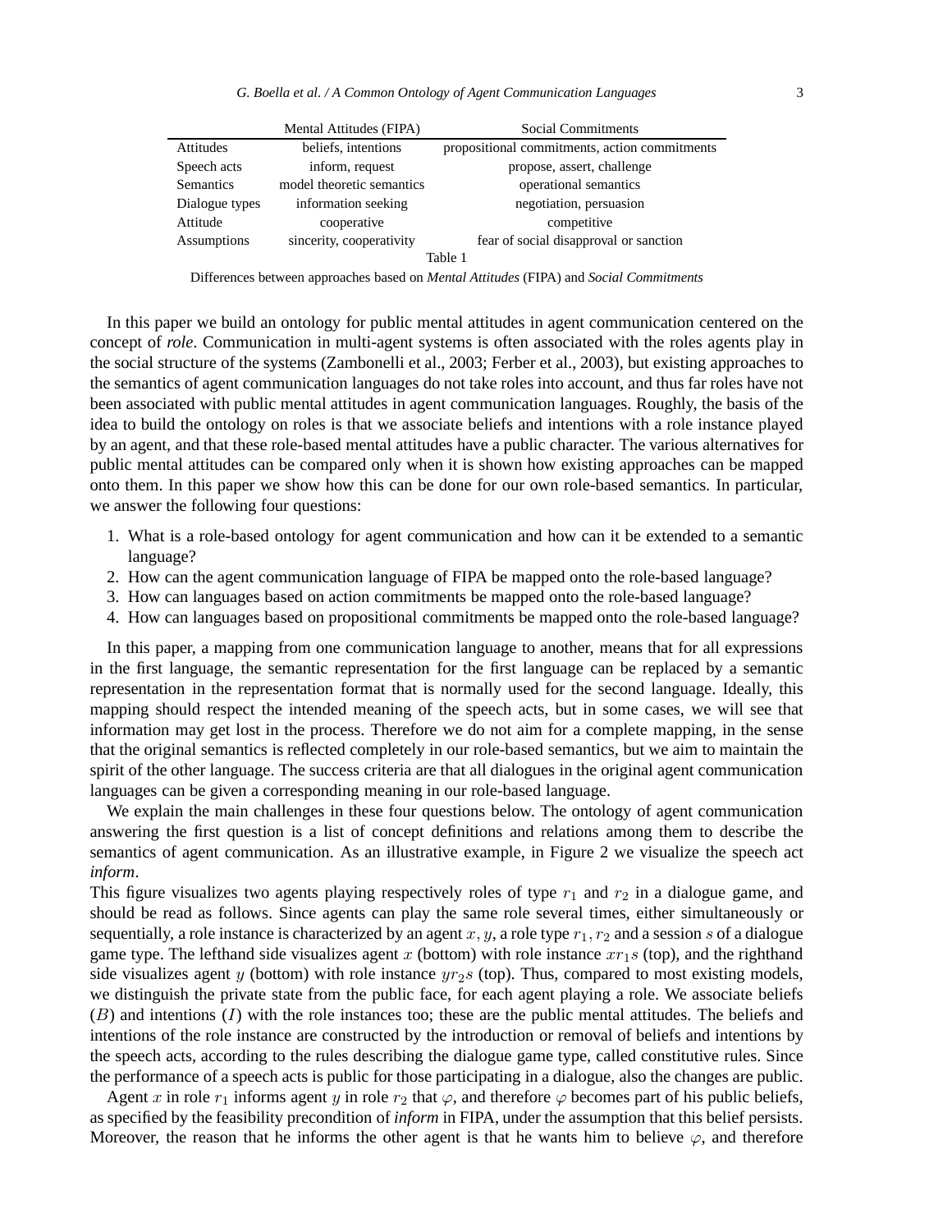| | Mental Attitudes (FIPA) | Social Commitments |
|---|---|---|
| Attitudes | beliefs, intentions | propositional commitments, action commitments |
| Speech acts | inform, request | propose, assert, challenge |
| Semantics | model theoretic semantics | operational semantics |
| Dialogue types | information seeking | negotiation, persuasion |
| Attitude | cooperative | competitive |
| Assumptions | sincerity, cooperativity | fear of social disapproval or sanction |

Table 1

Differences between approaches based on *Mental Attitudes* (FIPA) and *Social Commitments*

In this paper we build an ontology for public mental attitudes in agent communication centered on the concept of *role*. Communication in multi-agent systems is often associated with the roles agents play in the social structure of the systems (Zambonelli et al., 2003; Ferber et al., 2003), but existing approaches to the semantics of agent communication languages do not take roles into account, and thus far roles have not been associated with public mental attitudes in agent communication languages. Roughly, the basis of the idea to build the ontology on roles is that we associate beliefs and intentions with a role instance played by an agent, and that these role-based mental attitudes have a public character. The various alternatives for public mental attitudes can be compared only when it is shown how existing approaches can be mapped onto them. In this paper we show how this can be done for our own role-based semantics. In particular, we answer the following four questions:

1. What is a role-based ontology for agent communication and how can it be extended to a semantic language?
2. How can the agent communication language of FIPA be mapped onto the role-based language?
3. How can languages based on action commitments be mapped onto the role-based language?
4. How can languages based on propositional commitments be mapped onto the role-based language?

In this paper, a mapping from one communication language to another, means that for all expressions in the first language, the semantic representation for the first language can be replaced by a semantic representation in the representation format that is normally used for the second language. Ideally, this mapping should respect the intended meaning of the speech acts, but in some cases, we will see that information may get lost in the process. Therefore we do not aim for a complete mapping, in the sense that the original semantics is reflected completely in our role-based semantics, but we aim to maintain the spirit of the other language. The success criteria are that all dialogues in the original agent communication languages can be given a corresponding meaning in our role-based language.

We explain the main challenges in these four questions below. The ontology of agent communication answering the first question is a list of concept definitions and relations among them to describe the semantics of agent communication. As an illustrative example, in Figure 2 we visualize the speech act *inform*.

This figure visualizes two agents playing respectively roles of type $r_1$ and $r_2$ in a dialogue game, and should be read as follows. Since agents can play the same role several times, either simultaneously or sequentially, a role instance is characterized by an agent $x, y$, a role type $r_1, r_2$ and a session $s$ of a dialogue game type. The lefthand side visualizes agent $x$ (bottom) with role instance $xr_1s$ (top), and the righthand side visualizes agent $y$ (bottom) with role instance $yr_2s$ (top). Thus, compared to most existing models, we distinguish the private state from the public face, for each agent playing a role. We associate beliefs ($B$) and intentions ($I$) with the role instances too; these are the public mental attitudes. The beliefs and intentions of the role instance are constructed by the introduction or removal of beliefs and intentions by the speech acts, according to the rules describing the dialogue game type, called constitutive rules. Since the performance of a speech acts is public for those participating in a dialogue, also the changes are public.

Agent $x$ in role $r_1$ informs agent $y$ in role $r_2$ that $\varphi$, and therefore $\varphi$ becomes part of his public beliefs, as specified by the feasibility precondition of *inform* in FIPA, under the assumption that this belief persists. Moreover, the reason that he informs the other agent is that he wants him to believe $\varphi$, and therefore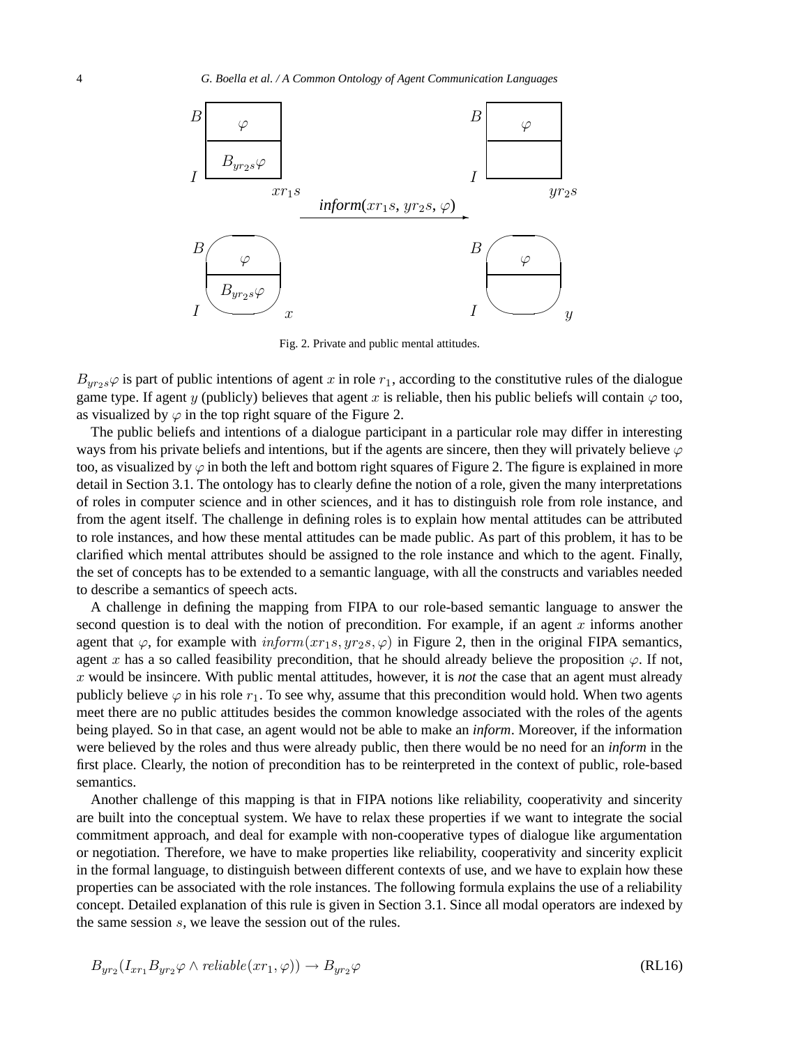Fig. 2. Private and public mental attitudes.

$B_{yr_2s}\varphi$ is part of public intentions of agent $x$ in role $r_1$, according to the constitutive rules of the dialogue game type. If agent $y$ (publicly) believes that agent $x$ is reliable, then his public beliefs will contain $\varphi$ too, as visualized by $\varphi$ in the top right square of the Figure 2.

The public beliefs and intentions of a dialogue participant in a particular role may differ in interesting ways from his private beliefs and intentions, but if the agents are sincere, then they will privately believe $\varphi$ too, as visualized by $\varphi$ in both the left and bottom right squares of Figure 2. The figure is explained in more detail in Section 3.1. The ontology has to clearly define the notion of a role, given the many interpretations of roles in computer science and in other sciences, and it has to distinguish role from role instance, and from the agent itself. The challenge in defining roles is to explain how mental attitudes can be attributed to role instances, and how these mental attitudes can be made public. As part of this problem, it has to be clarified which mental attributes should be assigned to the role instance and which to the agent. Finally, the set of concepts has to be extended to a semantic language, with all the constructs and variables needed to describe a semantics of speech acts.

A challenge in defining the mapping from FIPA to our role-based semantic language to answer the second question is to deal with the notion of precondition. For example, if an agent $x$ informs another agent that $\varphi$, for example with $inform(xr_1s, yr_2s, \varphi)$ in Figure 2, then in the original FIPA semantics, agent $x$ has a so called feasibility precondition, that he should already believe the proposition $\varphi$. If not, $x$ would be insincere. With public mental attitudes, however, it is *not* the case that an agent must already publicly believe $\varphi$ in his role $r_1$. To see why, assume that this precondition would hold. When two agents meet there are no public attitudes besides the common knowledge associated with the roles of the agents being played. So in that case, an agent would not be able to make an *inform*. Moreover, if the information were believed by the roles and thus were already public, then there would be no need for an *inform* in the first place. Clearly, the notion of precondition has to be reinterpreted in the context of public, role-based semantics.

Another challenge of this mapping is that in FIPA notions like reliability, cooperativity and sincerity are built into the conceptual system. We have to relax these properties if we want to integrate the social commitment approach, and deal for example with non-cooperative types of dialogue like argumentation or negotiation. Therefore, we have to make properties like reliability, cooperativity and sincerity explicit in the formal language, to distinguish between different contexts of use, and we have to explain how these properties can be associated with the role instances. The following formula explains the use of a reliability concept. Detailed explanation of this rule is given in Section 3.1. Since all modal operators are indexed by the same session $s$, we leave the session out of the rules.

$$B_{yr_2}(I_{xr_1}B_{yr_2}\varphi \wedge reliable(xr_1, \varphi)) \rightarrow B_{yr_2}\varphi \quad \text{(RL16)}$$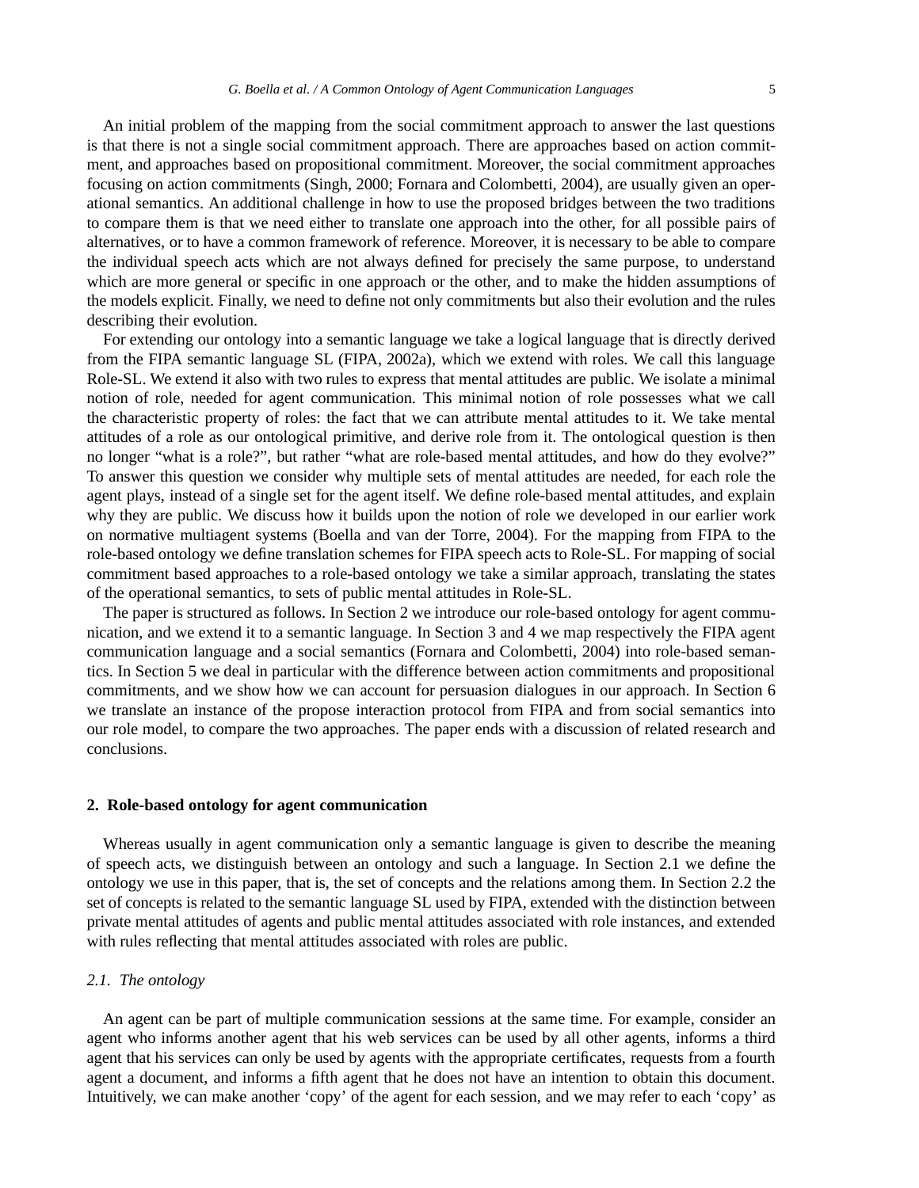An initial problem of the mapping from the social commitment approach to answer the last questions is that there is not a single social commitment approach. There are approaches based on action commitment, and approaches based on propositional commitment. Moreover, the social commitment approaches focusing on action commitments (Singh, 2000; Fornara and Colombetti, 2004), are usually given an operational semantics. An additional challenge in how to use the proposed bridges between the two traditions to compare them is that we need either to translate one approach into the other, for all possible pairs of alternatives, or to have a common framework of reference. Moreover, it is necessary to be able to compare the individual speech acts which are not always defined for precisely the same purpose, to understand which are more general or specific in one approach or the other, and to make the hidden assumptions of the models explicit. Finally, we need to define not only commitments but also their evolution and the rules describing their evolution.

For extending our ontology into a semantic language we take a logical language that is directly derived from the FIPA semantic language SL (FIPA, 2002a), which we extend with roles. We call this language Role-SL. We extend it also with two rules to express that mental attitudes are public. We isolate a minimal notion of role, needed for agent communication. This minimal notion of role possesses what we call the characteristic property of roles: the fact that we can attribute mental attitudes to it. We take mental attitudes of a role as our ontological primitive, and derive role from it. The ontological question is then no longer "what is a role?", but rather "what are role-based mental attitudes, and how do they evolve?" To answer this question we consider why multiple sets of mental attitudes are needed, for each role the agent plays, instead of a single set for the agent itself. We define role-based mental attitudes, and explain why they are public. We discuss how it builds upon the notion of role we developed in our earlier work on normative multiagent systems (Boella and van der Torre, 2004). For the mapping from FIPA to the role-based ontology we define translation schemes for FIPA speech acts to Role-SL. For mapping of social commitment based approaches to a role-based ontology we take a similar approach, translating the states of the operational semantics, to sets of public mental attitudes in Role-SL.

The paper is structured as follows. In Section 2 we introduce our role-based ontology for agent communication, and we extend it to a semantic language. In Section 3 and 4 we map respectively the FIPA agent communication language and a social semantics (Fornara and Colombetti, 2004) into role-based semantics. In Section 5 we deal in particular with the difference between action commitments and propositional commitments, and we show how we can account for persuasion dialogues in our approach. In Section 6 we translate an instance of the propose interaction protocol from FIPA and from social semantics into our role model, to compare the two approaches. The paper ends with a discussion of related research and conclusions.

## 2. Role-based ontology for agent communication

Whereas usually in agent communication only a semantic language is given to describe the meaning of speech acts, we distinguish between an ontology and such a language. In Section 2.1 we define the ontology we use in this paper, that is, the set of concepts and the relations among them. In Section 2.2 the set of concepts is related to the semantic language SL used by FIPA, extended with the distinction between private mental attitudes of agents and public mental attitudes associated with role instances, and extended with rules reflecting that mental attitudes associated with roles are public.

### *2.1. The ontology*

An agent can be part of multiple communication sessions at the same time. For example, consider an agent who informs another agent that his web services can be used by all other agents, informs a third agent that his services can only be used by agents with the appropriate certificates, requests from a fourth agent a document, and informs a fifth agent that he does not have an intention to obtain this document. Intuitively, we can make another 'copy' of the agent for each session, and we may refer to each 'copy' as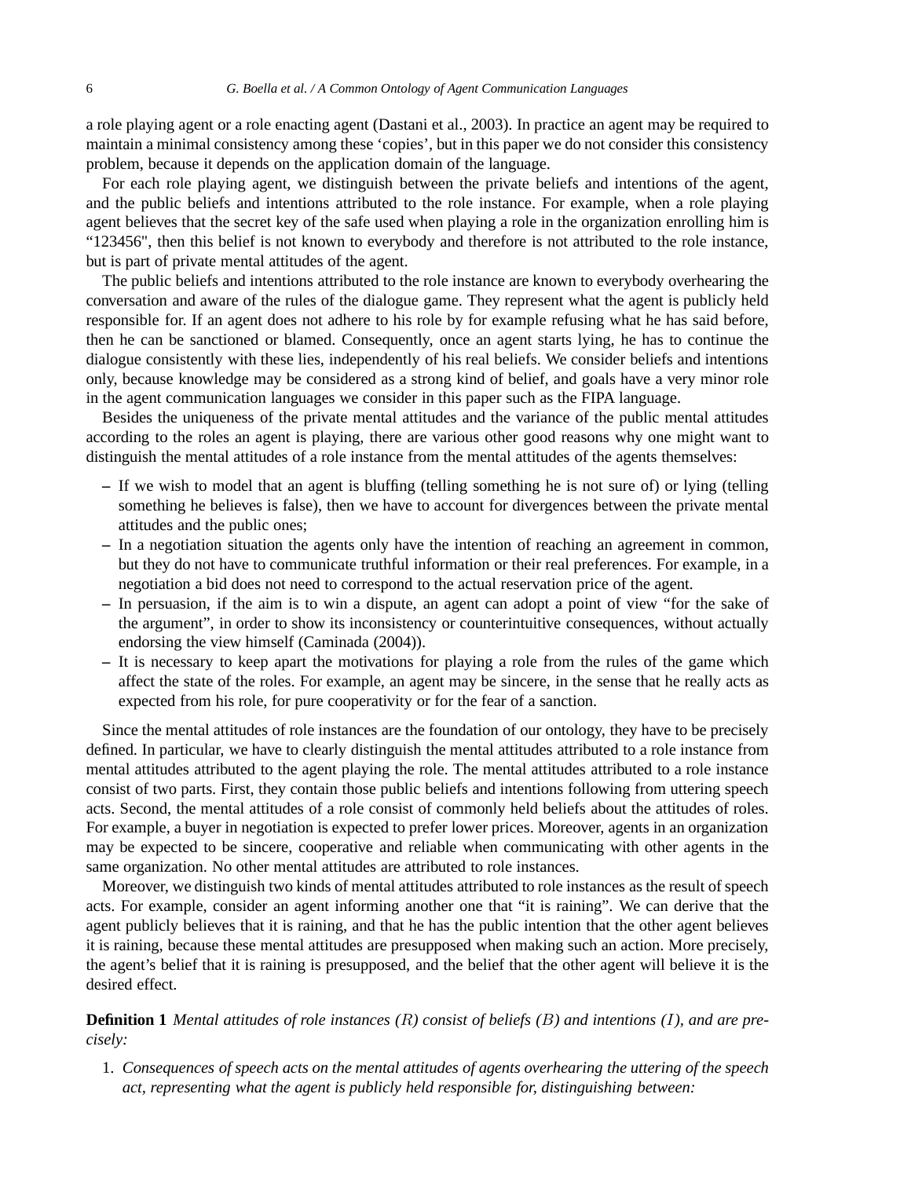a role playing agent or a role enacting agent (Dastani et al., 2003). In practice an agent may be required to maintain a minimal consistency among these 'copies', but in this paper we do not consider this consistency problem, because it depends on the application domain of the language.

For each role playing agent, we distinguish between the private beliefs and intentions of the agent, and the public beliefs and intentions attributed to the role instance. For example, when a role playing agent believes that the secret key of the safe used when playing a role in the organization enrolling him is "123456", then this belief is not known to everybody and therefore is not attributed to the role instance, but is part of private mental attitudes of the agent.

The public beliefs and intentions attributed to the role instance are known to everybody overhearing the conversation and aware of the rules of the dialogue game. They represent what the agent is publicly held responsible for. If an agent does not adhere to his role by for example refusing what he has said before, then he can be sanctioned or blamed. Consequently, once an agent starts lying, he has to continue the dialogue consistently with these lies, independently of his real beliefs. We consider beliefs and intentions only, because knowledge may be considered as a strong kind of belief, and goals have a very minor role in the agent communication languages we consider in this paper such as the FIPA language.

Besides the uniqueness of the private mental attitudes and the variance of the public mental attitudes according to the roles an agent is playing, there are various other good reasons why one might want to distinguish the mental attitudes of a role instance from the mental attitudes of the agents themselves:

- If we wish to model that an agent is bluffing (telling something he is not sure of) or lying (telling something he believes is false), then we have to account for divergences between the private mental attitudes and the public ones;
- In a negotiation situation the agents only have the intention of reaching an agreement in common, but they do not have to communicate truthful information or their real preferences. For example, in a negotiation a bid does not need to correspond to the actual reservation price of the agent.
- In persuasion, if the aim is to win a dispute, an agent can adopt a point of view "for the sake of the argument", in order to show its inconsistency or counterintuitive consequences, without actually endorsing the view himself (Caminada (2004)).
- It is necessary to keep apart the motivations for playing a role from the rules of the game which affect the state of the roles. For example, an agent may be sincere, in the sense that he really acts as expected from his role, for pure cooperativity or for the fear of a sanction.

Since the mental attitudes of role instances are the foundation of our ontology, they have to be precisely defined. In particular, we have to clearly distinguish the mental attitudes attributed to a role instance from mental attitudes attributed to the agent playing the role. The mental attitudes attributed to a role instance consist of two parts. First, they contain those public beliefs and intentions following from uttering speech acts. Second, the mental attitudes of a role consist of commonly held beliefs about the attitudes of roles. For example, a buyer in negotiation is expected to prefer lower prices. Moreover, agents in an organization may be expected to be sincere, cooperative and reliable when communicating with other agents in the same organization. No other mental attitudes are attributed to role instances.

Moreover, we distinguish two kinds of mental attitudes attributed to role instances as the result of speech acts. For example, consider an agent informing another one that "it is raining". We can derive that the agent publicly believes that it is raining, and that he has the public intention that the other agent believes it is raining, because these mental attitudes are presupposed when making such an action. More precisely, the agent's belief that it is raining is presupposed, and the belief that the other agent will believe it is the desired effect.

**Definition 1** *Mental attitudes of role instances ($R$) consist of beliefs ($B$) and intentions ($I$), and are precisely:*

1. *Consequences of speech acts on the mental attitudes of agents overhearing the uttering of the speech act, representing what the agent is publicly held responsible for, distinguishing between:*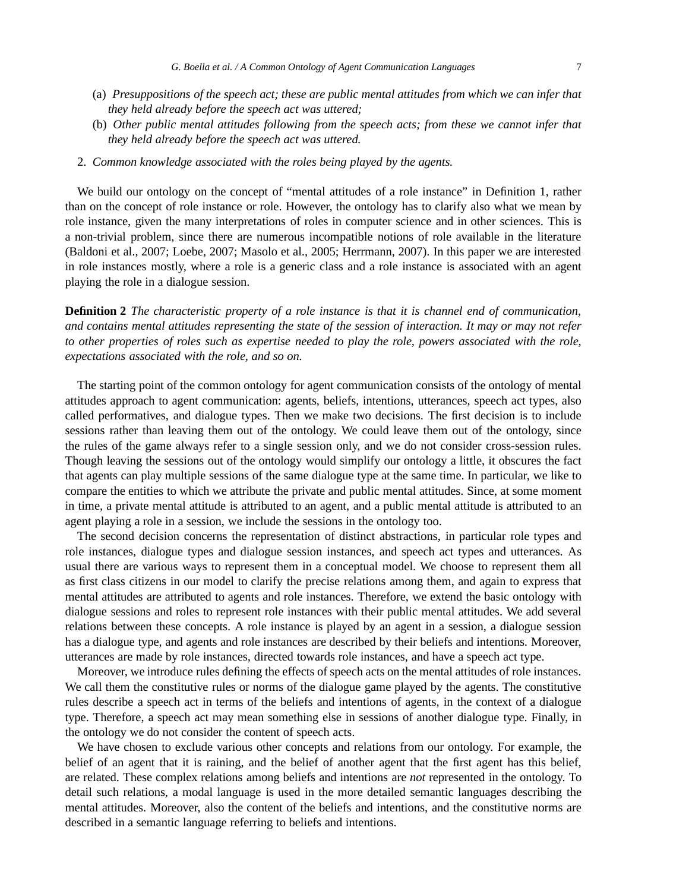(a) *Presuppositions of the speech act; these are public mental attitudes from which we can infer that they held already before the speech act was uttered;*

(b) *Other public mental attitudes following from the speech acts; from these we cannot infer that they held already before the speech act was uttered.*

2. *Common knowledge associated with the roles being played by the agents.*

We build our ontology on the concept of "mental attitudes of a role instance" in Definition 1, rather than on the concept of role instance or role. However, the ontology has to clarify also what we mean by role instance, given the many interpretations of roles in computer science and in other sciences. This is a non-trivial problem, since there are numerous incompatible notions of role available in the literature (Baldoni et al., 2007; Loebe, 2007; Masolo et al., 2005; Herrmann, 2007). In this paper we are interested in role instances mostly, where a role is a generic class and a role instance is associated with an agent playing the role in a dialogue session.

**Definition 2** *The characteristic property of a role instance is that it is channel end of communication, and contains mental attitudes representing the state of the session of interaction. It may or may not refer to other properties of roles such as expertise needed to play the role, powers associated with the role, expectations associated with the role, and so on.*

The starting point of the common ontology for agent communication consists of the ontology of mental attitudes approach to agent communication: agents, beliefs, intentions, utterances, speech act types, also called performatives, and dialogue types. Then we make two decisions. The first decision is to include sessions rather than leaving them out of the ontology. We could leave them out of the ontology, since the rules of the game always refer to a single session only, and we do not consider cross-session rules. Though leaving the sessions out of the ontology would simplify our ontology a little, it obscures the fact that agents can play multiple sessions of the same dialogue type at the same time. In particular, we like to compare the entities to which we attribute the private and public mental attitudes. Since, at some moment in time, a private mental attitude is attributed to an agent, and a public mental attitude is attributed to an agent playing a role in a session, we include the sessions in the ontology too.

The second decision concerns the representation of distinct abstractions, in particular role types and role instances, dialogue types and dialogue session instances, and speech act types and utterances. As usual there are various ways to represent them in a conceptual model. We choose to represent them all as first class citizens in our model to clarify the precise relations among them, and again to express that mental attitudes are attributed to agents and role instances. Therefore, we extend the basic ontology with dialogue sessions and roles to represent role instances with their public mental attitudes. We add several relations between these concepts. A role instance is played by an agent in a session, a dialogue session has a dialogue type, and agents and role instances are described by their beliefs and intentions. Moreover, utterances are made by role instances, directed towards role instances, and have a speech act type.

Moreover, we introduce rules defining the effects of speech acts on the mental attitudes of role instances. We call them the constitutive rules or norms of the dialogue game played by the agents. The constitutive rules describe a speech act in terms of the beliefs and intentions of agents, in the context of a dialogue type. Therefore, a speech act may mean something else in sessions of another dialogue type. Finally, in the ontology we do not consider the content of speech acts.

We have chosen to exclude various other concepts and relations from our ontology. For example, the belief of an agent that it is raining, and the belief of another agent that the first agent has this belief, are related. These complex relations among beliefs and intentions are *not* represented in the ontology. To detail such relations, a modal language is used in the more detailed semantic languages describing the mental attitudes. Moreover, also the content of the beliefs and intentions, and the constitutive norms are described in a semantic language referring to beliefs and intentions.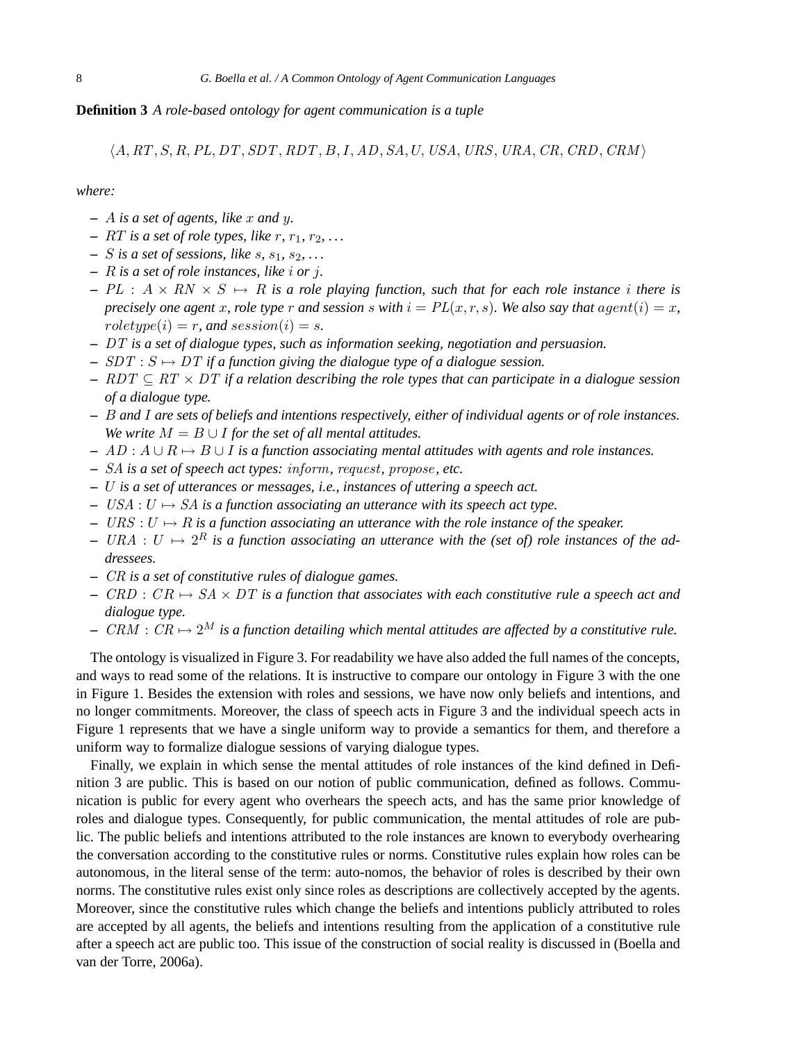**Definition 3** *A role-based ontology for agent communication is a tuple*

$$\langle A, RT, S, R, PL, DT, SDT, RDT, B, I, AD, SA, U, USA, URS, URA, CR, CRD, CRM \rangle$$

*where:*

- $A$ *is a set of agents, like* $x$ *and* $y$.
- $RT$ *is a set of role types, like* $r, r_1, r_2, \ldots$
- $S$ *is a set of sessions, like* $s, s_1, s_2, \ldots$
- $R$ *is a set of role instances, like* $i$ *or* $j$.
- $PL : A \times RN \times S \mapsto R$ *is a role playing function, such that for each role instance* $i$ *there is precisely one agent* $x$*, role type* $r$ *and session* $s$ *with* $i = PL(x, r, s)$*. We also say that* $agent(i) = x$*,* $roletype(i) = r$*, and* $session(i) = s$.
- $DT$ *is a set of dialogue types, such as information seeking, negotiation and persuasion.*
- $SDT : S \mapsto DT$ *if a function giving the dialogue type of a dialogue session.*
- $RDT \subseteq RT \times DT$ *if a relation describing the role types that can participate in a dialogue session of a dialogue type.*
- $B$ *and* $I$ *are sets of beliefs and intentions respectively, either of individual agents or of role instances. We write* $M = B \cup I$ *for the set of all mental attitudes.*
- $AD : A \cup R \mapsto B \cup I$ *is a function associating mental attitudes with agents and role instances.*
- $SA$ *is a set of speech act types:* $inform$*,* $request$*,* $propose$*, etc.*
- $U$ *is a set of utterances or messages, i.e., instances of uttering a speech act.*
- $USA : U \mapsto SA$ *is a function associating an utterance with its speech act type.*
- $URS : U \mapsto R$ *is a function associating an utterance with the role instance of the speaker.*
- $URA : U \mapsto 2^R$ *is a function associating an utterance with the (set of) role instances of the addressees.*
- $CR$ *is a set of constitutive rules of dialogue games.*
- $CRD : CR \mapsto SA \times DT$ *is a function that associates with each constitutive rule a speech act and dialogue type.*
- $CRM : CR \mapsto 2^M$ *is a function detailing which mental attitudes are affected by a constitutive rule.*

The ontology is visualized in Figure 3. For readability we have also added the full names of the concepts, and ways to read some of the relations. It is instructive to compare our ontology in Figure 3 with the one in Figure 1. Besides the extension with roles and sessions, we have now only beliefs and intentions, and no longer commitments. Moreover, the class of speech acts in Figure 3 and the individual speech acts in Figure 1 represents that we have a single uniform way to provide a semantics for them, and therefore a uniform way to formalize dialogue sessions of varying dialogue types.

Finally, we explain in which sense the mental attitudes of role instances of the kind defined in Definition 3 are public. This is based on our notion of public communication, defined as follows. Communication is public for every agent who overhears the speech acts, and has the same prior knowledge of roles and dialogue types. Consequently, for public communication, the mental attitudes of role are public. The public beliefs and intentions attributed to the role instances are known to everybody overhearing the conversation according to the constitutive rules or norms. Constitutive rules explain how roles can be autonomous, in the literal sense of the term: auto-nomos, the behavior of roles is described by their own norms. The constitutive rules exist only since roles as descriptions are collectively accepted by the agents. Moreover, since the constitutive rules which change the beliefs and intentions publicly attributed to roles are accepted by all agents, the beliefs and intentions resulting from the application of a constitutive rule after a speech act are public too. This issue of the construction of social reality is discussed in (Boella and van der Torre, 2006a).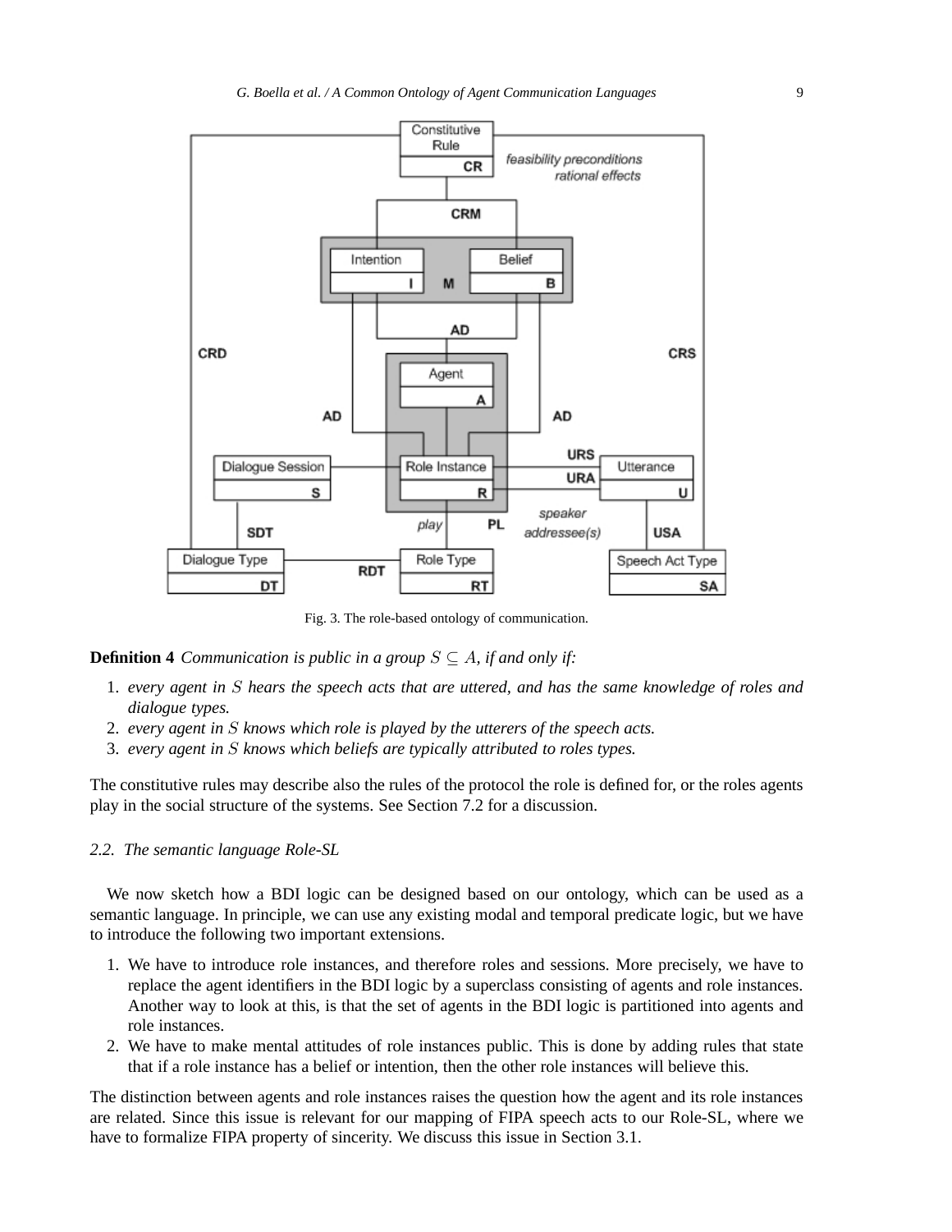Fig. 3. The role-based ontology of communication.

**Definition 4** *Communication is public in a group $S \subseteq A$, if and only if:*

1. *every agent in $S$ hears the speech acts that are uttered, and has the same knowledge of roles and dialogue types.*
2. *every agent in $S$ knows which role is played by the utterers of the speech acts.*
3. *every agent in $S$ knows which beliefs are typically attributed to roles types.*

The constitutive rules may describe also the rules of the protocol the role is defined for, or the roles agents play in the social structure of the systems. See Section 7.2 for a discussion.

### *2.2. The semantic language Role-SL*

We now sketch how a BDI logic can be designed based on our ontology, which can be used as a semantic language. In principle, we can use any existing modal and temporal predicate logic, but we have to introduce the following two important extensions.

1. We have to introduce role instances, and therefore roles and sessions. More precisely, we have to replace the agent identifiers in the BDI logic by a superclass consisting of agents and role instances. Another way to look at this, is that the set of agents in the BDI logic is partitioned into agents and role instances.
2. We have to make mental attitudes of role instances public. This is done by adding rules that state that if a role instance has a belief or intention, then the other role instances will believe this.

The distinction between agents and role instances raises the question how the agent and its role instances are related. Since this issue is relevant for our mapping of FIPA speech acts to our Role-SL, where we have to formalize FIPA property of sincerity. We discuss this issue in Section 3.1.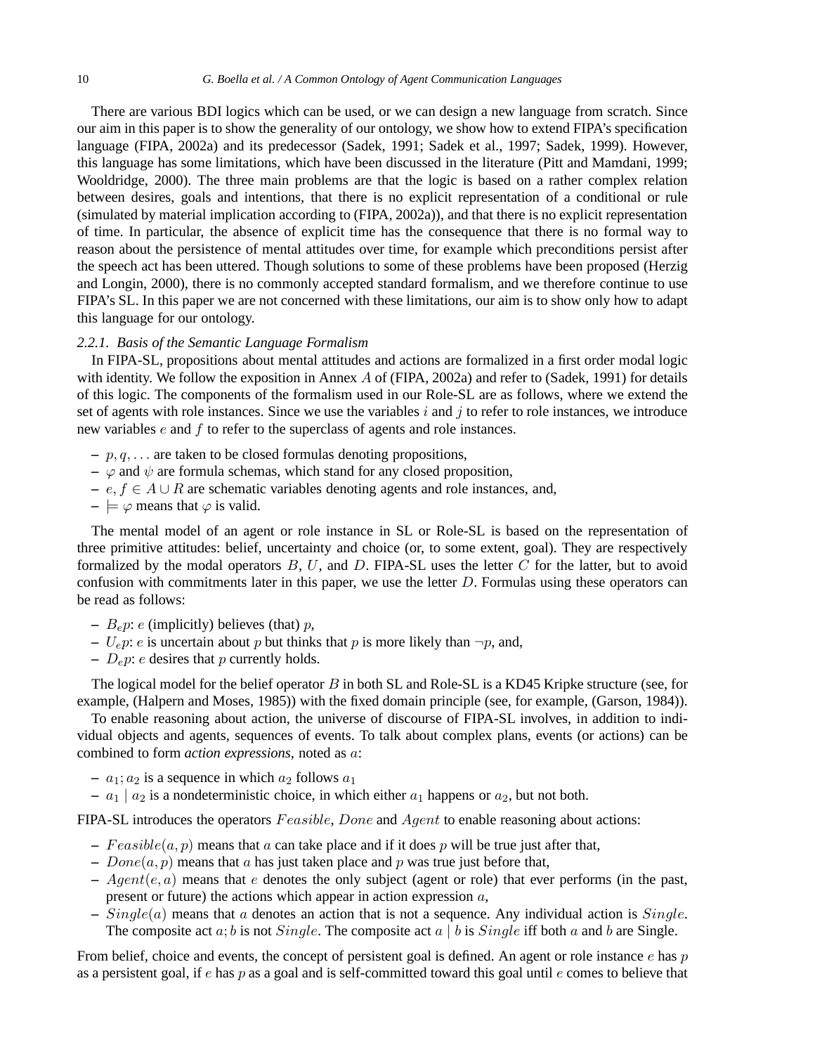There are various BDI logics which can be used, or we can design a new language from scratch. Since our aim in this paper is to show the generality of our ontology, we show how to extend FIPA's specification language (FIPA, 2002a) and its predecessor (Sadek, 1991; Sadek et al., 1997; Sadek, 1999). However, this language has some limitations, which have been discussed in the literature (Pitt and Mamdani, 1999; Wooldridge, 2000). The three main problems are that the logic is based on a rather complex relation between desires, goals and intentions, that there is no explicit representation of a conditional or rule (simulated by material implication according to (FIPA, 2002a)), and that there is no explicit representation of time. In particular, the absence of explicit time has the consequence that there is no formal way to reason about the persistence of mental attitudes over time, for example which preconditions persist after the speech act has been uttered. Though solutions to some of these problems have been proposed (Herzig and Longin, 2000), there is no commonly accepted standard formalism, and we therefore continue to use FIPA's SL. In this paper we are not concerned with these limitations, our aim is to show only how to adapt this language for our ontology.

#### 2.2.1. *Basis of the Semantic Language Formalism*

In FIPA-SL, propositions about mental attitudes and actions are formalized in a first order modal logic with identity. We follow the exposition in Annex $A$ of (FIPA, 2002a) and refer to (Sadek, 1991) for details of this logic. The components of the formalism used in our Role-SL are as follows, where we extend the set of agents with role instances. Since we use the variables $i$ and $j$ to refer to role instances, we introduce new variables $e$ and $f$ to refer to the superclass of agents and role instances.

- $p, q, \ldots$ are taken to be closed formulas denoting propositions,
- $\varphi$ and $\psi$ are formula schemas, which stand for any closed proposition,
- $e, f \in A \cup R$ are schematic variables denoting agents and role instances, and,
- $\models \varphi$ means that $\varphi$ is valid.

The mental model of an agent or role instance in SL or Role-SL is based on the representation of three primitive attitudes: belief, uncertainty and choice (or, to some extent, goal). They are respectively formalized by the modal operators $B$, $U$, and $D$. FIPA-SL uses the letter $C$ for the latter, but to avoid confusion with commitments later in this paper, we use the letter $D$. Formulas using these operators can be read as follows:

- $B_e p$: $e$ (implicitly) believes (that) $p$,
- $U_e p$: $e$ is uncertain about $p$ but thinks that $p$ is more likely than $\neg p$, and,
- $D_e p$: $e$ desires that $p$ currently holds.

The logical model for the belief operator $B$ in both SL and Role-SL is a KD45 Kripke structure (see, for example, (Halpern and Moses, 1985)) with the fixed domain principle (see, for example, (Garson, 1984)).

To enable reasoning about action, the universe of discourse of FIPA-SL involves, in addition to individual objects and agents, sequences of events. To talk about complex plans, events (or actions) can be combined to form *action expressions*, noted as $a$:

- $a_1; a_2$ is a sequence in which $a_2$ follows $a_1$
- $a_1 \mid a_2$ is a nondeterministic choice, in which either $a_1$ happens or $a_2$, but not both.

FIPA-SL introduces the operators $Feasible$, $Done$ and $Agent$ to enable reasoning about actions:

- $Feasible(a, p)$ means that $a$ can take place and if it does $p$ will be true just after that,
- $Done(a, p)$ means that $a$ has just taken place and $p$ was true just before that,
- $Agent(e, a)$ means that $e$ denotes the only subject (agent or role) that ever performs (in the past, present or future) the actions which appear in action expression $a$,
- $Single(a)$ means that $a$ denotes an action that is not a sequence. Any individual action is $Single$. The composite act $a; b$ is not $Single$. The composite act $a \mid b$ is $Single$ iff both $a$ and $b$ are Single.

From belief, choice and events, the concept of persistent goal is defined. An agent or role instance $e$ has $p$ as a persistent goal, if $e$ has $p$ as a goal and is self-committed toward this goal until $e$ comes to believe that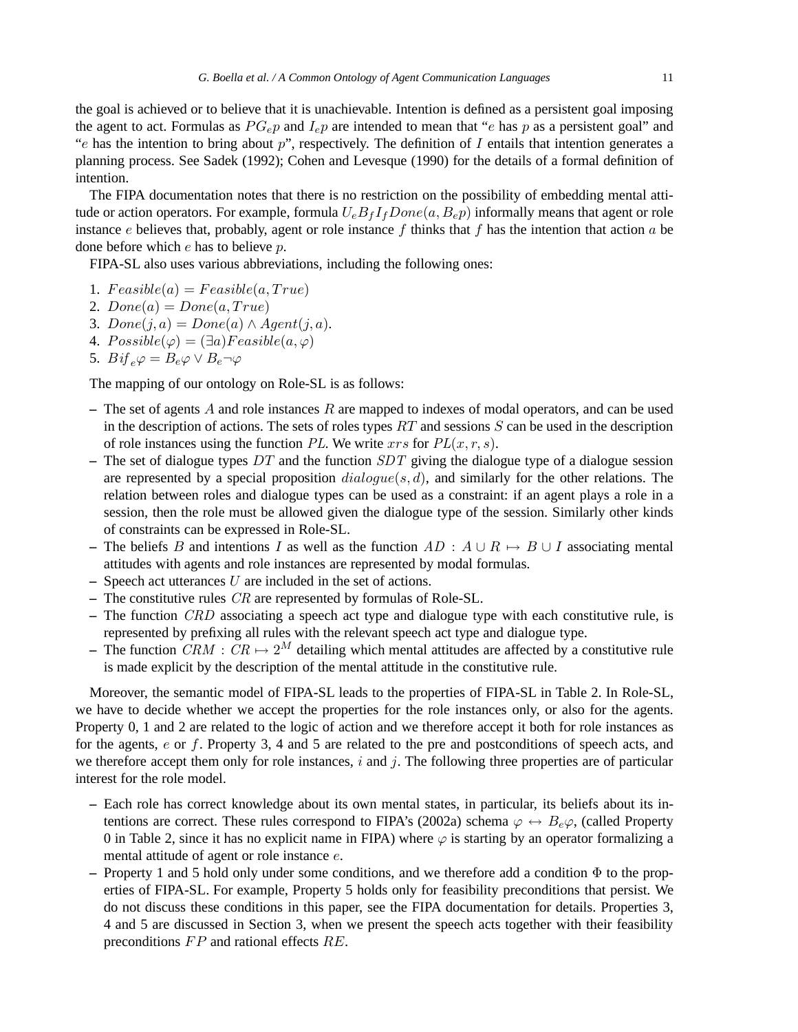the goal is achieved or to believe that it is unachievable. Intention is defined as a persistent goal imposing the agent to act. Formulas as $PG_e p$ and $I_e p$ are intended to mean that "$e$ has $p$ as a persistent goal" and "$e$ has the intention to bring about $p$", respectively. The definition of $I$ entails that intention generates a planning process. See Sadek (1992); Cohen and Levesque (1990) for the details of a formal definition of intention.

The FIPA documentation notes that there is no restriction on the possibility of embedding mental attitude or action operators. For example, formula $U_e B_f I_f Done(a, B_e p)$ informally means that agent or role instance $e$ believes that, probably, agent or role instance $f$ thinks that $f$ has the intention that action $a$ be done before which $e$ has to believe $p$.

FIPA-SL also uses various abbreviations, including the following ones:

1. $Feasible(a) = Feasible(a, True)$
2. $Done(a) = Done(a, True)$
3. $Done(j, a) = Done(a) \wedge Agent(j, a)$.
4. $Possible(\varphi) = (\exists a) Feasible(a, \varphi)$
5. $Bif_e \varphi = B_e \varphi \vee B_e \neg\varphi$

The mapping of our ontology on Role-SL is as follows:

- The set of agents $A$ and role instances $R$ are mapped to indexes of modal operators, and can be used in the description of actions. The sets of roles types $RT$ and sessions $S$ can be used in the description of role instances using the function $PL$. We write $xrs$ for $PL(x, r, s)$.
- The set of dialogue types $DT$ and the function $SDT$ giving the dialogue type of a dialogue session are represented by a special proposition $dialogue(s, d)$, and similarly for the other relations. The relation between roles and dialogue types can be used as a constraint: if an agent plays a role in a session, then the role must be allowed given the dialogue type of the session. Similarly other kinds of constraints can be expressed in Role-SL.
- The beliefs $B$ and intentions $I$ as well as the function $AD : A \cup R \mapsto B \cup I$ associating mental attitudes with agents and role instances are represented by modal formulas.
- Speech act utterances $U$ are included in the set of actions.
- The constitutive rules $CR$ are represented by formulas of Role-SL.
- The function $CRD$ associating a speech act type and dialogue type with each constitutive rule, is represented by prefixing all rules with the relevant speech act type and dialogue type.
- The function $CRM : CR \mapsto 2^M$ detailing which mental attitudes are affected by a constitutive rule is made explicit by the description of the mental attitude in the constitutive rule.

Moreover, the semantic model of FIPA-SL leads to the properties of FIPA-SL in Table 2. In Role-SL, we have to decide whether we accept the properties for the role instances only, or also for the agents. Property 0, 1 and 2 are related to the logic of action and we therefore accept it both for role instances as for the agents, $e$ or $f$. Property 3, 4 and 5 are related to the pre and postconditions of speech acts, and we therefore accept them only for role instances, $i$ and $j$. The following three properties are of particular interest for the role model.

- Each role has correct knowledge about its own mental states, in particular, its beliefs about its intentions are correct. These rules correspond to FIPA's (2002a) schema $\varphi \leftrightarrow B_e \varphi$, (called Property 0 in Table 2, since it has no explicit name in FIPA) where $\varphi$ is starting by an operator formalizing a mental attitude of agent or role instance $e$.
- Property 1 and 5 hold only under some conditions, and we therefore add a condition $\Phi$ to the properties of FIPA-SL. For example, Property 5 holds only for feasibility preconditions that persist. We do not discuss these conditions in this paper, see the FIPA documentation for details. Properties 3, 4 and 5 are discussed in Section 3, when we present the speech acts together with their feasibility preconditions $FP$ and rational effects $RE$.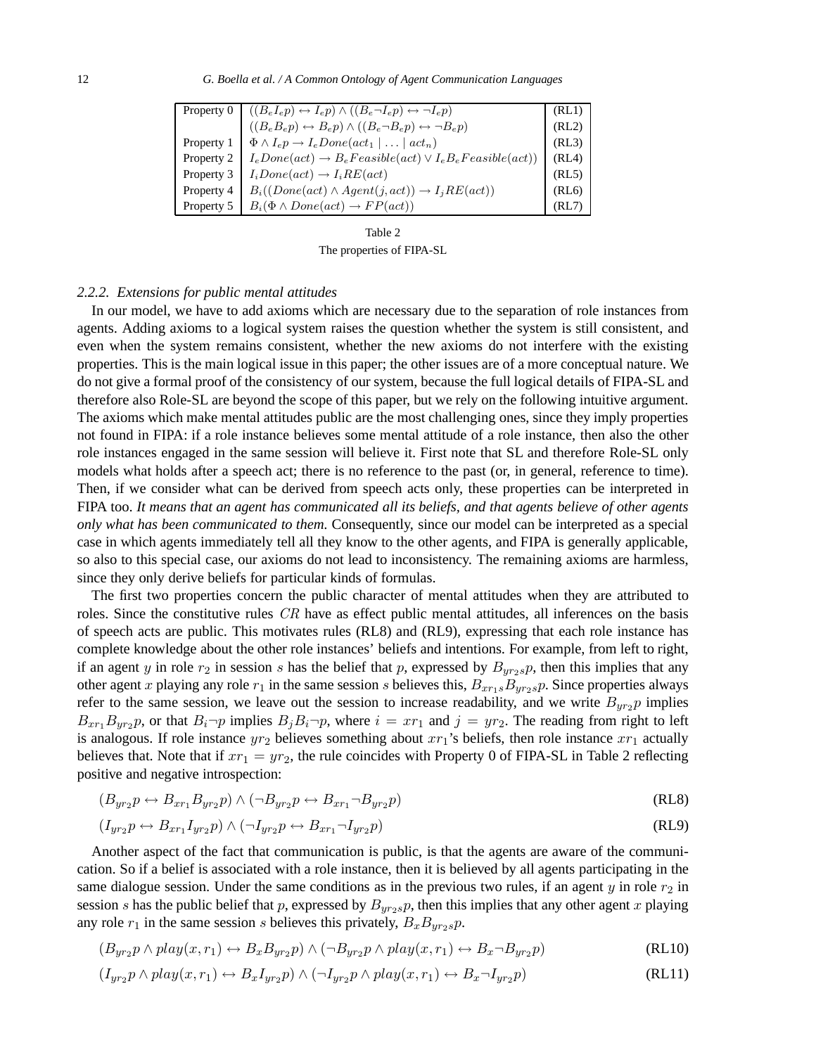| Property | Formula | Label |
|---|---|---|
| Property 0 | $((B_e I_e p) \leftrightarrow I_e p) \wedge ((B_e \neg I_e p) \leftrightarrow \neg I_e p)$ | (RL1) |
| | $((B_e B_e p) \leftrightarrow B_e p) \wedge ((B_e \neg B_e p) \leftrightarrow \neg B_e p)$ | (RL2) |
| Property 1 | $\Phi \wedge I_e p \rightarrow I_e Done(act_1 \mid \ldots \mid act_n)$ | (RL3) |
| Property 2 | $I_e Done(act) \rightarrow B_e Feasible(act) \vee I_e B_e Feasible(act))$ | (RL4) |
| Property 3 | $I_i Done(act) \rightarrow I_i RE(act)$ | (RL5) |
| Property 4 | $B_i((Done(act) \wedge Agent(j, act)) \rightarrow I_j RE(act))$ | (RL6) |
| Property 5 | $B_i(\Phi \wedge Done(act) \rightarrow FP(act))$ | (RL7) |

Table 2

The properties of FIPA-SL

#### 2.2.2. Extensions for public mental attitudes

In our model, we have to add axioms which are necessary due to the separation of role instances from agents. Adding axioms to a logical system raises the question whether the system is still consistent, and even when the system remains consistent, whether the new axioms do not interfere with the existing properties. This is the main logical issue in this paper; the other issues are of a more conceptual nature. We do not give a formal proof of the consistency of our system, because the full logical details of FIPA-SL and therefore also Role-SL are beyond the scope of this paper, but we rely on the following intuitive argument. The axioms which make mental attitudes public are the most challenging ones, since they imply properties not found in FIPA: if a role instance believes some mental attitude of a role instance, then also the other role instances engaged in the same session will believe it. First note that SL and therefore Role-SL only models what holds after a speech act; there is no reference to the past (or, in general, reference to time). Then, if we consider what can be derived from speech acts only, these properties can be interpreted in FIPA too. *It means that an agent has communicated all its beliefs, and that agents believe of other agents only what has been communicated to them.* Consequently, since our model can be interpreted as a special case in which agents immediately tell all they know to the other agents, and FIPA is generally applicable, so also to this special case, our axioms do not lead to inconsistency. The remaining axioms are harmless, since they only derive beliefs for particular kinds of formulas.

The first two properties concern the public character of mental attitudes when they are attributed to roles. Since the constitutive rules $CR$ have as effect public mental attitudes, all inferences on the basis of speech acts are public. This motivates rules (RL8) and (RL9), expressing that each role instance has complete knowledge about the other role instances' beliefs and intentions. For example, from left to right, if an agent $y$ in role $r_2$ in session $s$ has the belief that $p$, expressed by $B_{yr_2s}p$, then this implies that any other agent $x$ playing any role $r_1$ in the same session $s$ believes this, $B_{xr_1s}B_{yr_2s}p$. Since properties always refer to the same session, we leave out the session to increase readability, and we write $B_{yr_2}p$ implies $B_{xr_1}B_{yr_2}p$, or that $B_i\neg p$ implies $B_jB_i\neg p$, where $i = xr_1$ and $j = yr_2$. The reading from right to left is analogous. If role instance $yr_2$ believes something about $xr_1$'s beliefs, then role instance $xr_1$ actually believes that. Note that if $xr_1 = yr_2$, the rule coincides with Property 0 of FIPA-SL in Table 2 reflecting positive and negative introspection:

$$(B_{yr_2}p \leftrightarrow B_{xr_1}B_{yr_2}p) \wedge (\neg B_{yr_2}p \leftrightarrow B_{xr_1}\neg B_{yr_2}p) \quad \text{(RL8)}$$

$$(I_{yr_2}p \leftrightarrow B_{xr_1}I_{yr_2}p) \wedge (\neg I_{yr_2}p \leftrightarrow B_{xr_1}\neg I_{yr_2}p) \quad \text{(RL9)}$$

Another aspect of the fact that communication is public, is that the agents are aware of the communication. So if a belief is associated with a role instance, then it is believed by all agents participating in the same dialogue session. Under the same conditions as in the previous two rules, if an agent $y$ in role $r_2$ in session $s$ has the public belief that $p$, expressed by $B_{yr_2s}p$, then this implies that any other agent $x$ playing any role $r_1$ in the same session $s$ believes this privately, $B_xB_{yr_2s}p$.

$$(B_{yr_2}p \wedge play(x, r_1) \leftrightarrow B_xB_{yr_2}p) \wedge (\neg B_{yr_2}p \wedge play(x, r_1) \leftrightarrow B_x\neg B_{yr_2}p) \quad \text{(RL10)}$$

$$(I_{yr_2}p \wedge play(x, r_1) \leftrightarrow B_xI_{yr_2}p) \wedge (\neg I_{yr_2}p \wedge play(x, r_1) \leftrightarrow B_x\neg I_{yr_2}p) \quad \text{(RL11)}$$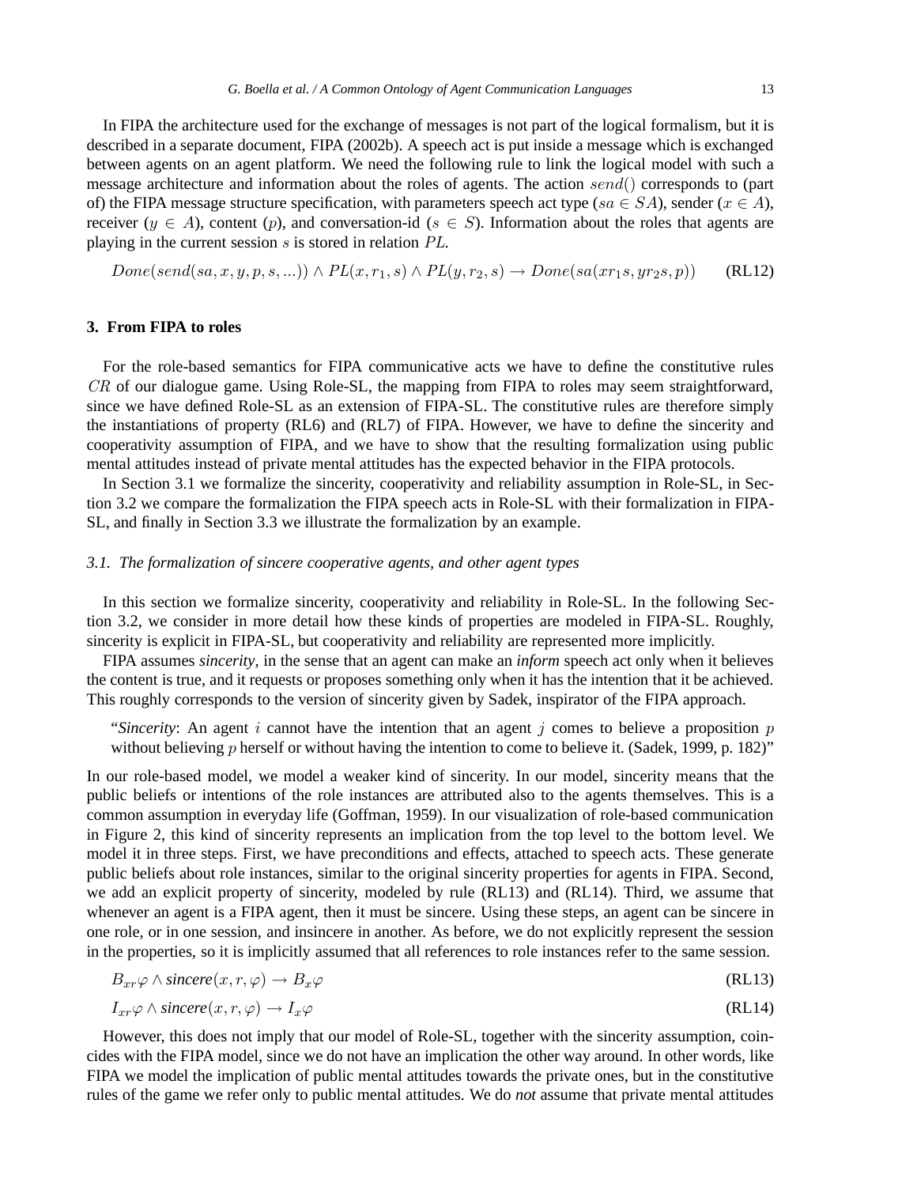In FIPA the architecture used for the exchange of messages is not part of the logical formalism, but it is described in a separate document, FIPA (2002b). A speech act is put inside a message which is exchanged between agents on an agent platform. We need the following rule to link the logical model with such a message architecture and information about the roles of agents. The action $send()$ corresponds to (part of) the FIPA message structure specification, with parameters speech act type ($sa \in SA$), sender ($x \in A$), receiver ($y \in A$), content ($p$), and conversation-id ($s \in S$). Information about the roles that agents are playing in the current session $s$ is stored in relation $PL$.

$$Done(send(sa, x, y, p, s, ...)) \wedge PL(x, r_1, s) \wedge PL(y, r_2, s) \rightarrow Done(sa(xr_1s, yr_2s, p)) \qquad \text{(RL12)}$$

## 3. From FIPA to roles

For the role-based semantics for FIPA communicative acts we have to define the constitutive rules $CR$ of our dialogue game. Using Role-SL, the mapping from FIPA to roles may seem straightforward, since we have defined Role-SL as an extension of FIPA-SL. The constitutive rules are therefore simply the instantiations of property (RL6) and (RL7) of FIPA. However, we have to define the sincerity and cooperativity assumption of FIPA, and we have to show that the resulting formalization using public mental attitudes instead of private mental attitudes has the expected behavior in the FIPA protocols.

In Section 3.1 we formalize the sincerity, cooperativity and reliability assumption in Role-SL, in Section 3.2 we compare the formalization the FIPA speech acts in Role-SL with their formalization in FIPA-SL, and finally in Section 3.3 we illustrate the formalization by an example.

### *3.1. The formalization of sincere cooperative agents, and other agent types*

In this section we formalize sincerity, cooperativity and reliability in Role-SL. In the following Section 3.2, we consider in more detail how these kinds of properties are modeled in FIPA-SL. Roughly, sincerity is explicit in FIPA-SL, but cooperativity and reliability are represented more implicitly.

FIPA assumes *sincerity*, in the sense that an agent can make an *inform* speech act only when it believes the content is true, and it requests or proposes something only when it has the intention that it be achieved. This roughly corresponds to the version of sincerity given by Sadek, inspirator of the FIPA approach.

> "*Sincerity*: An agent $i$ cannot have the intention that an agent $j$ comes to believe a proposition $p$ without believing $p$ herself or without having the intention to come to believe it. (Sadek, 1999, p. 182)"

In our role-based model, we model a weaker kind of sincerity. In our model, sincerity means that the public beliefs or intentions of the role instances are attributed also to the agents themselves. This is a common assumption in everyday life (Goffman, 1959). In our visualization of role-based communication in Figure 2, this kind of sincerity represents an implication from the top level to the bottom level. We model it in three steps. First, we have preconditions and effects, attached to speech acts. These generate public beliefs about role instances, similar to the original sincerity properties for agents in FIPA. Second, we add an explicit property of sincerity, modeled by rule (RL13) and (RL14). Third, we assume that whenever an agent is a FIPA agent, then it must be sincere. Using these steps, an agent can be sincere in one role, or in one session, and insincere in another. As before, we do not explicitly represent the session in the properties, so it is implicitly assumed that all references to role instances refer to the same session.

$$B_{xr}\varphi \wedge \textit{sincere}(x, r, \varphi) \rightarrow B_x\varphi \qquad \text{(RL13)}$$

$$I_{xr}\varphi \wedge \textit{sincere}(x, r, \varphi) \rightarrow I_x\varphi \qquad \text{(RL14)}$$

However, this does not imply that our model of Role-SL, together with the sincerity assumption, coincides with the FIPA model, since we do not have an implication the other way around. In other words, like FIPA we model the implication of public mental attitudes towards the private ones, but in the constitutive rules of the game we refer only to public mental attitudes. We do *not* assume that private mental attitudes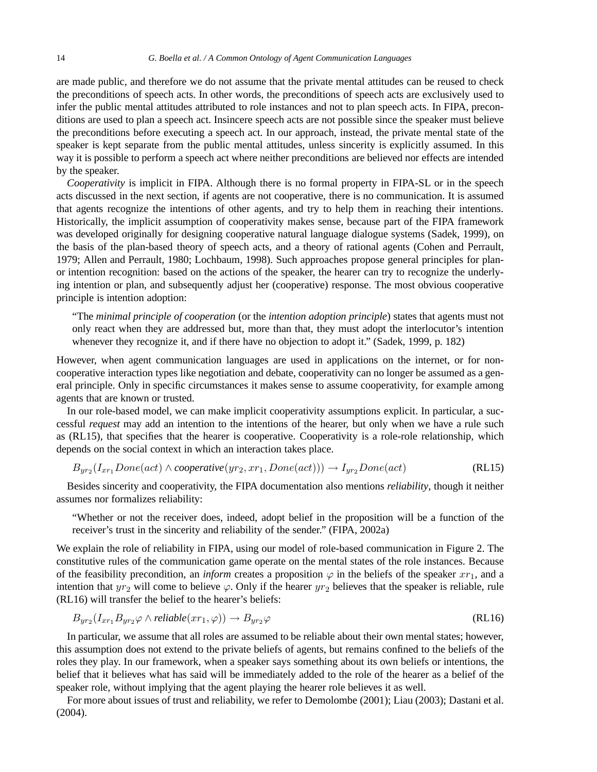are made public, and therefore we do not assume that the private mental attitudes can be reused to check the preconditions of speech acts. In other words, the preconditions of speech acts are exclusively used to infer the public mental attitudes attributed to role instances and not to plan speech acts. In FIPA, preconditions are used to plan a speech act. Insincere speech acts are not possible since the speaker must believe the preconditions before executing a speech act. In our approach, instead, the private mental state of the speaker is kept separate from the public mental attitudes, unless sincerity is explicitly assumed. In this way it is possible to perform a speech act where neither preconditions are believed nor effects are intended by the speaker.

*Cooperativity* is implicit in FIPA. Although there is no formal property in FIPA-SL or in the speech acts discussed in the next section, if agents are not cooperative, there is no communication. It is assumed that agents recognize the intentions of other agents, and try to help them in reaching their intentions. Historically, the implicit assumption of cooperativity makes sense, because part of the FIPA framework was developed originally for designing cooperative natural language dialogue systems (Sadek, 1999), on the basis of the plan-based theory of speech acts, and a theory of rational agents (Cohen and Perrault, 1979; Allen and Perrault, 1980; Lochbaum, 1998). Such approaches propose general principles for plan- or intention recognition: based on the actions of the speaker, the hearer can try to recognize the underlying intention or plan, and subsequently adjust her (cooperative) response. The most obvious cooperative principle is intention adoption:

> "The *minimal principle of cooperation* (or the *intention adoption principle*) states that agents must not only react when they are addressed but, more than that, they must adopt the interlocutor's intention whenever they recognize it, and if there have no objection to adopt it." (Sadek, 1999, p. 182)

However, when agent communication languages are used in applications on the internet, or for non-cooperative interaction types like negotiation and debate, cooperativity can no longer be assumed as a general principle. Only in specific circumstances it makes sense to assume cooperativity, for example among agents that are known or trusted.

In our role-based model, we can make implicit cooperativity assumptions explicit. In particular, a successful *request* may add an intention to the intentions of the hearer, but only when we have a rule such as (RL15), that specifies that the hearer is cooperative. Cooperativity is a role-role relationship, which depends on the social context in which an interaction takes place.

$$B_{yr_2}(I_{xr_1}Done(act) \wedge \textit{cooperative}(yr_2, xr_1, Done(act))) \rightarrow I_{yr_2}Done(act) \tag{RL15}$$

Besides sincerity and cooperativity, the FIPA documentation also mentions *reliability*, though it neither assumes nor formalizes reliability:

> "Whether or not the receiver does, indeed, adopt belief in the proposition will be a function of the receiver's trust in the sincerity and reliability of the sender." (FIPA, 2002a)

We explain the role of reliability in FIPA, using our model of role-based communication in Figure 2. The constitutive rules of the communication game operate on the mental states of the role instances. Because of the feasibility precondition, an *inform* creates a proposition $\varphi$ in the beliefs of the speaker $xr_1$, and a intention that $yr_2$ will come to believe $\varphi$. Only if the hearer $yr_2$ believes that the speaker is reliable, rule (RL16) will transfer the belief to the hearer's beliefs:

$$B_{yr_2}(I_{xr_1}B_{yr_2}\varphi \wedge \textit{reliable}(xr_1, \varphi)) \rightarrow B_{yr_2}\varphi \tag{RL16}$$

In particular, we assume that all roles are assumed to be reliable about their own mental states; however, this assumption does not extend to the private beliefs of agents, but remains confined to the beliefs of the roles they play. In our framework, when a speaker says something about its own beliefs or intentions, the belief that it believes what has said will be immediately added to the role of the hearer as a belief of the speaker role, without implying that the agent playing the hearer role believes it as well.

For more about issues of trust and reliability, we refer to Demolombe (2001); Liau (2003); Dastani et al. (2004).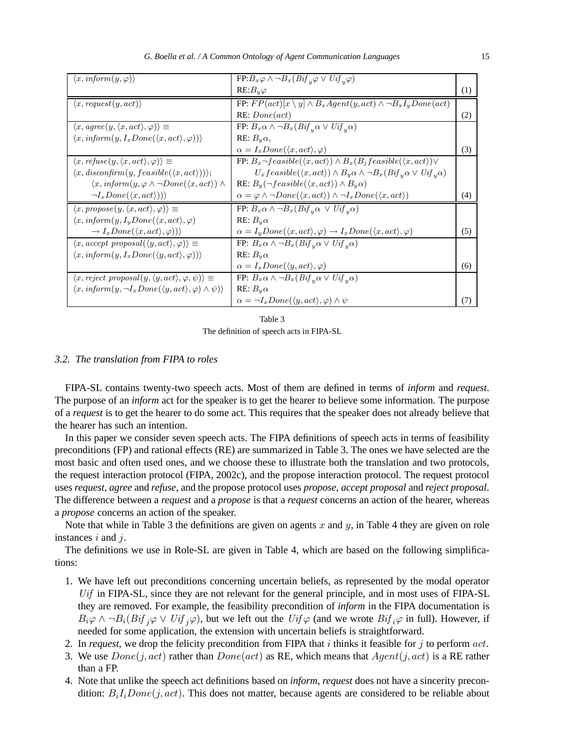| | | |
|---|---|---|
| $\langle x, inform(y, \varphi)\rangle$ | FP:$B_x\varphi \wedge \neg B_x(Bif_y\varphi \vee Uif_y\varphi)$ <br> RE:$B_y\varphi$ | (1) |
| $\langle x, request(y, act)\rangle$ | FP: $FP(act)[x \setminus y] \wedge B_x Agent(y, act) \wedge \neg B_x I_y Done(act)$ <br> RE: $Done(act)$ | (2) |
| $\langle x, agree(y, \langle x, act\rangle, \varphi)\rangle \equiv$ <br> $\langle x, inform(y, I_x Done(\langle x, act\rangle, \varphi))\rangle$ | FP: $B_x\alpha \wedge \neg B_x(Bif_y\alpha \vee Uif_y\alpha)$ <br> RE: $B_y\alpha$, <br> $\alpha = I_x Done(\langle x, act\rangle, \varphi)$ | (3) |
| $\langle x, refuse(y, \langle x, act\rangle, \varphi)\rangle \equiv$ <br> $\langle x, disconfirm(y, feasible(\langle x, act\rangle))\rangle$; <br> $\langle x, inform(y, \varphi \wedge \neg Done(\langle x, act\rangle) \wedge$ <br> $\neg I_x Done(\langle x, act\rangle))\rangle$ | FP: $B_x \neg feasible(\langle x, act\rangle) \wedge B_x(B_j feasible(\langle x, act\rangle) \vee$ <br> $U_x feasible(\langle x, act\rangle) \wedge B_y\alpha \wedge \neg B_x(Bif_y\alpha \vee Uif_y\alpha)$ <br> RE: $B_y(\neg feasible(\langle x, act\rangle) \wedge B_y\alpha)$ <br> $\alpha = \varphi \wedge \neg Done(\langle x, act\rangle) \wedge \neg I_x Done(\langle x, act\rangle)$ | (4) |
| $\langle x, propose(y, \langle x, act\rangle, \varphi)\rangle \equiv$ <br> $\langle x, inform(y, I_y Done(\langle x, act\rangle, \varphi)$ <br> $\rightarrow I_x Done(\langle x, act\rangle, \varphi))\rangle$ | FP: $B_x\alpha \wedge \neg B_x(Bif_y\alpha \vee Uif_y\alpha)$ <br> RE: $B_y\alpha$ <br> $\alpha = I_y Done(\langle x, act\rangle, \varphi) \rightarrow I_x Done(\langle x, act\rangle, \varphi)$ | (5) |
| $\langle x, accept\ proposal(\langle y, act\rangle, \varphi)\rangle \equiv$ <br> $\langle x, inform(y, I_x Done(\langle y, act\rangle, \varphi))\rangle$ | FP: $B_x\alpha \wedge \neg B_x(Bif_y\alpha \vee Uif_y\alpha)$ <br> RE: $B_y\alpha$ <br> $\alpha = I_x Done(\langle y, act\rangle, \varphi)$ | (6) |
| $\langle x, reject\ proposal(y, \langle y, act\rangle, \varphi, \psi)\rangle \equiv$ <br> $\langle x, inform(y, \neg I_x Done(\langle y, act\rangle, \varphi) \wedge \psi)\rangle$ | FP: $B_x\alpha \wedge \neg B_x(Bif_y\alpha \vee Uif_y\alpha)$ <br> RE: $B_y\alpha$ <br> $\alpha = \neg I_x Done(\langle y, act\rangle, \varphi) \wedge \psi$ | (7) |

Table 3
The definition of speech acts in FIPA-SL

### 3.2. The translation from FIPA to roles

FIPA-SL contains twenty-two speech acts. Most of them are defined in terms of *inform* and *request*. The purpose of an *inform* act for the speaker is to get the hearer to believe some information. The purpose of a *request* is to get the hearer to do some act. This requires that the speaker does not already believe that the hearer has such an intention.

In this paper we consider seven speech acts. The FIPA definitions of speech acts in terms of feasibility preconditions (FP) and rational effects (RE) are summarized in Table 3. The ones we have selected are the most basic and often used ones, and we choose these to illustrate both the translation and two protocols, the request interaction protocol (FIPA, 2002c), and the propose interaction protocol. The request protocol uses *request*, *agree* and *refuse*, and the propose protocol uses *propose*, *accept proposal* and *reject proposal*. The difference between a *request* and a *propose* is that a *request* concerns an action of the hearer, whereas a *propose* concerns an action of the speaker.

Note that while in Table 3 the definitions are given on agents $x$ and $y$, in Table 4 they are given on role instances $i$ and $j$.

The definitions we use in Role-SL are given in Table 4, which are based on the following simplifications:

1. We have left out preconditions concerning uncertain beliefs, as represented by the modal operator $Uif$ in FIPA-SL, since they are not relevant for the general principle, and in most uses of FIPA-SL they are removed. For example, the feasibility precondition of *inform* in the FIPA documentation is $B_i\varphi \wedge \neg B_i(Bif_j\varphi \vee Uif_j\varphi)$, but we left out the $Uif\varphi$ (and we wrote $Bif_i\varphi$ in full). However, if needed for some application, the extension with uncertain beliefs is straightforward.
2. In *request*, we drop the felicity precondition from FIPA that $i$ thinks it feasible for $j$ to perform $act$.
3. We use $Done(j, act)$ rather than $Done(act)$ as RE, which means that $Agent(j, act)$ is a RE rather than a FP.
4. Note that unlike the speech act definitions based on *inform*, *request* does not have a sincerity precondition: $B_i I_i Done(j, act)$. This does not matter, because agents are considered to be reliable about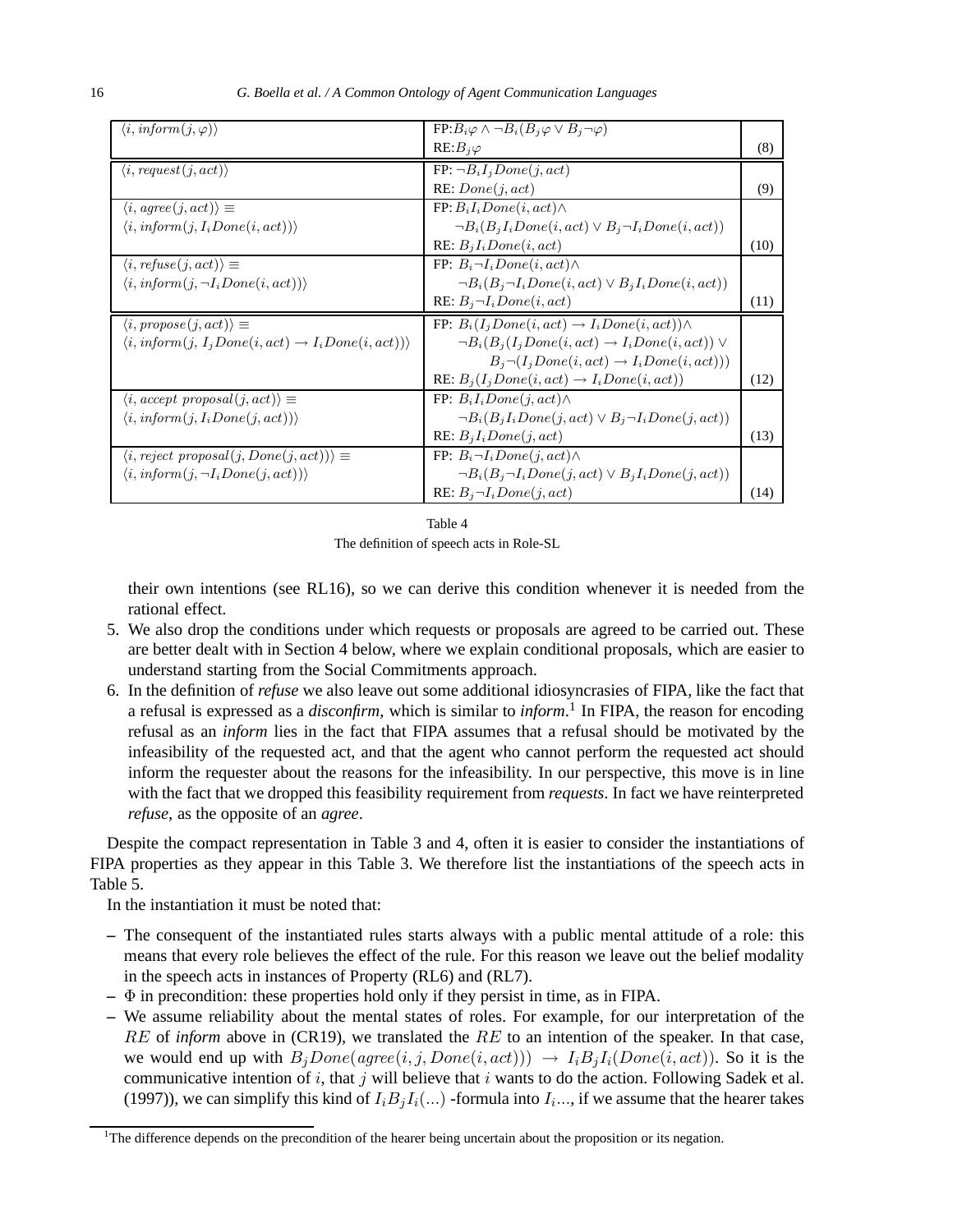| | | |
|---|---|---|
| $\langle i, \mathit{inform}(j,\varphi)\rangle$ | FP: $B_i\varphi \wedge \neg B_i(B_j\varphi \vee B_j\neg\varphi)$<br>RE: $B_j\varphi$ | (8) |
| $\langle i, \mathit{request}(j, act)\rangle$ | FP: $\neg B_i I_j Done(j, act)$<br>RE: $Done(j, act)$ | (9) |
| $\langle i, \mathit{agree}(j, act)\rangle \equiv$<br>$\langle i, \mathit{inform}(j, I_i Done(i, act))\rangle$ | FP: $B_i I_i Done(i, act) \wedge$<br>$\neg B_i(B_j I_i Done(i, act) \vee B_j \neg I_i Done(i, act))$<br>RE: $B_j I_i Done(i, act)$ | (10) |
| $\langle i, \mathit{refuse}(j, act)\rangle \equiv$<br>$\langle i, \mathit{inform}(j, \neg I_i Done(i, act))\rangle$ | FP: $B_i \neg I_i Done(i, act) \wedge$<br>$\neg B_i(B_j \neg I_i Done(i, act) \vee B_j I_i Done(i, act))$<br>RE: $B_j \neg I_i Done(i, act)$ | (11) |
| $\langle i, \mathit{propose}(j, act)\rangle \equiv$<br>$\langle i, \mathit{inform}(j, I_j Done(i, act) \rightarrow I_i Done(i, act))\rangle$ | FP: $B_i(I_j Done(i, act) \rightarrow I_i Done(i, act)) \wedge$<br>$\neg B_i(B_j(I_j Done(i, act) \rightarrow I_i Done(i, act)) \vee$<br>$B_j \neg(I_j Done(i, act) \rightarrow I_i Done(i, act)))$<br>RE: $B_j(I_j Done(i, act) \rightarrow I_i Done(i, act))$ | (12) |
| $\langle i, \mathit{accept\ proposal}(j, act)\rangle \equiv$<br>$\langle i, \mathit{inform}(j, I_i Done(j, act))\rangle$ | FP: $B_i I_i Done(j, act) \wedge$<br>$\neg B_i(B_j I_i Done(j, act) \vee B_j \neg I_i Done(j, act))$<br>RE: $B_j I_i Done(j, act)$ | (13) |
| $\langle i, \mathit{reject\ proposal}(j, Done(j, act))\rangle \equiv$<br>$\langle i, \mathit{inform}(j, \neg I_i Done(j, act))\rangle$ | FP: $B_i \neg I_i Done(j, act) \wedge$<br>$\neg B_i(B_j \neg I_i Done(j, act) \vee B_j I_i Done(j, act))$<br>RE: $B_j \neg I_i Done(j, act)$ | (14) |

Table 4
The definition of speech acts in Role-SL

their own intentions (see RL16), so we can derive this condition whenever it is needed from the rational effect.

5. We also drop the conditions under which requests or proposals are agreed to be carried out. These are better dealt with in Section 4 below, where we explain conditional proposals, which are easier to understand starting from the Social Commitments approach.
6. In the definition of *refuse* we also leave out some additional idiosyncrasies of FIPA, like the fact that a refusal is expressed as a *disconfirm*, which is similar to *inform*.[1] In FIPA, the reason for encoding refusal as an *inform* lies in the fact that FIPA assumes that a refusal should be motivated by the infeasibility of the requested act, and that the agent who cannot perform the requested act should inform the requester about the reasons for the infeasibility. In our perspective, this move is in line with the fact that we dropped this feasibility requirement from *requests*. In fact we have reinterpreted *refuse*, as the opposite of an *agree*.

Despite the compact representation in Table 3 and 4, often it is easier to consider the instantiations of FIPA properties as they appear in this Table 3. We therefore list the instantiations of the speech acts in Table 5.

In the instantiation it must be noted that:

- The consequent of the instantiated rules starts always with a public mental attitude of a role: this means that every role believes the effect of the rule. For this reason we leave out the belief modality in the speech acts in instances of Property (RL6) and (RL7).
- $\Phi$ in precondition: these properties hold only if they persist in time, as in FIPA.
- We assume reliability about the mental states of roles. For example, for our interpretation of the $RE$ of *inform* above in (CR19), we translated the $RE$ to an intention of the speaker. In that case, we would end up with $B_j Done(agree(i, j, Done(i, act))) \rightarrow I_i B_j I_i(Done(i, act))$. So it is the communicative intention of $i$, that $j$ will believe that $i$ wants to do the action. Following Sadek et al. (1997)), we can simplify this kind of $I_i B_j I_i(...)$ -formula into $I_i ...$, if we assume that the hearer takes

[1] The difference depends on the precondition of the hearer being uncertain about the proposition or its negation.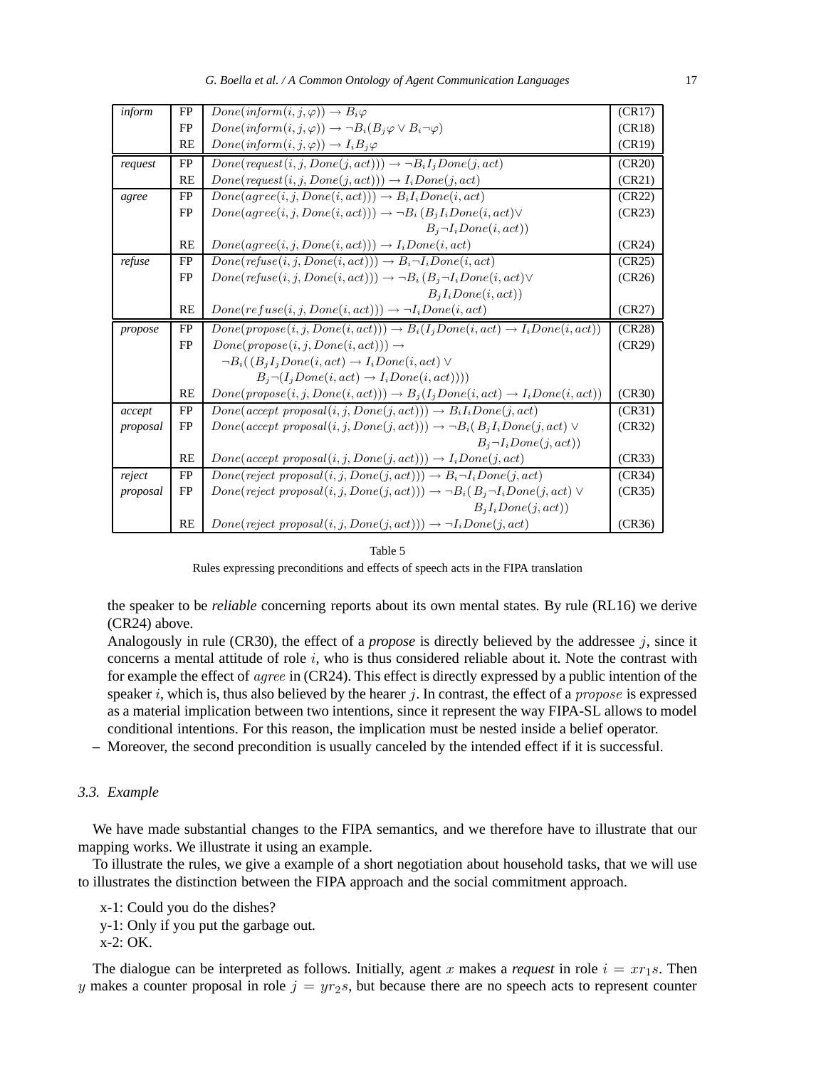| | | | |
|---|---|---|---|
| *inform* | FP | $Done(inform(i,j,\varphi)) \rightarrow B_i\varphi$ | (CR17) |
| | FP | $Done(inform(i,j,\varphi)) \rightarrow \neg B_i(B_j\varphi \vee B_i\neg\varphi)$ | (CR18) |
| | RE | $Done(inform(i,j,\varphi)) \rightarrow I_iB_j\varphi$ | (CR19) |
| *request* | FP | $Done(request(i,j,Done(j,act))) \rightarrow \neg B_iI_jDone(j,act)$ | (CR20) |
| | RE | $Done(request(i,j,Done(j,act))) \rightarrow I_iDone(j,act)$ | (CR21) |
| *agree* | FP | $Done(agree(i,j,Done(i,act))) \rightarrow B_iI_iDone(i,act)$ | (CR22) |
| | FP | $Done(agree(i,j,Done(i,act))) \rightarrow \neg B_i(B_jI_iDone(i,act) \vee B_j\neg I_iDone(i,act))$ | (CR23) |
| | RE | $Done(agree(i,j,Done(i,act))) \rightarrow I_iDone(i,act)$ | (CR24) |
| *refuse* | FP | $Done(refuse(i,j,Done(i,act))) \rightarrow B_i\neg I_iDone(i,act)$ | (CR25) |
| | FP | $Done(refuse(i,j,Done(i,act))) \rightarrow \neg B_i(B_j\neg I_iDone(i,act) \vee B_jI_iDone(i,act))$ | (CR26) |
| | RE | $Done(refuse(i,j,Done(i,act))) \rightarrow \neg I_iDone(i,act)$ | (CR27) |
| *propose* | FP | $Done(propose(i,j,Done(i,act))) \rightarrow B_i(I_jDone(i,act) \rightarrow I_iDone(i,act))$ | (CR28) |
| | FP | $Done(propose(i,j,Done(i,act))) \rightarrow \neg B_i((B_jI_jDone(i,act) \rightarrow I_iDone(i,act) \vee B_j\neg(I_jDone(i,act) \rightarrow I_iDone(i,act))))$ | (CR29) |
| | RE | $Done(propose(i,j,Done(i,act))) \rightarrow B_j(I_jDone(i,act) \rightarrow I_iDone(i,act))$ | (CR30) |
| *accept proposal* | FP | $Done(accept\ proposal(i,j,Done(j,act))) \rightarrow B_iI_iDone(j,act)$ | (CR31) |
| | FP | $Done(accept\ proposal(i,j,Done(j,act))) \rightarrow \neg B_i(B_jI_iDone(j,act) \vee B_j\neg I_iDone(j,act))$ | (CR32) |
| | RE | $Done(accept\ proposal(i,j,Done(j,act))) \rightarrow I_iDone(j,act)$ | (CR33) |
| *reject proposal* | FP | $Done(reject\ proposal(i,j,Done(j,act))) \rightarrow B_i\neg I_iDone(j,act)$ | (CR34) |
| | FP | $Done(reject\ proposal(i,j,Done(j,act))) \rightarrow \neg B_i(B_j\neg I_iDone(j,act) \vee B_jI_iDone(j,act))$ | (CR35) |
| | RE | $Done(reject\ proposal(i,j,Done(j,act))) \rightarrow \neg I_iDone(j,act)$ | (CR36) |

Table 5

Rules expressing preconditions and effects of speech acts in the FIPA translation

the speaker to be *reliable* concerning reports about its own mental states. By rule (RL16) we derive (CR24) above.

Analogously in rule (CR30), the effect of a *propose* is directly believed by the addressee $j$, since it concerns a mental attitude of role $i$, who is thus considered reliable about it. Note the contrast with for example the effect of $agree$ in (CR24). This effect is directly expressed by a public intention of the speaker $i$, which is, thus also believed by the hearer $j$. In contrast, the effect of a $propose$ is expressed as a material implication between two intentions, since it represent the way FIPA-SL allows to model conditional intentions. For this reason, the implication must be nested inside a belief operator.

– Moreover, the second precondition is usually canceled by the intended effect if it is successful.

### 3.3. Example

We have made substantial changes to the FIPA semantics, and we therefore have to illustrate that our mapping works. We illustrate it using an example.

To illustrate the rules, we give a example of a short negotiation about household tasks, that we will use to illustrates the distinction between the FIPA approach and the social commitment approach.

x-1: Could you do the dishes?
y-1: Only if you put the garbage out.
x-2: OK.

The dialogue can be interpreted as follows. Initially, agent $x$ makes a *request* in role $i = xr_1s$. Then $y$ makes a counter proposal in role $j = yr_2s$, but because there are no speech acts to represent counter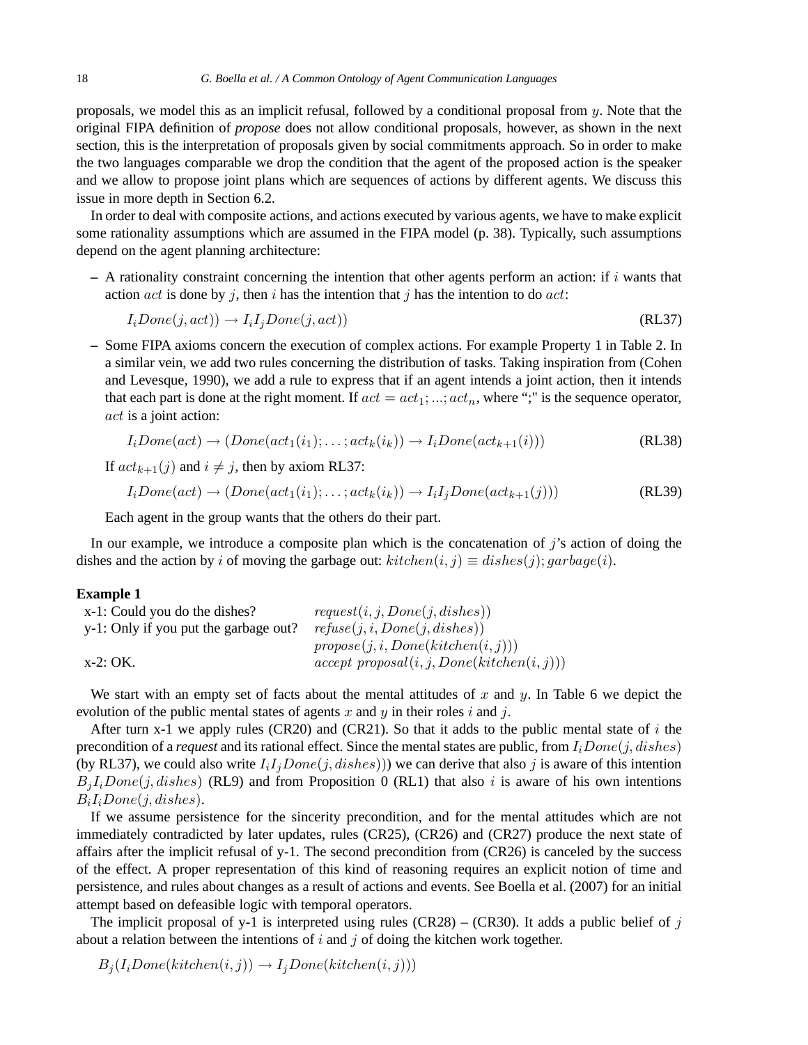proposals, we model this as an implicit refusal, followed by a conditional proposal from $y$. Note that the original FIPA definition of *propose* does not allow conditional proposals, however, as shown in the next section, this is the interpretation of proposals given by social commitments approach. So in order to make the two languages comparable we drop the condition that the agent of the proposed action is the speaker and we allow to propose joint plans which are sequences of actions by different agents. We discuss this issue in more depth in Section 6.2.

In order to deal with composite actions, and actions executed by various agents, we have to make explicit some rationality assumptions which are assumed in the FIPA model (p. 38). Typically, such assumptions depend on the agent planning architecture:

– A rationality constraint concerning the intention that other agents perform an action: if $i$ wants that action $act$ is done by $j$, then $i$ has the intention that $j$ has the intention to do $act$:

$$I_i Done(j, act)) \rightarrow I_i I_j Done(j, act)) \tag{RL37}$$

– Some FIPA axioms concern the execution of complex actions. For example Property 1 in Table 2. In a similar vein, we add two rules concerning the distribution of tasks. Taking inspiration from (Cohen and Levesque, 1990), we add a rule to express that if an agent intends a joint action, then it intends that each part is done at the right moment. If $act = act_1; ...; act_n$, where ";" is the sequence operator, $act$ is a joint action:

$$I_i Done(act) \rightarrow (Done(act_1(i_1); \ldots; act_k(i_k)) \rightarrow I_i Done(act_{k+1}(i))) \tag{RL38}$$

If $act_{k+1}(j)$ and $i \neq j$, then by axiom RL37:

$$I_i Done(act) \rightarrow (Done(act_1(i_1); \ldots; act_k(i_k)) \rightarrow I_i I_j Done(act_{k+1}(j))) \tag{RL39}$$

Each agent in the group wants that the others do their part.

In our example, we introduce a composite plan which is the concatenation of $j$'s action of doing the dishes and the action by $i$ of moving the garbage out: $kitchen(i, j) \equiv dishes(j); garbage(i)$.

**Example 1**

| | |
|---|---|
| x-1: Could you do the dishes? | $request(i, j, Done(j, dishes))$ |
| y-1: Only if you put the garbage out? | $refuse(j, i, Done(j, dishes))$ |
| | $propose(j, i, Done(kitchen(i, j)))$ |
| x-2: OK. | $accept\ proposal(i, j, Done(kitchen(i, j)))$ |

We start with an empty set of facts about the mental attitudes of $x$ and $y$. In Table 6 we depict the evolution of the public mental states of agents $x$ and $y$ in their roles $i$ and $j$.

After turn x-1 we apply rules (CR20) and (CR21). So that it adds to the public mental state of $i$ the precondition of a *request* and its rational effect. Since the mental states are public, from $I_i Done(j, dishes)$ (by RL37), we could also write $I_i I_j Done(j, dishes)$)) we can derive that also $j$ is aware of this intention $B_j I_i Done(j, dishes)$ (RL9) and from Proposition 0 (RL1) that also $i$ is aware of his own intentions $B_i I_i Done(j, dishes)$.

If we assume persistence for the sincerity precondition, and for the mental attitudes which are not immediately contradicted by later updates, rules (CR25), (CR26) and (CR27) produce the next state of affairs after the implicit refusal of y-1. The second precondition from (CR26) is canceled by the success of the effect. A proper representation of this kind of reasoning requires an explicit notion of time and persistence, and rules about changes as a result of actions and events. See Boella et al. (2007) for an initial attempt based on defeasible logic with temporal operators.

The implicit proposal of y-1 is interpreted using rules (CR28) – (CR30). It adds a public belief of $j$ about a relation between the intentions of $i$ and $j$ of doing the kitchen work together.

$$B_j(I_i Done(kitchen(i, j)) \rightarrow I_j Done(kitchen(i, j)))$$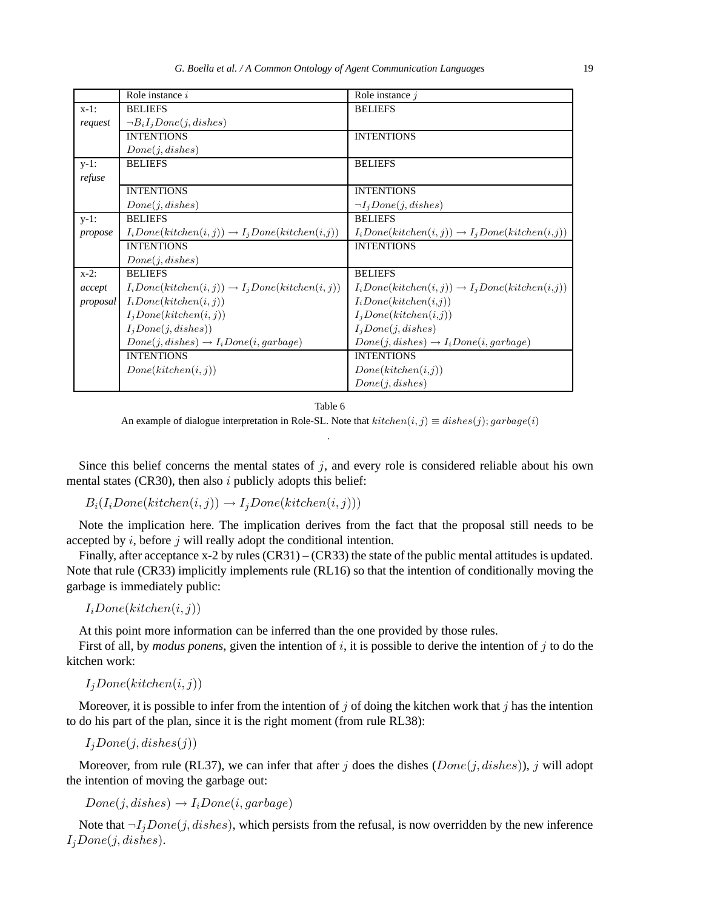|  | Role instance $i$ | Role instance $j$ |
|---|---|---|
| x-1: | BELIEFS | BELIEFS |
| *request* | $\neg B_i I_j Done(j, dishes)$ | |
| | INTENTIONS | INTENTIONS |
| | $Done(j, dishes)$ | |
| y-1: | BELIEFS | BELIEFS |
| *refuse* | | |
| | INTENTIONS | INTENTIONS |
| | $Done(j, dishes)$ | $\neg I_j Done(j, dishes)$ |
| y-1: | BELIEFS | BELIEFS |
| *propose* | $I_i Done(kitchen(i,j)) \rightarrow I_j Done(kitchen(i,j))$ | $I_i Done(kitchen(i,j)) \rightarrow I_j Done(kitchen(i,j))$ |
| | INTENTIONS | INTENTIONS |
| | $Done(j, dishes)$ | |
| x-2: | BELIEFS | BELIEFS |
| *accept* | $I_i Done(kitchen(i,j)) \rightarrow I_j Done(kitchen(i,j))$ | $I_i Done(kitchen(i,j)) \rightarrow I_j Done(kitchen(i,j))$ |
| *proposal* | $I_i Done(kitchen(i,j))$ | $I_i Done(kitchen(i,j))$ |
| | $I_j Done(kitchen(i,j))$ | $I_j Done(kitchen(i,j))$ |
| | $I_j Done(j, dishes))$ | $I_j Done(j, dishes)$ |
| | $Done(j, dishes) \rightarrow I_i Done(i, garbage)$ | $Done(j, dishes) \rightarrow I_i Done(i, garbage)$ |
| | INTENTIONS | INTENTIONS |
| | $Done(kitchen(i,j))$ | $Done(kitchen(i,j))$ |
| | | $Done(j, dishes)$ |

Table 6

An example of dialogue interpretation in Role-SL. Note that $kitchen(i,j) \equiv dishes(j); garbage(i)$

.

Since this belief concerns the mental states of $j$, and every role is considered reliable about his own mental states (CR30), then also $i$ publicly adopts this belief:

$$B_i(I_i Done(kitchen(i,j)) \rightarrow I_j Done(kitchen(i,j)))$$

Note the implication here. The implication derives from the fact that the proposal still needs to be accepted by $i$, before $j$ will really adopt the conditional intention.

Finally, after acceptance x-2 by rules (CR31) – (CR33) the state of the public mental attitudes is updated. Note that rule (CR33) implicitly implements rule (RL16) so that the intention of conditionally moving the garbage is immediately public:

$$I_i Done(kitchen(i,j))$$

At this point more information can be inferred than the one provided by those rules.

First of all, by *modus ponens*, given the intention of $i$, it is possible to derive the intention of $j$ to do the kitchen work:

$$I_j Done(kitchen(i,j))$$

Moreover, it is possible to infer from the intention of $j$ of doing the kitchen work that $j$ has the intention to do his part of the plan, since it is the right moment (from rule RL38):

$$I_j Done(j, dishes(j))$$

Moreover, from rule (RL37), we can infer that after $j$ does the dishes ($Done(j, dishes)$), $j$ will adopt the intention of moving the garbage out:

$$Done(j, dishes) \rightarrow I_i Done(i, garbage)$$

Note that $\neg I_j Done(j, dishes)$, which persists from the refusal, is now overridden by the new inference $I_j Done(j, dishes)$.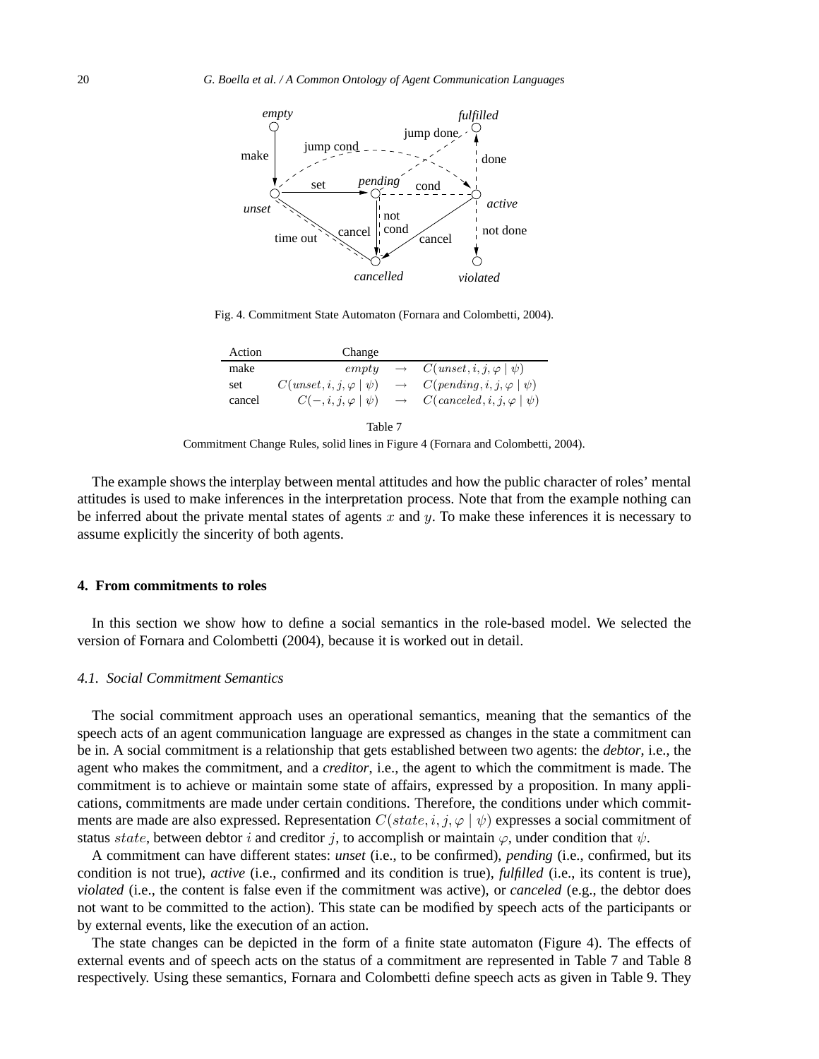Fig. 4. Commitment State Automaton (Fornara and Colombetti, 2004).

| Action | Change | | |
|---|---|---|---|
| make | $empty$ | $\rightarrow$ | $C(unset, i, j, \varphi \mid \psi)$ |
| set | $C(unset, i, j, \varphi \mid \psi)$ | $\rightarrow$ | $C(pending, i, j, \varphi \mid \psi)$ |
| cancel | $C(-, i, j, \varphi \mid \psi)$ | $\rightarrow$ | $C(canceled, i, j, \varphi \mid \psi)$ |

Table 7

Commitment Change Rules, solid lines in Figure 4 (Fornara and Colombetti, 2004).

The example shows the interplay between mental attitudes and how the public character of roles' mental attitudes is used to make inferences in the interpretation process. Note that from the example nothing can be inferred about the private mental states of agents $x$ and $y$. To make these inferences it is necessary to assume explicitly the sincerity of both agents.

## 4. From commitments to roles

In this section we show how to define a social semantics in the role-based model. We selected the version of Fornara and Colombetti (2004), because it is worked out in detail.

### 4.1. Social Commitment Semantics

The social commitment approach uses an operational semantics, meaning that the semantics of the speech acts of an agent communication language are expressed as changes in the state a commitment can be in. A social commitment is a relationship that gets established between two agents: the *debtor*, i.e., the agent who makes the commitment, and a *creditor*, i.e., the agent to which the commitment is made. The commitment is to achieve or maintain some state of affairs, expressed by a proposition. In many applications, commitments are made under certain conditions. Therefore, the conditions under which commitments are made are also expressed. Representation $C(state, i, j, \varphi \mid \psi)$ expresses a social commitment of status $state$, between debtor $i$ and creditor $j$, to accomplish or maintain $\varphi$, under condition that $\psi$.

A commitment can have different states: *unset* (i.e., to be confirmed), *pending* (i.e., confirmed, but its condition is not true), *active* (i.e., confirmed and its condition is true), *fulfilled* (i.e., its content is true), *violated* (i.e., the content is false even if the commitment was active), or *canceled* (e.g., the debtor does not want to be committed to the action). This state can be modified by speech acts of the participants or by external events, like the execution of an action.

The state changes can be depicted in the form of a finite state automaton (Figure 4). The effects of external events and of speech acts on the status of a commitment are represented in Table 7 and Table 8 respectively. Using these semantics, Fornara and Colombetti define speech acts as given in Table 9. They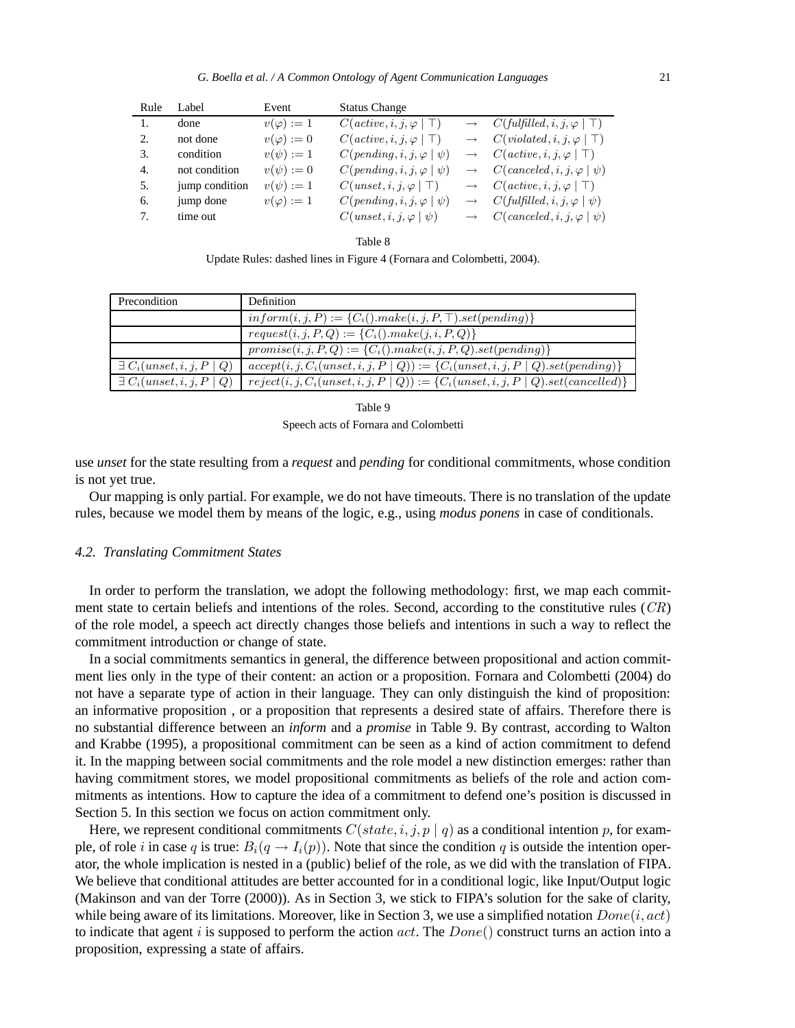| Rule | Label | Event | Status Change | | |
|---|---|---|---|---|---|
| 1. | done | $v(\varphi) := 1$ | $C(active, i, j, \varphi \mid \top)$ | $\rightarrow$ | $C(\mathit{fulfilled}, i, j, \varphi \mid \top)$ |
| 2. | not done | $v(\varphi) := 0$ | $C(active, i, j, \varphi \mid \top)$ | $\rightarrow$ | $C(violated, i, j, \varphi \mid \top)$ |
| 3. | condition | $v(\psi) := 1$ | $C(pending, i, j, \varphi \mid \psi)$ | $\rightarrow$ | $C(active, i, j, \varphi \mid \top)$ |
| 4. | not condition | $v(\psi) := 0$ | $C(pending, i, j, \varphi \mid \psi)$ | $\rightarrow$ | $C(canceled, i, j, \varphi \mid \psi)$ |
| 5. | jump condition | $v(\psi) := 1$ | $C(unset, i, j, \varphi \mid \top)$ | $\rightarrow$ | $C(active, i, j, \varphi \mid \top)$ |
| 6. | jump done | $v(\varphi) := 1$ | $C(pending, i, j, \varphi \mid \psi)$ | $\rightarrow$ | $C(\mathit{fulfilled}, i, j, \varphi \mid \psi)$ |
| 7. | time out | | $C(unset, i, j, \varphi \mid \psi)$ | $\rightarrow$ | $C(canceled, i, j, \varphi \mid \psi)$ |

Table 8

Update Rules: dashed lines in Figure 4 (Fornara and Colombetti, 2004).

| Precondition | Definition |
|---|---|
| | $inform(i, j, P) := \{C_i().make(i, j, P, \top).set(pending)\}$ |
| | $request(i, j, P, Q) := \{C_i().make(j, i, P, Q)\}$ |
| | $promise(i, j, P, Q) := \{C_i().make(i, j, P, Q).set(pending)\}$ |
| $\exists\, C_i(unset, i, j, P \mid Q)$ | $accept(i, j, C_i(unset, i, j, P \mid Q)) := \{C_i(unset, i, j, P \mid Q).set(pending)\}$ |
| $\exists\, C_i(unset, i, j, P \mid Q)$ | $reject(i, j, C_i(unset, i, j, P \mid Q)) := \{C_i(unset, i, j, P \mid Q).set(cancelled)\}$ |

Table 9

Speech acts of Fornara and Colombetti

use *unset* for the state resulting from a *request* and *pending* for conditional commitments, whose condition is not yet true.

Our mapping is only partial. For example, we do not have timeouts. There is no translation of the update rules, because we model them by means of the logic, e.g., using *modus ponens* in case of conditionals.

### *4.2. Translating Commitment States*

In order to perform the translation, we adopt the following methodology: first, we map each commitment state to certain beliefs and intentions of the roles. Second, according to the constitutive rules ($CR$) of the role model, a speech act directly changes those beliefs and intentions in such a way to reflect the commitment introduction or change of state.

In a social commitments semantics in general, the difference between propositional and action commitment lies only in the type of their content: an action or a proposition. Fornara and Colombetti (2004) do not have a separate type of action in their language. They can only distinguish the kind of proposition: an informative proposition , or a proposition that represents a desired state of affairs. Therefore there is no substantial difference between an *inform* and a *promise* in Table 9. By contrast, according to Walton and Krabbe (1995), a propositional commitment can be seen as a kind of action commitment to defend it. In the mapping between social commitments and the role model a new distinction emerges: rather than having commitment stores, we model propositional commitments as beliefs of the role and action commitments as intentions. How to capture the idea of a commitment to defend one's position is discussed in Section 5. In this section we focus on action commitment only.

Here, we represent conditional commitments $C(state, i, j, p \mid q)$ as a conditional intention $p$, for example, of role $i$ in case $q$ is true: $B_i(q \rightarrow I_i(p))$. Note that since the condition $q$ is outside the intention operator, the whole implication is nested in a (public) belief of the role, as we did with the translation of FIPA. We believe that conditional attitudes are better accounted for in a conditional logic, like Input/Output logic (Makinson and van der Torre (2000)). As in Section 3, we stick to FIPA's solution for the sake of clarity, while being aware of its limitations. Moreover, like in Section 3, we use a simplified notation $Done(i, act)$ to indicate that agent $i$ is supposed to perform the action $act$. The $Done()$ construct turns an action into a proposition, expressing a state of affairs.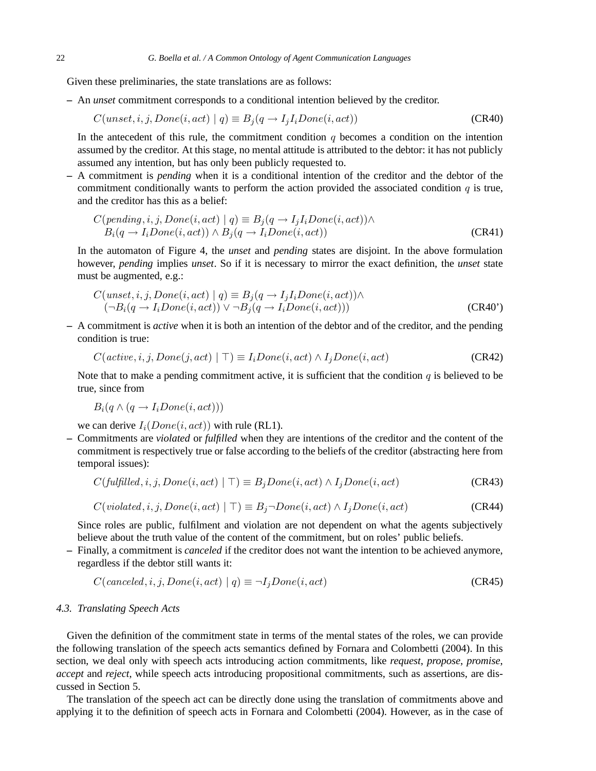Given these preliminaries, the state translations are as follows:

– An *unset* commitment corresponds to a conditional intention believed by the creditor.

$$C(unset, i, j, Done(i, act) \mid q) \equiv B_j(q \rightarrow I_j I_i Done(i, act)) \quad \text{(CR40)}$$

In the antecedent of this rule, the commitment condition $q$ becomes a condition on the intention assumed by the creditor. At this stage, no mental attitude is attributed to the debtor: it has not publicly assumed any intention, but has only been publicly requested to.

– A commitment is *pending* when it is a conditional intention of the creditor and the debtor of the commitment conditionally wants to perform the action provided the associated condition $q$ is true, and the creditor has this as a belief:

$$\begin{aligned} C(pending, i, j, Done(i, act) \mid q) \equiv\; & B_j(q \rightarrow I_j I_i Done(i, act)) \wedge \\ & B_i(q \rightarrow I_i Done(i, act)) \wedge B_j(q \rightarrow I_i Done(i, act)) \end{aligned} \quad \text{(CR41)}$$

In the automaton of Figure 4, the *unset* and *pending* states are disjoint. In the above formulation however, *pending* implies *unset*. So if it is necessary to mirror the exact definition, the *unset* state must be augmented, e.g.:

$$\begin{aligned} C(unset, i, j, Done(i, act) \mid q) \equiv\; & B_j(q \rightarrow I_j I_i Done(i, act)) \wedge \\ & (\neg B_i(q \rightarrow I_i Done(i, act)) \vee \neg B_j(q \rightarrow I_i Done(i, act))) \end{aligned} \quad \text{(CR40')}$$

– A commitment is *active* when it is both an intention of the debtor and of the creditor, and the pending condition is true:

$$C(active, i, j, Done(j, act) \mid \top) \equiv I_i Done(i, act) \wedge I_j Done(i, act) \quad \text{(CR42)}$$

Note that to make a pending commitment active, it is sufficient that the condition $q$ is believed to be true, since from

$$B_i(q \wedge (q \rightarrow I_i Done(i, act)))$$

we can derive $I_i(Done(i, act))$ with rule (RL1).

– Commitments are *violated* or *fulfilled* when they are intentions of the creditor and the content of the commitment is respectively true or false according to the beliefs of the creditor (abstracting here from temporal issues):

$$C(fulfilled, i, j, Done(i, act) \mid \top) \equiv B_j Done(i, act) \wedge I_j Done(i, act) \quad \text{(CR43)}$$

$$C(violated, i, j, Done(i, act) \mid \top) \equiv B_j \neg Done(i, act) \wedge I_j Done(i, act) \quad \text{(CR44)}$$

Since roles are public, fulfilment and violation are not dependent on what the agents subjectively believe about the truth value of the content of the commitment, but on roles' public beliefs.

– Finally, a commitment is *canceled* if the creditor does not want the intention to be achieved anymore, regardless if the debtor still wants it:

$$C(canceled, i, j, Done(i, act) \mid q) \equiv \neg I_j Done(i, act) \quad \text{(CR45)}$$

### 4.3. Translating Speech Acts

Given the definition of the commitment state in terms of the mental states of the roles, we can provide the following translation of the speech acts semantics defined by Fornara and Colombetti (2004). In this section, we deal only with speech acts introducing action commitments, like *request*, *propose*, *promise*, *accept* and *reject*, while speech acts introducing propositional commitments, such as assertions, are discussed in Section 5.

The translation of the speech act can be directly done using the translation of commitments above and applying it to the definition of speech acts in Fornara and Colombetti (2004). However, as in the case of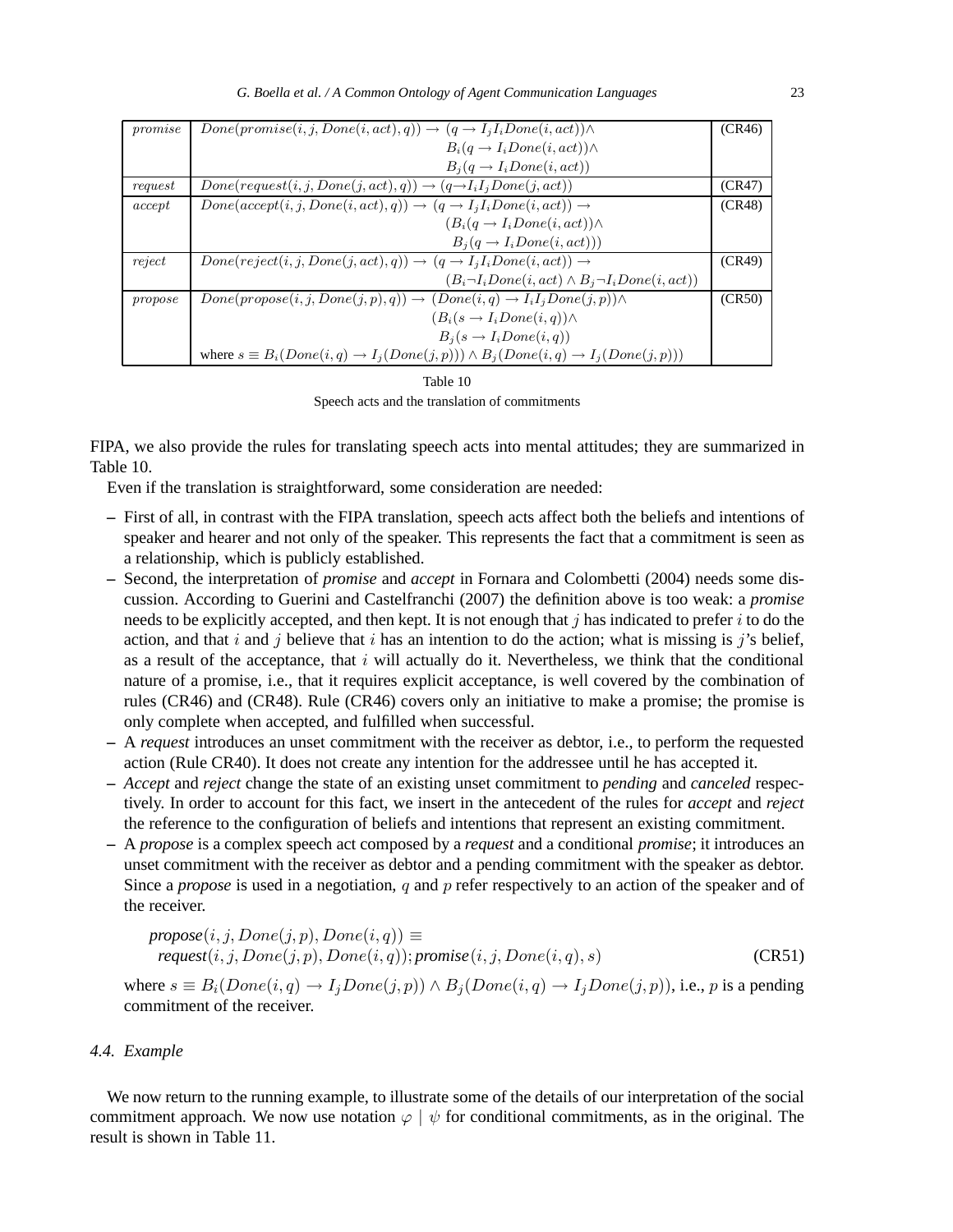| | | |
|---|---|---|
| $promise$ | $Done(promise(i,j,Done(i,act),q)) \rightarrow (q \rightarrow I_j I_i Done(i,act)) \wedge$ $B_i(q \rightarrow I_i Done(i,act)) \wedge$ $B_j(q \rightarrow I_i Done(i,act))$ | (CR46) |
| $request$ | $Done(request(i,j,Done(j,act),q)) \rightarrow (q \rightarrow I_i I_j Done(j,act))$ | (CR47) |
| $accept$ | $Done(accept(i,j,Done(i,act),q)) \rightarrow (q \rightarrow I_j I_i Done(i,act)) \rightarrow$ $(B_i(q \rightarrow I_i Done(i,act)) \wedge$ $B_j(q \rightarrow I_i Done(i,act)))$ | (CR48) |
| $reject$ | $Done(reject(i,j,Done(j,act),q)) \rightarrow (q \rightarrow I_j I_i Done(i,act)) \rightarrow$ $(B_i \neg I_i Done(i,act) \wedge B_j \neg I_i Done(i,act))$ | (CR49) |
| $propose$ | $Done(propose(i,j,Done(j,p),q)) \rightarrow (Done(i,q) \rightarrow I_i I_j Done(j,p)) \wedge$ $(B_i(s \rightarrow I_i Done(i,q)) \wedge$ $B_j(s \rightarrow I_i Done(i,q))$ where $s \equiv B_i(Done(i,q) \rightarrow I_j(Done(j,p))) \wedge B_j(Done(i,q) \rightarrow I_j(Done(j,p)))$ | (CR50) |

Table 10

Speech acts and the translation of commitments

FIPA, we also provide the rules for translating speech acts into mental attitudes; they are summarized in Table 10.

Even if the translation is straightforward, some consideration are needed:

- First of all, in contrast with the FIPA translation, speech acts affect both the beliefs and intentions of speaker and hearer and not only of the speaker. This represents the fact that a commitment is seen as a relationship, which is publicly established.
- Second, the interpretation of *promise* and *accept* in Fornara and Colombetti (2004) needs some discussion. According to Guerini and Castelfranchi (2007) the definition above is too weak: a *promise* needs to be explicitly accepted, and then kept. It is not enough that $j$ has indicated to prefer $i$ to do the action, and that $i$ and $j$ believe that $i$ has an intention to do the action; what is missing is $j$'s belief, as a result of the acceptance, that $i$ will actually do it. Nevertheless, we think that the conditional nature of a promise, i.e., that it requires explicit acceptance, is well covered by the combination of rules (CR46) and (CR48). Rule (CR46) covers only an initiative to make a promise; the promise is only complete when accepted, and fulfilled when successful.
- A *request* introduces an unset commitment with the receiver as debtor, i.e., to perform the requested action (Rule CR40). It does not create any intention for the addressee until he has accepted it.
- *Accept* and *reject* change the state of an existing unset commitment to *pending* and *canceled* respectively. In order to account for this fact, we insert in the antecedent of the rules for *accept* and *reject* the reference to the configuration of beliefs and intentions that represent an existing commitment.
- A *propose* is a complex speech act composed by a *request* and a conditional *promise*; it introduces an unset commitment with the receiver as debtor and a pending commitment with the speaker as debtor. Since a *propose* is used in a negotiation, $q$ and $p$ refer respectively to an action of the speaker and of the receiver.

$$\textit{propose}(i,j,Done(j,p),Done(i,q)) \equiv \textit{request}(i,j,Done(j,p),Done(i,q)); \textit{promise}(i,j,Done(i,q),s) \quad \text{(CR51)}$$

where $s \equiv B_i(Done(i,q) \rightarrow I_j Done(j,p)) \wedge B_j(Done(i,q) \rightarrow I_j Done(j,p))$, i.e., $p$ is a pending commitment of the receiver.

### 4.4. Example

We now return to the running example, to illustrate some of the details of our interpretation of the social commitment approach. We now use notation $\varphi \mid \psi$ for conditional commitments, as in the original. The result is shown in Table 11.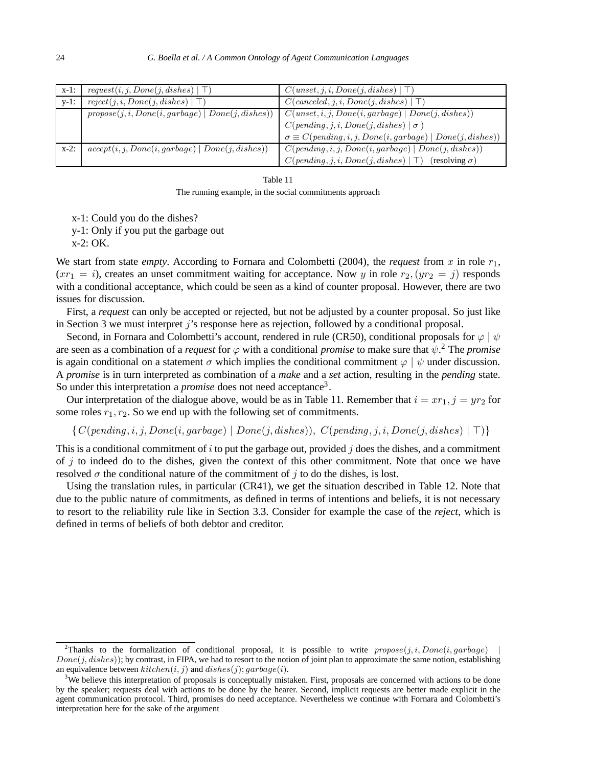| | | |
|---|---|---|
| x-1: | $request(i, j, Done(j, dishes) \mid \top)$ | $C(unset, j, i, Done(j, dishes) \mid \top)$ |
| y-1: | $reject(j, i, Done(j, dishes) \mid \top)$ | $C(canceled, j, i, Done(j, dishes) \mid \top)$ |
| | $propose(j, i, Done(i, garbage) \mid Done(j, dishes))$ | $C(unset, i, j, Done(i, garbage) \mid Done(j, dishes))$ |
| | | $C(pending, j, i, Done(j, dishes) \mid \sigma\ )$ |
| | | $\sigma \equiv C(pending, i, j, Done(i, garbage) \mid Done(j, dishes))$ |
| x-2: | $accept(i, j, Done(i, garbage) \mid Done(j, dishes))$ | $C(pending, i, j, Done(i, garbage) \mid Done(j, dishes))$ |
| | | $C(pending, j, i, Done(j, dishes) \mid \top)$ (resolving $\sigma$) |

Table 11

The running example, in the social commitments approach

x-1: Could you do the dishes?
y-1: Only if you put the garbage out
x-2: OK.

We start from state *empty*. According to Fornara and Colombetti (2004), the ***request*** from $x$ in role $r_1$, ($xr_1 = i$), creates an unset commitment waiting for acceptance. Now $y$ in role $r_2, (yr_2 = j)$ responds with a conditional acceptance, which could be seen as a kind of counter proposal. However, there are two issues for discussion.

First, a ***request*** can only be accepted or rejected, but not be adjusted by a counter proposal. So just like in Section 3 we must interpret $j$'s response here as rejection, followed by a conditional proposal.

Second, in Fornara and Colombetti's account, rendered in rule (CR50), conditional proposals for $\varphi \mid \psi$ are seen as a combination of a ***request*** for $\varphi$ with a conditional ***promise*** to make sure that $\psi$.[2] The ***promise*** is again conditional on a statement $\sigma$ which implies the conditional commitment $\varphi \mid \psi$ under discussion. A ***promise*** is in turn interpreted as combination of a ***make*** and a ***set*** action, resulting in the *pending* state. So under this interpretation a ***promise*** does not need acceptance[3].

Our interpretation of the dialogue above, would be as in Table 11. Remember that $i = xr_1, j = yr_2$ for some roles $r_1, r_2$. So we end up with the following set of commitments.

$$\{C(pending, i, j, Done(i, garbage) \mid Done(j, dishes)),\ C(pending, j, i, Done(j, dishes) \mid \top)\}$$

This is a conditional commitment of $i$ to put the garbage out, provided $j$ does the dishes, and a commitment of $j$ to indeed do to the dishes, given the context of this other commitment. Note that once we have resolved $\sigma$ the conditional nature of the commitment of $j$ to do the dishes, is lost.

Using the translation rules, in particular (CR41), we get the situation described in Table 12. Note that due to the public nature of commitments, as defined in terms of intentions and beliefs, it is not necessary to resort to the reliability rule like in Section 3.3. Consider for example the case of the ***reject***, which is defined in terms of beliefs of both debtor and creditor.

[2]Thanks to the formalization of conditional proposal, it is possible to write $propose(j, i, Done(i, garbage) \mid Done(j, dishes))$; by contrast, in FIPA, we had to resort to the notion of joint plan to approximate the same notion, establishing an equivalence between $kitchen(i, j)$ and $dishes(j); garbage(i)$.

[3]We believe this interpretation of proposals is conceptually mistaken. First, proposals are concerned with actions to be done by the speaker; requests deal with actions to be done by the hearer. Second, implicit requests are better made explicit in the agent communication protocol. Third, promises do need acceptance. Nevertheless we continue with Fornara and Colombetti's interpretation here for the sake of the argument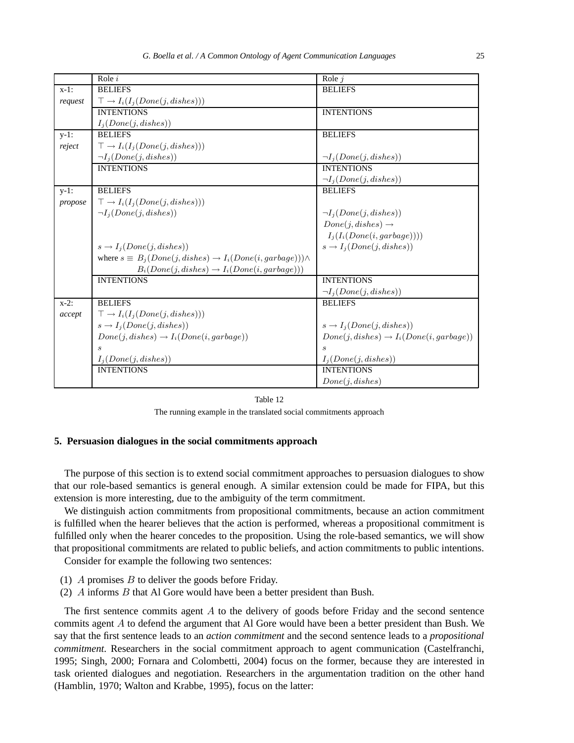| | Role $i$ | Role $j$ |
|---|---|---|
| x-1: | BELIEFS | BELIEFS |
| *request* | $\top \rightarrow I_i(I_j(Done(j, dishes)))$ | |
| | INTENTIONS | INTENTIONS |
| | $I_j(Done(j, dishes))$ | |
| y-1: | BELIEFS | BELIEFS |
| *reject* | $\top \rightarrow I_i(I_j(Done(j, dishes)))$ | |
| | $\neg I_j(Done(j, dishes))$ | $\neg I_j(Done(j, dishes))$ |
| | INTENTIONS | INTENTIONS |
| | | $\neg I_j(Done(j, dishes))$ |
| y-1: | BELIEFS | BELIEFS |
| *propose* | $\top \rightarrow I_i(I_j(Done(j, dishes)))$ | |
| | $\neg I_j(Done(j, dishes))$ | $\neg I_j(Done(j, dishes))$ |
| | | $Done(j, dishes) \rightarrow$ $I_j(I_i(Done(i, garbage))))$ |
| | $s \rightarrow I_j(Done(j, dishes))$ | $s \rightarrow I_j(Done(j, dishes))$ |
| | where $s \equiv B_j(Done(j, dishes) \rightarrow I_i(Done(i, garbage))) \wedge$ $B_i(Done(j, dishes) \rightarrow I_i(Done(i, garbage)))$ | |
| | INTENTIONS | INTENTIONS |
| | | $\neg I_j(Done(j, dishes))$ |
| x-2: | BELIEFS | BELIEFS |
| *accept* | $\top \rightarrow I_i(I_j(Done(j, dishes)))$ | |
| | $s \rightarrow I_j(Done(j, dishes))$ | $s \rightarrow I_j(Done(j, dishes))$ |
| | $Done(j, dishes) \rightarrow I_i(Done(i, garbage))$ | $Done(j, dishes) \rightarrow I_i(Done(i, garbage))$ |
| | $s$ | $s$ |
| | $I_j(Done(j, dishes))$ | $I_j(Done(j, dishes))$ |
| | INTENTIONS | INTENTIONS |
| | | $Done(j, dishes)$ |

Table 12

The running example in the translated social commitments approach

## 5. Persuasion dialogues in the social commitments approach

The purpose of this section is to extend social commitment approaches to persuasion dialogues to show that our role-based semantics is general enough. A similar extension could be made for FIPA, but this extension is more interesting, due to the ambiguity of the term commitment.

We distinguish action commitments from propositional commitments, because an action commitment is fulfilled when the hearer believes that the action is performed, whereas a propositional commitment is fulfilled only when the hearer concedes to the proposition. Using the role-based semantics, we will show that propositional commitments are related to public beliefs, and action commitments to public intentions.

Consider for example the following two sentences:

(1) $A$ promises $B$ to deliver the goods before Friday.
(2) $A$ informs $B$ that Al Gore would have been a better president than Bush.

The first sentence commits agent $A$ to the delivery of goods before Friday and the second sentence commits agent $A$ to defend the argument that Al Gore would have been a better president than Bush. We say that the first sentence leads to an *action commitment* and the second sentence leads to a *propositional commitment*. Researchers in the social commitment approach to agent communication (Castelfranchi, 1995; Singh, 2000; Fornara and Colombetti, 2004) focus on the former, because they are interested in task oriented dialogues and negotiation. Researchers in the argumentation tradition on the other hand (Hamblin, 1970; Walton and Krabbe, 1995), focus on the latter: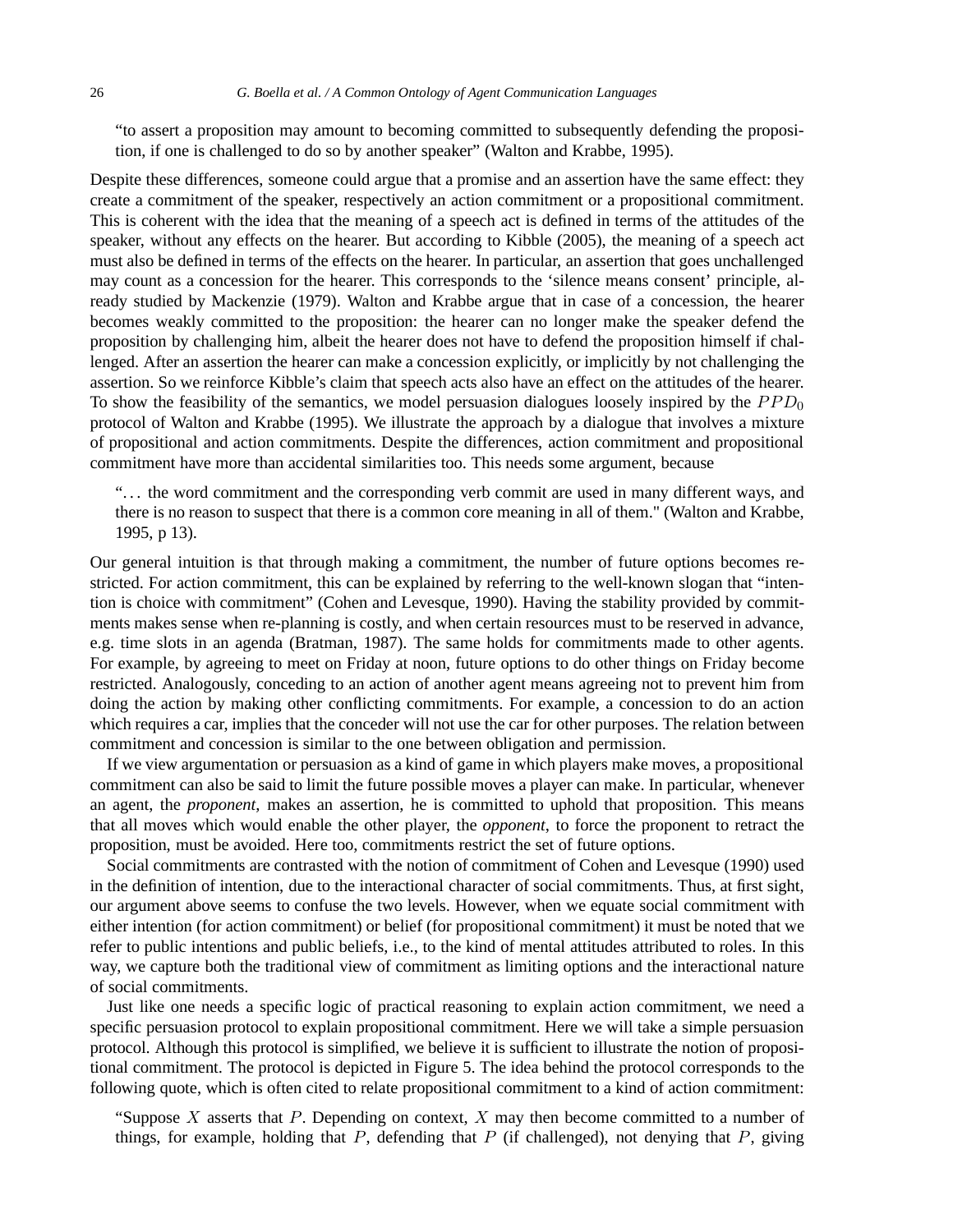> “to assert a proposition may amount to becoming committed to subsequently defending the proposition, if one is challenged to do so by another speaker” (Walton and Krabbe, 1995).

Despite these differences, someone could argue that a promise and an assertion have the same effect: they create a commitment of the speaker, respectively an action commitment or a propositional commitment. This is coherent with the idea that the meaning of a speech act is defined in terms of the attitudes of the speaker, without any effects on the hearer. But according to Kibble (2005), the meaning of a speech act must also be defined in terms of the effects on the hearer. In particular, an assertion that goes unchallenged may count as a concession for the hearer. This corresponds to the ‘silence means consent’ principle, already studied by Mackenzie (1979). Walton and Krabbe argue that in case of a concession, the hearer becomes weakly committed to the proposition: the hearer can no longer make the speaker defend the proposition by challenging him, albeit the hearer does not have to defend the proposition himself if challenged. After an assertion the hearer can make a concession explicitly, or implicitly by not challenging the assertion. So we reinforce Kibble’s claim that speech acts also have an effect on the attitudes of the hearer. To show the feasibility of the semantics, we model persuasion dialogues loosely inspired by the $PPD_0$ protocol of Walton and Krabbe (1995). We illustrate the approach by a dialogue that involves a mixture of propositional and action commitments. Despite the differences, action commitment and propositional commitment have more than accidental similarities too. This needs some argument, because

> “… the word commitment and the corresponding verb commit are used in many different ways, and there is no reason to suspect that there is a common core meaning in all of them." (Walton and Krabbe, 1995, p 13).

Our general intuition is that through making a commitment, the number of future options becomes restricted. For action commitment, this can be explained by referring to the well-known slogan that “intention is choice with commitment” (Cohen and Levesque, 1990). Having the stability provided by commitments makes sense when re-planning is costly, and when certain resources must to be reserved in advance, e.g. time slots in an agenda (Bratman, 1987). The same holds for commitments made to other agents. For example, by agreeing to meet on Friday at noon, future options to do other things on Friday become restricted. Analogously, conceding to an action of another agent means agreeing not to prevent him from doing the action by making other conflicting commitments. For example, a concession to do an action which requires a car, implies that the conceder will not use the car for other purposes. The relation between commitment and concession is similar to the one between obligation and permission.

If we view argumentation or persuasion as a kind of game in which players make moves, a propositional commitment can also be said to limit the future possible moves a player can make. In particular, whenever an agent, the *proponent*, makes an assertion, he is committed to uphold that proposition. This means that all moves which would enable the other player, the *opponent*, to force the proponent to retract the proposition, must be avoided. Here too, commitments restrict the set of future options.

Social commitments are contrasted with the notion of commitment of Cohen and Levesque (1990) used in the definition of intention, due to the interactional character of social commitments. Thus, at first sight, our argument above seems to confuse the two levels. However, when we equate social commitment with either intention (for action commitment) or belief (for propositional commitment) it must be noted that we refer to public intentions and public beliefs, i.e., to the kind of mental attitudes attributed to roles. In this way, we capture both the traditional view of commitment as limiting options and the interactional nature of social commitments.

Just like one needs a specific logic of practical reasoning to explain action commitment, we need a specific persuasion protocol to explain propositional commitment. Here we will take a simple persuasion protocol. Although this protocol is simplified, we believe it is sufficient to illustrate the notion of propositional commitment. The protocol is depicted in Figure 5. The idea behind the protocol corresponds to the following quote, which is often cited to relate propositional commitment to a kind of action commitment:

> “Suppose $X$ asserts that $P$. Depending on context, $X$ may then become committed to a number of things, for example, holding that $P$, defending that $P$ (if challenged), not denying that $P$, giving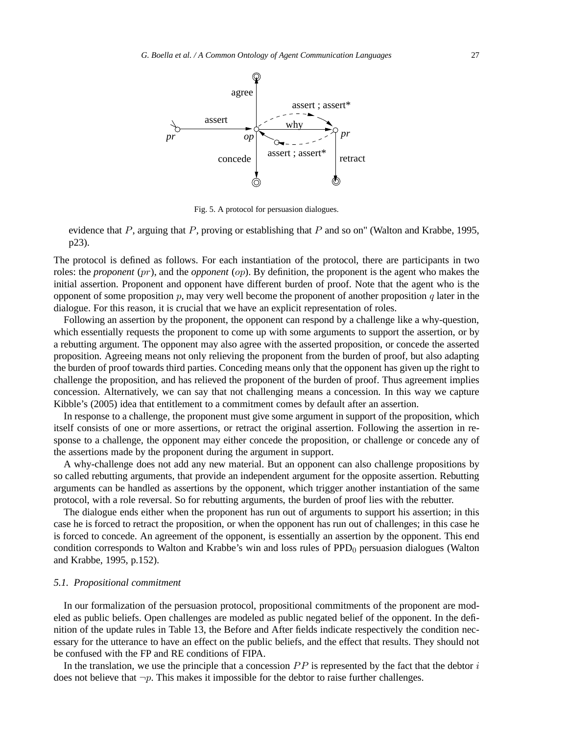Fig. 5. A protocol for persuasion dialogues.

evidence that $P$, arguing that $P$, proving or establishing that $P$ and so on" (Walton and Krabbe, 1995, p23).

The protocol is defined as follows. For each instantiation of the protocol, there are participants in two roles: the ***proponent*** ($pr$), and the ***opponent*** ($op$). By definition, the proponent is the agent who makes the initial assertion. Proponent and opponent have different burden of proof. Note that the agent who is the opponent of some proposition $p$, may very well become the proponent of another proposition $q$ later in the dialogue. For this reason, it is crucial that we have an explicit representation of roles.

Following an assertion by the proponent, the opponent can respond by a challenge like a why-question, which essentially requests the proponent to come up with some arguments to support the assertion, or by a rebutting argument. The opponent may also agree with the asserted proposition, or concede the asserted proposition. Agreeing means not only relieving the proponent from the burden of proof, but also adapting the burden of proof towards third parties. Conceding means only that the opponent has given up the right to challenge the proposition, and has relieved the proponent of the burden of proof. Thus agreement implies concession. Alternatively, we can say that not challenging means a concession. In this way we capture Kibble's (2005) idea that entitlement to a commitment comes by default after an assertion.

In response to a challenge, the proponent must give some argument in support of the proposition, which itself consists of one or more assertions, or retract the original assertion. Following the assertion in response to a challenge, the opponent may either concede the proposition, or challenge or concede any of the assertions made by the proponent during the argument in support.

A why-challenge does not add any new material. But an opponent can also challenge propositions by so called rebutting arguments, that provide an independent argument for the opposite assertion. Rebutting arguments can be handled as assertions by the opponent, which trigger another instantiation of the same protocol, with a role reversal. So for rebutting arguments, the burden of proof lies with the rebutter.

The dialogue ends either when the proponent has run out of arguments to support his assertion; in this case he is forced to retract the proposition, or when the opponent has run out of challenges; in this case he is forced to concede. An agreement of the opponent, is essentially an assertion by the opponent. This end condition corresponds to Walton and Krabbe's win and loss rules of $PPD_0$ persuasion dialogues (Walton and Krabbe, 1995, p.152).

### *5.1. Propositional commitment*

In our formalization of the persuasion protocol, propositional commitments of the proponent are modeled as public beliefs. Open challenges are modeled as public negated belief of the opponent. In the definition of the update rules in Table 13, the Before and After fields indicate respectively the condition necessary for the utterance to have an effect on the public beliefs, and the effect that results. They should not be confused with the FP and RE conditions of FIPA.

In the translation, we use the principle that a concession $PP$ is represented by the fact that the debtor $i$ does not believe that $\neg p$. This makes it impossible for the debtor to raise further challenges.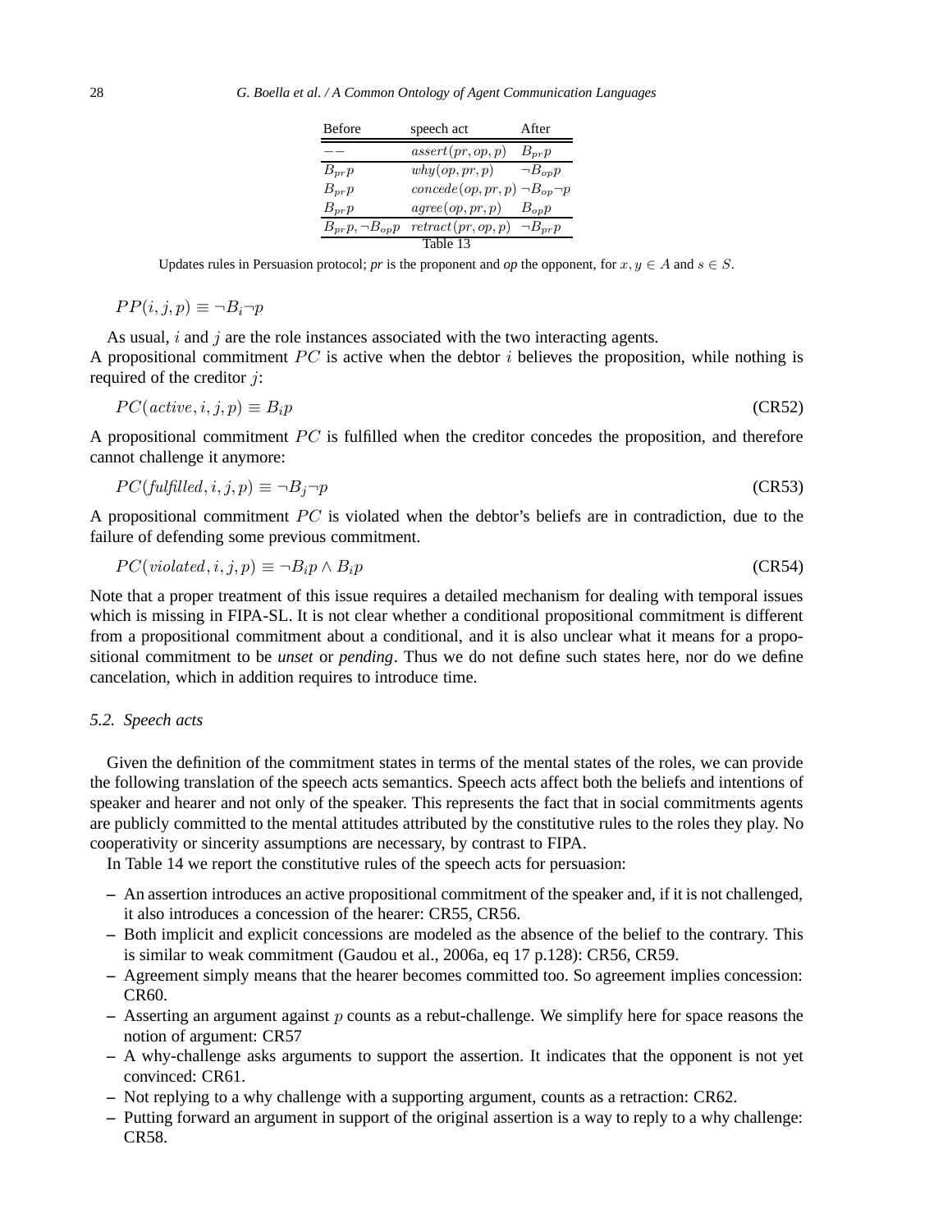| Before | speech act | After |
|---|---|---|
| $--$ | $assert(pr, op, p)$ | $B_{pr}p$ |
| $B_{pr}p$ | $why(op, pr, p)$ | $\neg B_{op}p$ |
| $B_{pr}p$ | $concede(op, pr, p)$ | $\neg B_{op}\neg p$ |
| $B_{pr}p$ | $agree(op, pr, p)$ | $B_{op}p$ |
| $B_{pr}p, \neg B_{op}p$ | $retract(pr, op, p)$ | $\neg B_{pr}p$ |

Table 13

Updates rules in Persuasion protocol; *pr* is the proponent and *op* the opponent, for $x, y \in A$ and $s \in S$.

$$PP(i, j, p) \equiv \neg B_i \neg p$$

As usual, $i$ and $j$ are the role instances associated with the two interacting agents.
A propositional commitment $PC$ is active when the debtor $i$ believes the proposition, while nothing is required of the creditor $j$:

$$PC(active, i, j, p) \equiv B_i p \qquad \text{(CR52)}$$

A propositional commitment $PC$ is fulfilled when the creditor concedes the proposition, and therefore cannot challenge it anymore:

$$PC(fulfilled, i, j, p) \equiv \neg B_j \neg p \qquad \text{(CR53)}$$

A propositional commitment $PC$ is violated when the debtor's beliefs are in contradiction, due to the failure of defending some previous commitment.

$$PC(violated, i, j, p) \equiv \neg B_i p \wedge B_i p \qquad \text{(CR54)}$$

Note that a proper treatment of this issue requires a detailed mechanism for dealing with temporal issues which is missing in FIPA-SL. It is not clear whether a conditional propositional commitment is different from a propositional commitment about a conditional, and it is also unclear what it means for a propositional commitment to be *unset* or *pending*. Thus we do not define such states here, nor do we define cancelation, which in addition requires to introduce time.

### 5.2. Speech acts

Given the definition of the commitment states in terms of the mental states of the roles, we can provide the following translation of the speech acts semantics. Speech acts affect both the beliefs and intentions of speaker and hearer and not only of the speaker. This represents the fact that in social commitments agents are publicly committed to the mental attitudes attributed by the constitutive rules to the roles they play. No cooperativity or sincerity assumptions are necessary, by contrast to FIPA.

In Table 14 we report the constitutive rules of the speech acts for persuasion:

- An assertion introduces an active propositional commitment of the speaker and, if it is not challenged, it also introduces a concession of the hearer: CR55, CR56.
- Both implicit and explicit concessions are modeled as the absence of the belief to the contrary. This is similar to weak commitment (Gaudou et al., 2006a, eq 17 p.128): CR56, CR59.
- Agreement simply means that the hearer becomes committed too. So agreement implies concession: CR60.
- Asserting an argument against $p$ counts as a rebut-challenge. We simplify here for space reasons the notion of argument: CR57
- A why-challenge asks arguments to support the assertion. It indicates that the opponent is not yet convinced: CR61.
- Not replying to a why challenge with a supporting argument, counts as a retraction: CR62.
- Putting forward an argument in support of the original assertion is a way to reply to a why challenge: CR58.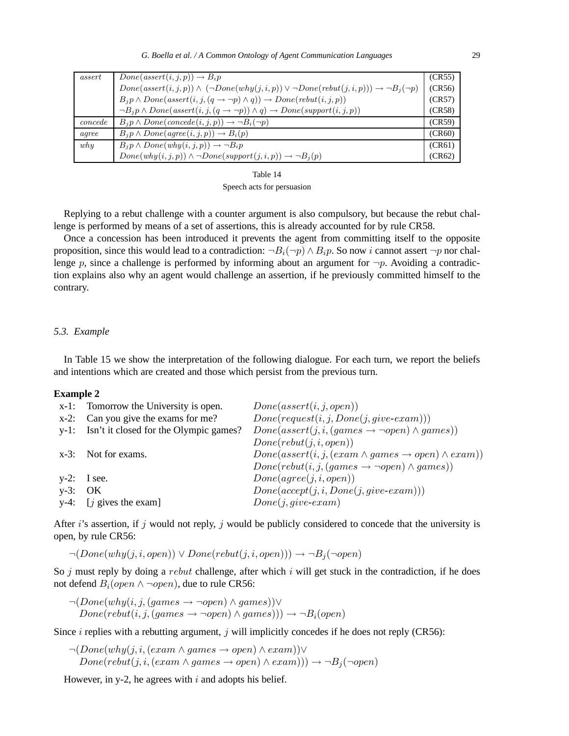| | | |
|---|---|---|
| *assert* | $Done(assert(i,j,p)) \rightarrow B_i p$ | (CR55) |
| | $Done(assert(i,j,p)) \wedge (\neg Done(why(j,i,p)) \vee \neg Done(rebut(j,i,p))) \rightarrow \neg B_j(\neg p)$ | (CR56) |
| | $B_j p \wedge Done(assert(i,j,(q \rightarrow \neg p) \wedge q)) \rightarrow Done(rebut(i,j,p))$ | (CR57) |
| | $\neg B_j p \wedge Done(assert(i,j,(q \rightarrow \neg p)) \wedge q) \rightarrow Done(support(i,j,p))$ | (CR58) |
| *concede* | $B_j p \wedge Done(concede(i,j,p)) \rightarrow \neg B_i(\neg p)$ | (CR59) |
| *agree* | $B_j p \wedge Done(agree(i,j,p)) \rightarrow B_i(p)$ | (CR60) |
| *why* | $B_j p \wedge Done(why(i,j,p)) \rightarrow \neg B_i p$ | (CR61) |
| | $Done(why(i,j,p)) \wedge \neg Done(support(j,i,p)) \rightarrow \neg B_j(p)$ | (CR62) |

Table 14

Speech acts for persuasion

Replying to a rebut challenge with a counter argument is also compulsory, but because the rebut challenge is performed by means of a set of assertions, this is already accounted for by rule CR58.

Once a concession has been introduced it prevents the agent from committing itself to the opposite proposition, since this would lead to a contradiction: $\neg B_i(\neg p) \wedge B_i p$. So now $i$ cannot assert $\neg p$ nor challenge $p$, since a challenge is performed by informing about an argument for $\neg p$. Avoiding a contradiction explains also why an agent would challenge an assertion, if he previously committed himself to the contrary.

### 5.3. Example

In Table 15 we show the interpretation of the following dialogue. For each turn, we report the beliefs and intentions which are created and those which persist from the previous turn.

**Example 2**

| | | |
|---|---|---|
| x-1: | Tomorrow the University is open. | $Done(assert(i,j,open))$ |
| x-2: | Can you give the exams for me? | $Done(request(i,j,Done(j,give\text{-}exam)))$ |
| y-1: | Isn't it closed for the Olympic games? | $Done(assert(j,i,(games \rightarrow \neg open) \wedge games))$ |
| | | $Done(rebut(j,i,open))$ |
| x-3: | Not for exams. | $Done(assert(i,j,(exam \wedge games \rightarrow open) \wedge exam))$ |
| | | $Done(rebut(i,j,(games \rightarrow \neg open) \wedge games))$ |
| y-2: | I see. | $Done(agree(j,i,open))$ |
| y-3: | OK | $Done(accept(j,i,Done(j,give\text{-}exam)))$ |
| y-4: | [$j$ gives the exam] | $Done(j,give\text{-}exam)$ |

After $i$'s assertion, if $j$ would not reply, $j$ would be publicly considered to concede that the university is open, by rule CR56:

$$\neg(Done(why(j,i,open)) \vee Done(rebut(j,i,open))) \rightarrow \neg B_j(\neg open)$$

So $j$ must reply by doing a $rebut$ challenge, after which $i$ will get stuck in the contradiction, if he does not defend $B_i(open \wedge \neg open)$, due to rule CR56:

$$\neg(Done(why(i,j,(games \rightarrow \neg open) \wedge games)) \vee Done(rebut(i,j,(games \rightarrow \neg open) \wedge games))) \rightarrow \neg B_i(open)$$

Since $i$ replies with a rebutting argument, $j$ will implicitly concedes if he does not reply (CR56):

$$\neg(Done(why(j,i,(exam \wedge games \rightarrow open) \wedge exam)) \vee Done(rebut(j,i,(exam \wedge games \rightarrow open) \wedge exam))) \rightarrow \neg B_j(\neg open)$$

However, in y-2, he agrees with $i$ and adopts his belief.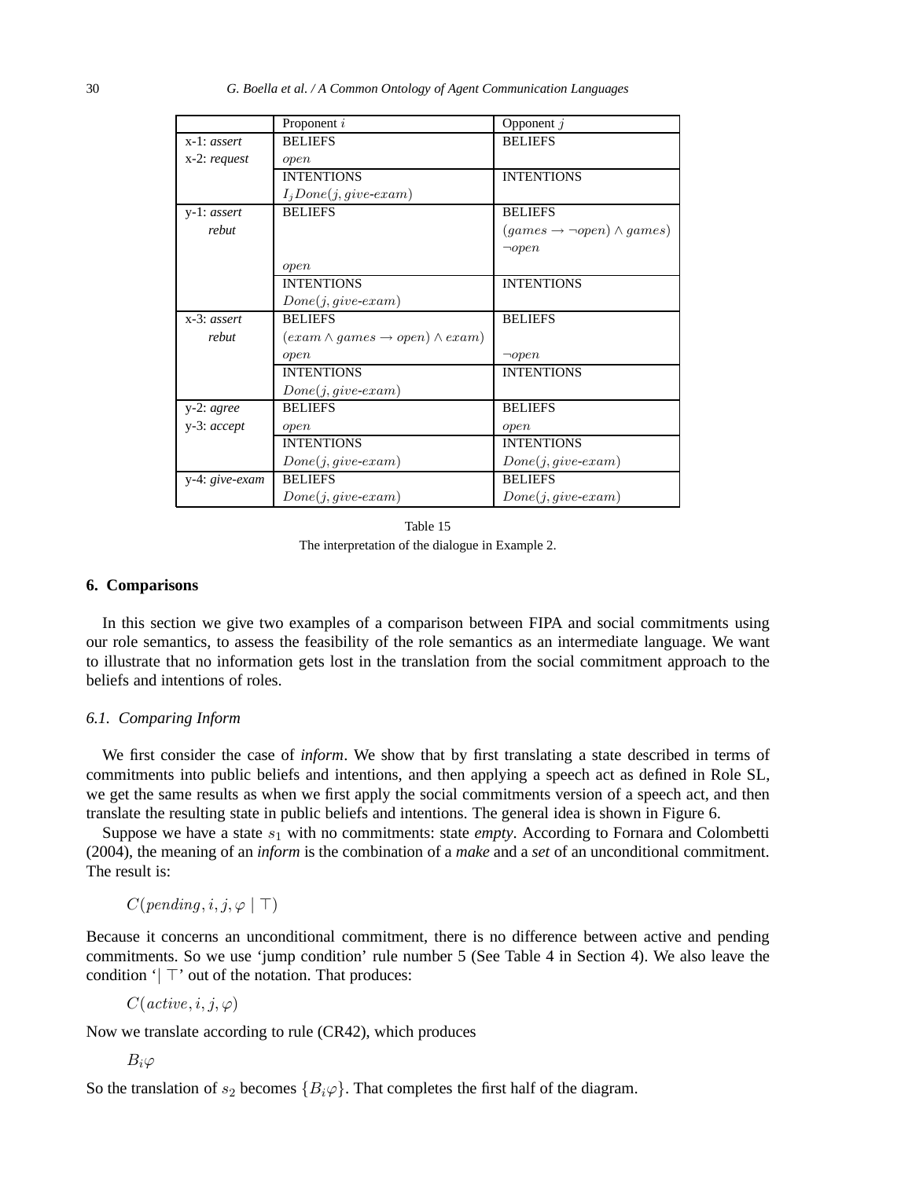|  | Proponent $i$ | Opponent $j$ |
|---|---|---|
| x-1: *assert* | BELIEFS | BELIEFS |
| x-2: *request* | $open$ |  |
|  | INTENTIONS | INTENTIONS |
|  | $I_j Done(j, give\text{-}exam)$ |  |
| y-1: *assert* | BELIEFS | BELIEFS |
| *rebut* |  | $(games \rightarrow \neg open) \wedge games)$ |
|  |  | $\neg open$ |
|  | $open$ |  |
|  | INTENTIONS | INTENTIONS |
|  | $Done(j, give\text{-}exam)$ |  |
| x-3: *assert* | BELIEFS | BELIEFS |
| *rebut* | $(exam \wedge games \rightarrow open) \wedge exam)$ |  |
|  | $open$ | $\neg open$ |
|  | INTENTIONS | INTENTIONS |
|  | $Done(j, give\text{-}exam)$ |  |
| y-2: *agree* | BELIEFS | BELIEFS |
| y-3: *accept* | $open$ | $open$ |
|  | INTENTIONS | INTENTIONS |
|  | $Done(j, give\text{-}exam)$ | $Done(j, give\text{-}exam)$ |
| y-4: *give-exam* | BELIEFS | BELIEFS |
|  | $Done(j, give\text{-}exam)$ | $Done(j, give\text{-}exam)$ |

Table 15

The interpretation of the dialogue in Example 2.

## 6. Comparisons

In this section we give two examples of a comparison between FIPA and social commitments using our role semantics, to assess the feasibility of the role semantics as an intermediate language. We want to illustrate that no information gets lost in the translation from the social commitment approach to the beliefs and intentions of roles.

### 6.1. Comparing Inform

We first consider the case of *inform*. We show that by first translating a state described in terms of commitments into public beliefs and intentions, and then applying a speech act as defined in Role SL, we get the same results as when we first apply the social commitments version of a speech act, and then translate the resulting state in public beliefs and intentions. The general idea is shown in Figure 6.

Suppose we have a state $s_1$ with no commitments: state *empty*. According to Fornara and Colombetti (2004), the meaning of an *inform* is the combination of a *make* and a *set* of an unconditional commitment. The result is:

$$C(pending, i, j, \varphi \mid \top)$$

Because it concerns an unconditional commitment, there is no difference between active and pending commitments. So we use 'jump condition' rule number 5 (See Table 4 in Section 4). We also leave the condition '$\mid \top$' out of the notation. That produces:

$$C(active, i, j, \varphi)$$

Now we translate according to rule (CR42), which produces

$$B_i \varphi$$

So the translation of $s_2$ becomes $\{B_i \varphi\}$. That completes the first half of the diagram.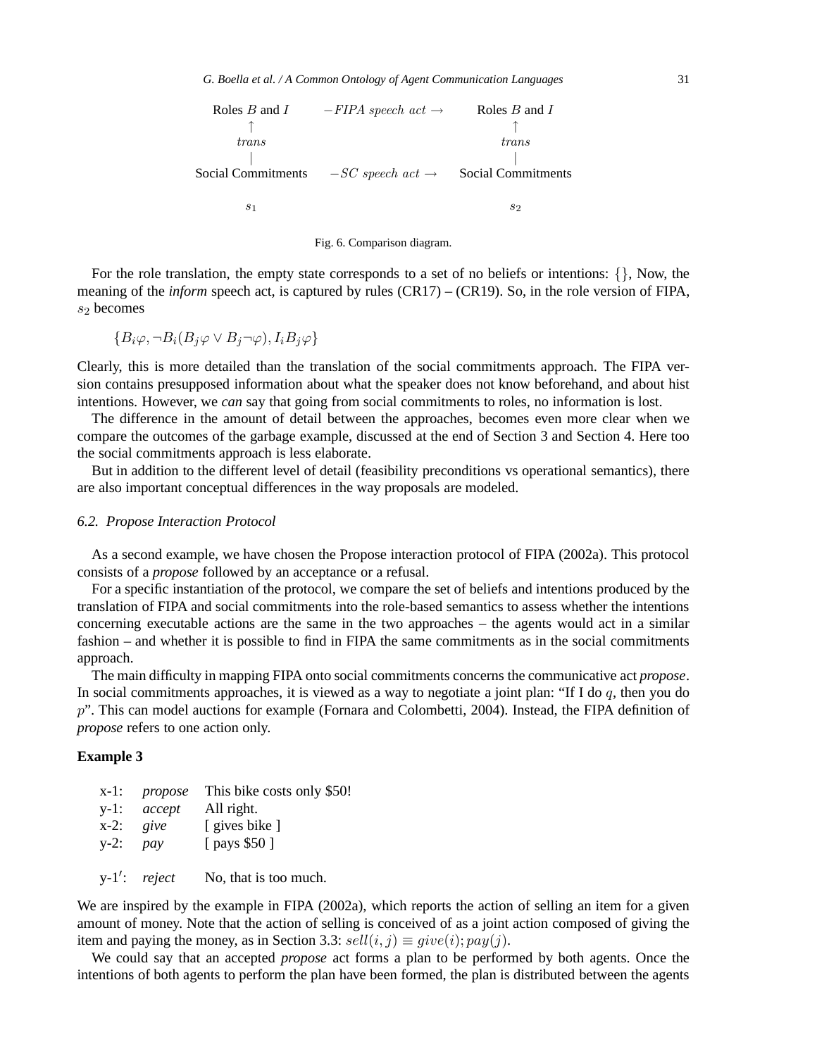| Roles $B$ and $I$ | $-FIPA\ speech\ act \rightarrow$ | Roles $B$ and $I$ |
|---|---|---|
| $\uparrow$ | | $\uparrow$ |
| $trans$ | | $trans$ |
| $\mid$ | | $\mid$ |
| Social Commitments | $-SC\ speech\ act \rightarrow$ | Social Commitments |
| $s_1$ | | $s_2$ |

Fig. 6. Comparison diagram.

For the role translation, the empty state corresponds to a set of no beliefs or intentions: $\{\}$, Now, the meaning of the *inform* speech act, is captured by rules (CR17) – (CR19). So, in the role version of FIPA, $s_2$ becomes

$$\{B_i\varphi, \neg B_i(B_j\varphi \vee B_j\neg\varphi), I_iB_j\varphi\}$$

Clearly, this is more detailed than the translation of the social commitments approach. The FIPA version contains presupposed information about what the speaker does not know beforehand, and about hist intentions. However, we *can* say that going from social commitments to roles, no information is lost.

The difference in the amount of detail between the approaches, becomes even more clear when we compare the outcomes of the garbage example, discussed at the end of Section 3 and Section 4. Here too the social commitments approach is less elaborate.

But in addition to the different level of detail (feasibility preconditions vs operational semantics), there are also important conceptual differences in the way proposals are modeled.

### *6.2. Propose Interaction Protocol*

As a second example, we have chosen the Propose interaction protocol of FIPA (2002a). This protocol consists of a *propose* followed by an acceptance or a refusal.

For a specific instantiation of the protocol, we compare the set of beliefs and intentions produced by the translation of FIPA and social commitments into the role-based semantics to assess whether the intentions concerning executable actions are the same in the two approaches – the agents would act in a similar fashion – and whether it is possible to find in FIPA the same commitments as in the social commitments approach.

The main difficulty in mapping FIPA onto social commitments concerns the communicative act *propose*. In social commitments approaches, it is viewed as a way to negotiate a joint plan: "If I do $q$, then you do $p$". This can model auctions for example (Fornara and Colombetti, 2004). Instead, the FIPA definition of *propose* refers to one action only.

**Example 3**

| | | |
|---|---|---|
| x-1: | *propose* | This bike costs only $50! |
| y-1: | *accept* | All right. |
| x-2: | *give* | [ gives bike ] |
| y-2: | *pay* | [ pays $50 ] |
| | | |
| y-1′: | *reject* | No, that is too much. |

We are inspired by the example in FIPA (2002a), which reports the action of selling an item for a given amount of money. Note that the action of selling is conceived of as a joint action composed of giving the item and paying the money, as in Section 3.3: $sell(i, j) \equiv give(i); pay(j)$.

We could say that an accepted *propose* act forms a plan to be performed by both agents. Once the intentions of both agents to perform the plan have been formed, the plan is distributed between the agents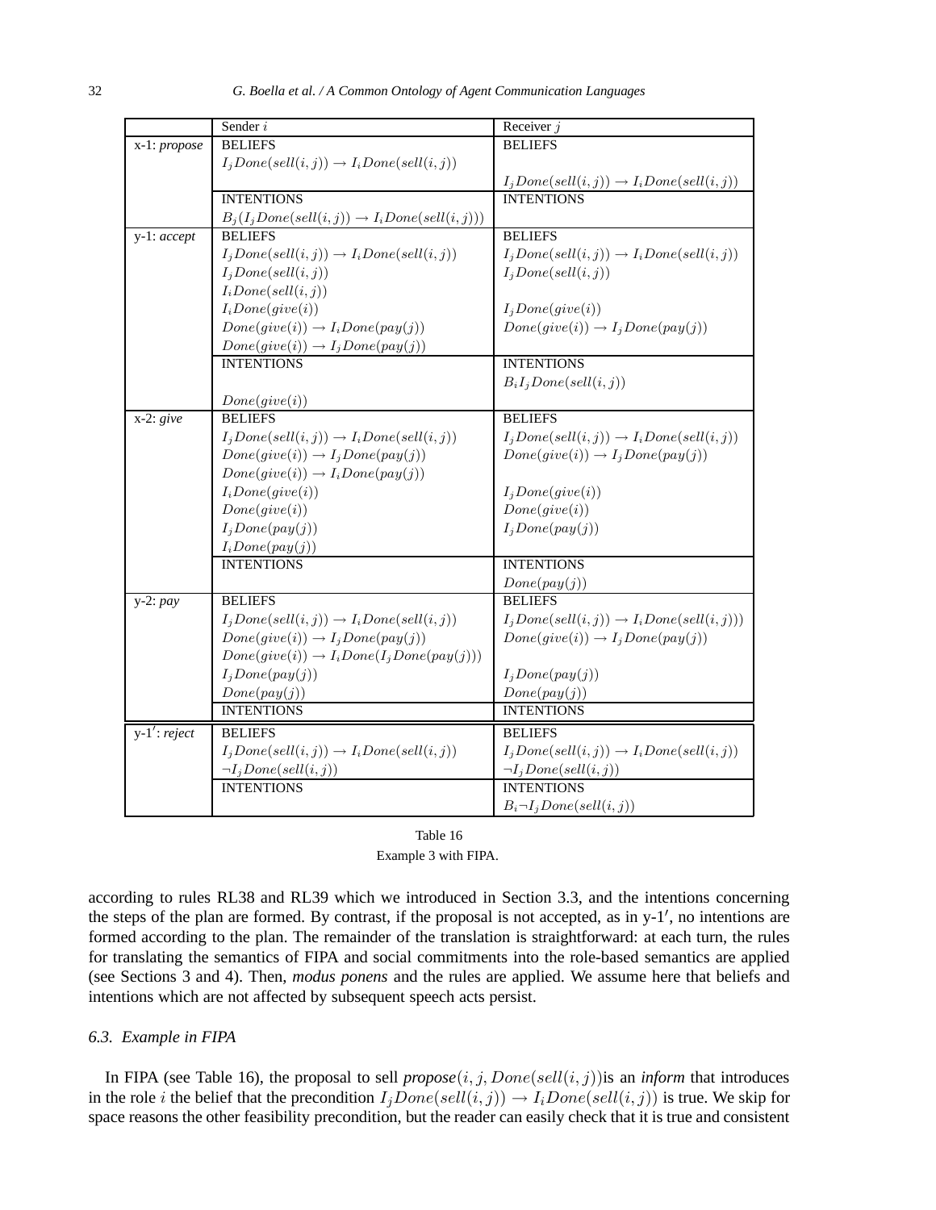| | Sender $i$ | Receiver $j$ |
|---|---|---|
| x-1: *propose* | BELIEFS | BELIEFS |
| | $I_j Done(sell(i,j)) \rightarrow I_i Done(sell(i,j))$ | |
| | | $I_j Done(sell(i,j)) \rightarrow I_i Done(sell(i,j))$ |
| | INTENTIONS | INTENTIONS |
| | $B_j(I_j Done(sell(i,j)) \rightarrow I_i Done(sell(i,j)))$ | |
| y-1: *accept* | BELIEFS | BELIEFS |
| | $I_j Done(sell(i,j)) \rightarrow I_i Done(sell(i,j))$ | $I_j Done(sell(i,j)) \rightarrow I_i Done(sell(i,j))$ |
| | $I_j Done(sell(i,j))$ | $I_j Done(sell(i,j))$ |
| | $I_i Done(sell(i,j))$ | |
| | $I_i Done(give(i))$ | $I_j Done(give(i))$ |
| | $Done(give(i)) \rightarrow I_i Done(pay(j))$ | $Done(give(i)) \rightarrow I_j Done(pay(j))$ |
| | $Done(give(i)) \rightarrow I_j Done(pay(j))$ | |
| | INTENTIONS | INTENTIONS |
| | | $B_i I_j Done(sell(i,j))$ |
| | $Done(give(i))$ | |
| x-2: *give* | BELIEFS | BELIEFS |
| | $I_j Done(sell(i,j)) \rightarrow I_i Done(sell(i,j))$ | $I_j Done(sell(i,j)) \rightarrow I_i Done(sell(i,j))$ |
| | $Done(give(i)) \rightarrow I_j Done(pay(j))$ | $Done(give(i)) \rightarrow I_j Done(pay(j))$ |
| | $Done(give(i)) \rightarrow I_i Done(pay(j))$ | |
| | $I_i Done(give(i))$ | $I_j Done(give(i))$ |
| | $Done(give(i))$ | $Done(give(i))$ |
| | $I_j Done(pay(j))$ | $I_j Done(pay(j))$ |
| | $I_i Done(pay(j))$ | |
| | INTENTIONS | INTENTIONS |
| | | $Done(pay(j))$ |
| y-2: *pay* | BELIEFS | BELIEFS |
| | $I_j Done(sell(i,j)) \rightarrow I_i Done(sell(i,j))$ | $I_j Done(sell(i,j)) \rightarrow I_i Done(sell(i,j)))$ |
| | $Done(give(i)) \rightarrow I_j Done(pay(j))$ | $Done(give(i)) \rightarrow I_j Done(pay(j))$ |
| | $Done(give(i)) \rightarrow I_i Done(I_j Done(pay(j)))$ | |
| | $I_j Done(pay(j))$ | $I_j Done(pay(j))$ |
| | $Done(pay(j))$ | $Done(pay(j))$ |
| | INTENTIONS | INTENTIONS |
| y-1′: *reject* | BELIEFS | BELIEFS |
| | $I_j Done(sell(i,j)) \rightarrow I_i Done(sell(i,j))$ | $I_j Done(sell(i,j)) \rightarrow I_i Done(sell(i,j))$ |
| | $\neg I_j Done(sell(i,j))$ | $\neg I_j Done(sell(i,j))$ |
| | INTENTIONS | INTENTIONS |
| | | $B_i \neg I_j Done(sell(i,j))$ |

Table 16
Example 3 with FIPA.

according to rules RL38 and RL39 which we introduced in Section 3.3, and the intentions concerning the steps of the plan are formed. By contrast, if the proposal is not accepted, as in y-1′, no intentions are formed according to the plan. The remainder of the translation is straightforward: at each turn, the rules for translating the semantics of FIPA and social commitments into the role-based semantics are applied (see Sections 3 and 4). Then, *modus ponens* and the rules are applied. We assume here that beliefs and intentions which are not affected by subsequent speech acts persist.

### 6.3. Example in FIPA

In FIPA (see Table 16), the proposal to sell *propose*$(i, j, Done(sell(i,j))$is an *inform* that introduces in the role $i$ the belief that the precondition $I_j Done(sell(i,j)) \rightarrow I_i Done(sell(i,j))$ is true. We skip for space reasons the other feasibility precondition, but the reader can easily check that it is true and consistent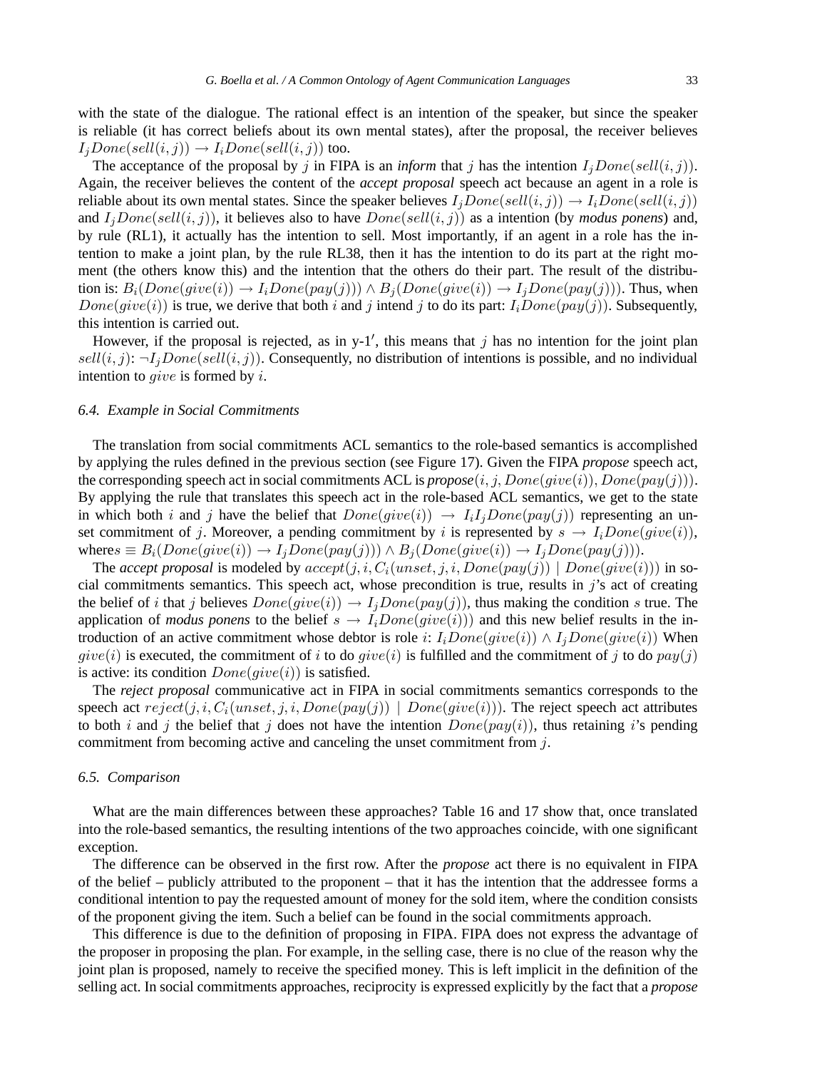with the state of the dialogue. The rational effect is an intention of the speaker, but since the speaker is reliable (it has correct beliefs about its own mental states), after the proposal, the receiver believes $I_j Done(sell(i,j)) \rightarrow I_i Done(sell(i,j))$ too.

The acceptance of the proposal by $j$ in FIPA is an *inform* that $j$ has the intention $I_j Done(sell(i,j))$. Again, the receiver believes the content of the *accept proposal* speech act because an agent in a role is reliable about its own mental states. Since the speaker believes $I_j Done(sell(i,j)) \rightarrow I_i Done(sell(i,j))$ and $I_j Done(sell(i,j))$, it believes also to have $Done(sell(i,j))$ as a intention (by *modus ponens*) and, by rule (RL1), it actually has the intention to sell. Most importantly, if an agent in a role has the intention to make a joint plan, by the rule RL38, then it has the intention to do its part at the right moment (the others know this) and the intention that the others do their part. The result of the distribution is: $B_i(Done(give(i)) \rightarrow I_i Done(pay(j))) \wedge B_j(Done(give(i)) \rightarrow I_j Done(pay(j)))$. Thus, when $Done(give(i))$ is true, we derive that both $i$ and $j$ intend $j$ to do its part: $I_i Done(pay(j))$. Subsequently, this intention is carried out.

However, if the proposal is rejected, as in y-1$'$, this means that $j$ has no intention for the joint plan $sell(i,j)$: $\neg I_j Done(sell(i,j))$. Consequently, no distribution of intentions is possible, and no individual intention to $give$ is formed by $i$.

### 6.4. Example in Social Commitments

The translation from social commitments ACL semantics to the role-based semantics is accomplished by applying the rules defined in the previous section (see Figure 17). Given the FIPA *propose* speech act, the corresponding speech act in social commitments ACL is *propose*$(i, j, Done(give(i)), Done(pay(j)))$. By applying the rule that translates this speech act in the role-based ACL semantics, we get to the state in which both $i$ and $j$ have the belief that $Done(give(i)) \rightarrow I_i I_j Done(pay(j))$ representing an unset commitment of $j$. Moreover, a pending commitment by $i$ is represented by $s \rightarrow I_i Done(give(i))$, where$s \equiv B_i(Done(give(i)) \rightarrow I_j Done(pay(j))) \wedge B_j(Done(give(i)) \rightarrow I_j Done(pay(j)))$.

The *accept proposal* is modeled by $accept(j, i, C_i(unset, j, i, Done(pay(j)) \mid Done(give(i)))$ in social commitments semantics. This speech act, whose precondition is true, results in $j$'s act of creating the belief of $i$ that $j$ believes $Done(give(i)) \rightarrow I_j Done(pay(j))$, thus making the condition $s$ true. The application of *modus ponens* to the belief $s \rightarrow I_i Done(give(i)))$ and this new belief results in the introduction of an active commitment whose debtor is role $i$: $I_i Done(give(i)) \wedge I_j Done(give(i))$ When $give(i)$ is executed, the commitment of $i$ to do $give(i)$ is fulfilled and the commitment of $j$ to do $pay(j)$ is active: its condition $Done(give(i))$ is satisfied.

The *reject proposal* communicative act in FIPA in social commitments semantics corresponds to the speech act $reject(j, i, C_i(unset, j, i, Done(pay(j)) \mid Done(give(i)))$. The reject speech act attributes to both $i$ and $j$ the belief that $j$ does not have the intention $Done(pay(i))$, thus retaining $i$'s pending commitment from becoming active and canceling the unset commitment from $j$.

### 6.5. Comparison

What are the main differences between these approaches? Table 16 and 17 show that, once translated into the role-based semantics, the resulting intentions of the two approaches coincide, with one significant exception.

The difference can be observed in the first row. After the *propose* act there is no equivalent in FIPA of the belief – publicly attributed to the proponent – that it has the intention that the addressee forms a conditional intention to pay the requested amount of money for the sold item, where the condition consists of the proponent giving the item. Such a belief can be found in the social commitments approach.

This difference is due to the definition of proposing in FIPA. FIPA does not express the advantage of the proposer in proposing the plan. For example, in the selling case, there is no clue of the reason why the joint plan is proposed, namely to receive the specified money. This is left implicit in the definition of the selling act. In social commitments approaches, reciprocity is expressed explicitly by the fact that a *propose*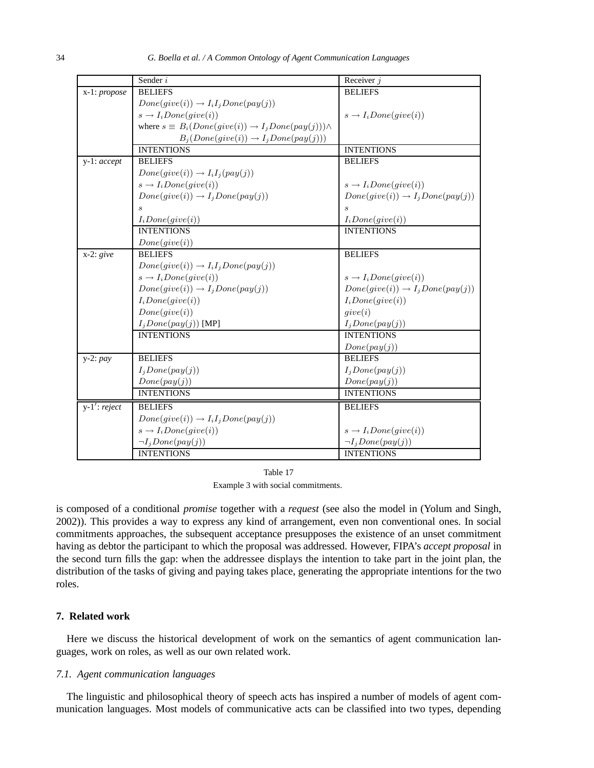| | Sender $i$ | Receiver $j$ |
|---|---|---|
| x-1: *propose* | BELIEFS | BELIEFS |
| | $Done(give(i)) \rightarrow I_i I_j Done(pay(j))$ | |
| | $s \rightarrow I_i Done(give(i))$ | $s \rightarrow I_i Done(give(i))$ |
| | where $s \equiv B_i(Done(give(i)) \rightarrow I_j Done(pay(j))) \wedge$ | |
| | $B_j(Done(give(i)) \rightarrow I_j Done(pay(j)))$ | |
| | INTENTIONS | INTENTIONS |
| y-1: *accept* | BELIEFS | BELIEFS |
| | $Done(give(i)) \rightarrow I_i I_j (pay(j))$ | |
| | $s \rightarrow I_i Done(give(i))$ | $s \rightarrow I_i Done(give(i))$ |
| | $Done(give(i)) \rightarrow I_j Done(pay(j))$ | $Done(give(i)) \rightarrow I_j Done(pay(j))$ |
| | $s$ | $s$ |
| | $I_i Done(give(i))$ | $I_i Done(give(i))$ |
| | INTENTIONS | INTENTIONS |
| | $Done(give(i))$ | |
| x-2: *give* | BELIEFS | BELIEFS |
| | $Done(give(i)) \rightarrow I_i I_j Done(pay(j))$ | |
| | $s \rightarrow I_i Done(give(i))$ | $s \rightarrow I_i Done(give(i))$ |
| | $Done(give(i)) \rightarrow I_j Done(pay(j))$ | $Done(give(i)) \rightarrow I_j Done(pay(j))$ |
| | $I_i Done(give(i))$ | $I_i Done(give(i))$ |
| | $Done(give(i))$ | $give(i)$ |
| | $I_j Done(pay(j))$ [MP] | $I_j Done(pay(j))$ |
| | INTENTIONS | INTENTIONS |
| | | $Done(pay(j))$ |
| y-2: *pay* | BELIEFS | BELIEFS |
| | $I_j Done(pay(j))$ | $I_j Done(pay(j))$ |
| | $Done(pay(j))$ | $Done(pay(j))$ |
| | INTENTIONS | INTENTIONS |
| y-1$'$: *reject* | BELIEFS | BELIEFS |
| | $Done(give(i)) \rightarrow I_i I_j Done(pay(j))$ | |
| | $s \rightarrow I_i Done(give(i))$ | $s \rightarrow I_i Done(give(i))$ |
| | $\neg I_j Done(pay(j))$ | $\neg I_j Done(pay(j))$ |
| | INTENTIONS | INTENTIONS |

Table 17

Example 3 with social commitments.

is composed of a conditional *promise* together with a *request* (see also the model in (Yolum and Singh, 2002)). This provides a way to express any kind of arrangement, even non conventional ones. In social commitments approaches, the subsequent acceptance presupposes the existence of an unset commitment having as debtor the participant to which the proposal was addressed. However, FIPA's *accept proposal* in the second turn fills the gap: when the addressee displays the intention to take part in the joint plan, the distribution of the tasks of giving and paying takes place, generating the appropriate intentions for the two roles.

## 7. Related work

Here we discuss the historical development of work on the semantics of agent communication languages, work on roles, as well as our own related work.

### 7.1. Agent communication languages

The linguistic and philosophical theory of speech acts has inspired a number of models of agent communication languages. Most models of communicative acts can be classified into two types, depending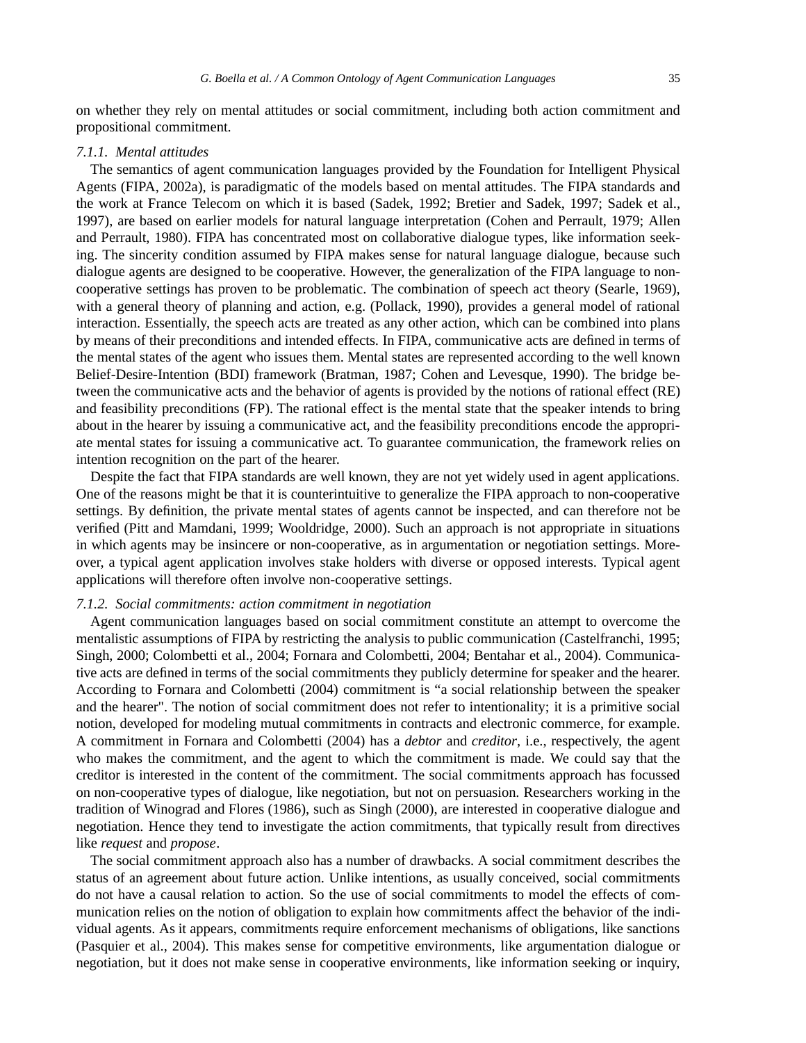on whether they rely on mental attitudes or social commitment, including both action commitment and propositional commitment.

#### *7.1.1. Mental attitudes*

The semantics of agent communication languages provided by the Foundation for Intelligent Physical Agents (FIPA, 2002a), is paradigmatic of the models based on mental attitudes. The FIPA standards and the work at France Telecom on which it is based (Sadek, 1992; Bretier and Sadek, 1997; Sadek et al., 1997), are based on earlier models for natural language interpretation (Cohen and Perrault, 1979; Allen and Perrault, 1980). FIPA has concentrated most on collaborative dialogue types, like information seeking. The sincerity condition assumed by FIPA makes sense for natural language dialogue, because such dialogue agents are designed to be cooperative. However, the generalization of the FIPA language to non-cooperative settings has proven to be problematic. The combination of speech act theory (Searle, 1969), with a general theory of planning and action, e.g. (Pollack, 1990), provides a general model of rational interaction. Essentially, the speech acts are treated as any other action, which can be combined into plans by means of their preconditions and intended effects. In FIPA, communicative acts are defined in terms of the mental states of the agent who issues them. Mental states are represented according to the well known Belief-Desire-Intention (BDI) framework (Bratman, 1987; Cohen and Levesque, 1990). The bridge between the communicative acts and the behavior of agents is provided by the notions of rational effect (RE) and feasibility preconditions (FP). The rational effect is the mental state that the speaker intends to bring about in the hearer by issuing a communicative act, and the feasibility preconditions encode the appropriate mental states for issuing a communicative act. To guarantee communication, the framework relies on intention recognition on the part of the hearer.

Despite the fact that FIPA standards are well known, they are not yet widely used in agent applications. One of the reasons might be that it is counterintuitive to generalize the FIPA approach to non-cooperative settings. By definition, the private mental states of agents cannot be inspected, and can therefore not be verified (Pitt and Mamdani, 1999; Wooldridge, 2000). Such an approach is not appropriate in situations in which agents may be insincere or non-cooperative, as in argumentation or negotiation settings. Moreover, a typical agent application involves stake holders with diverse or opposed interests. Typical agent applications will therefore often involve non-cooperative settings.

#### *7.1.2. Social commitments: action commitment in negotiation*

Agent communication languages based on social commitment constitute an attempt to overcome the mentalistic assumptions of FIPA by restricting the analysis to public communication (Castelfranchi, 1995; Singh, 2000; Colombetti et al., 2004; Fornara and Colombetti, 2004; Bentahar et al., 2004). Communicative acts are defined in terms of the social commitments they publicly determine for speaker and the hearer. According to Fornara and Colombetti (2004) commitment is “a social relationship between the speaker and the hearer". The notion of social commitment does not refer to intentionality; it is a primitive social notion, developed for modeling mutual commitments in contracts and electronic commerce, for example. A commitment in Fornara and Colombetti (2004) has a *debtor* and *creditor*, i.e., respectively, the agent who makes the commitment, and the agent to which the commitment is made. We could say that the creditor is interested in the content of the commitment. The social commitments approach has focussed on non-cooperative types of dialogue, like negotiation, but not on persuasion. Researchers working in the tradition of Winograd and Flores (1986), such as Singh (2000), are interested in cooperative dialogue and negotiation. Hence they tend to investigate the action commitments, that typically result from directives like *request* and *propose*.

The social commitment approach also has a number of drawbacks. A social commitment describes the status of an agreement about future action. Unlike intentions, as usually conceived, social commitments do not have a causal relation to action. So the use of social commitments to model the effects of communication relies on the notion of obligation to explain how commitments affect the behavior of the individual agents. As it appears, commitments require enforcement mechanisms of obligations, like sanctions (Pasquier et al., 2004). This makes sense for competitive environments, like argumentation dialogue or negotiation, but it does not make sense in cooperative environments, like information seeking or inquiry,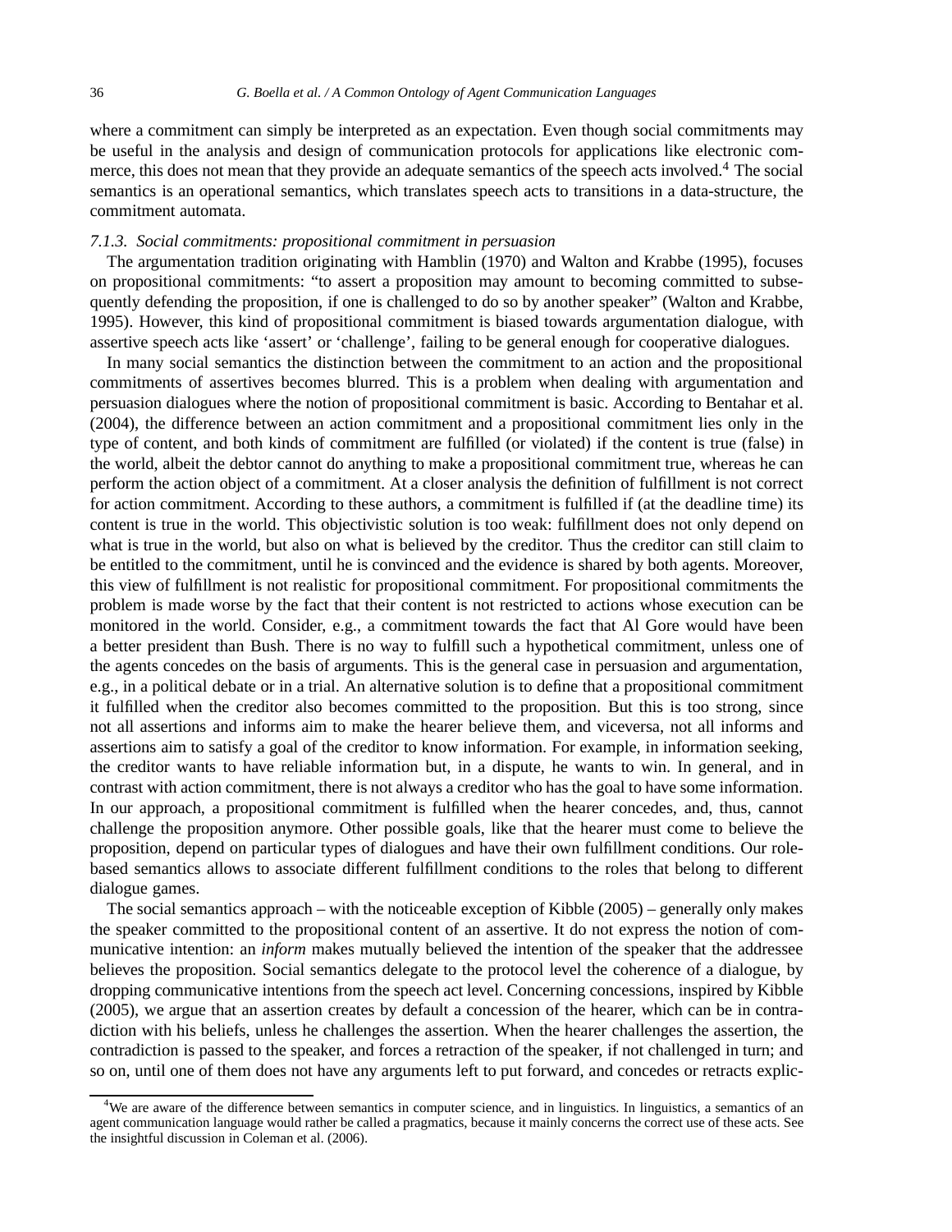where a commitment can simply be interpreted as an expectation. Even though social commitments may be useful in the analysis and design of communication protocols for applications like electronic commerce, this does not mean that they provide an adequate semantics of the speech acts involved.[4] The social semantics is an operational semantics, which translates speech acts to transitions in a data-structure, the commitment automata.

### *7.1.3. Social commitments: propositional commitment in persuasion*

The argumentation tradition originating with Hamblin (1970) and Walton and Krabbe (1995), focuses on propositional commitments: "to assert a proposition may amount to becoming committed to subsequently defending the proposition, if one is challenged to do so by another speaker" (Walton and Krabbe, 1995). However, this kind of propositional commitment is biased towards argumentation dialogue, with assertive speech acts like 'assert' or 'challenge', failing to be general enough for cooperative dialogues.

In many social semantics the distinction between the commitment to an action and the propositional commitments of assertives becomes blurred. This is a problem when dealing with argumentation and persuasion dialogues where the notion of propositional commitment is basic. According to Bentahar et al. (2004), the difference between an action commitment and a propositional commitment lies only in the type of content, and both kinds of commitment are fulfilled (or violated) if the content is true (false) in the world, albeit the debtor cannot do anything to make a propositional commitment true, whereas he can perform the action object of a commitment. At a closer analysis the definition of fulfillment is not correct for action commitment. According to these authors, a commitment is fulfilled if (at the deadline time) its content is true in the world. This objectivistic solution is too weak: fulfillment does not only depend on what is true in the world, but also on what is believed by the creditor. Thus the creditor can still claim to be entitled to the commitment, until he is convinced and the evidence is shared by both agents. Moreover, this view of fulfillment is not realistic for propositional commitment. For propositional commitments the problem is made worse by the fact that their content is not restricted to actions whose execution can be monitored in the world. Consider, e.g., a commitment towards the fact that Al Gore would have been a better president than Bush. There is no way to fulfill such a hypothetical commitment, unless one of the agents concedes on the basis of arguments. This is the general case in persuasion and argumentation, e.g., in a political debate or in a trial. An alternative solution is to define that a propositional commitment it fulfilled when the creditor also becomes committed to the proposition. But this is too strong, since not all assertions and informs aim to make the hearer believe them, and viceversa, not all informs and assertions aim to satisfy a goal of the creditor to know information. For example, in information seeking, the creditor wants to have reliable information but, in a dispute, he wants to win. In general, and in contrast with action commitment, there is not always a creditor who has the goal to have some information. In our approach, a propositional commitment is fulfilled when the hearer concedes, and, thus, cannot challenge the proposition anymore. Other possible goals, like that the hearer must come to believe the proposition, depend on particular types of dialogues and have their own fulfillment conditions. Our role-based semantics allows to associate different fulfillment conditions to the roles that belong to different dialogue games.

The social semantics approach – with the noticeable exception of Kibble (2005) – generally only makes the speaker committed to the propositional content of an assertive. It do not express the notion of communicative intention: an *inform* makes mutually believed the intention of the speaker that the addressee believes the proposition. Social semantics delegate to the protocol level the coherence of a dialogue, by dropping communicative intentions from the speech act level. Concerning concessions, inspired by Kibble (2005), we argue that an assertion creates by default a concession of the hearer, which can be in contradiction with his beliefs, unless he challenges the assertion. When the hearer challenges the assertion, the contradiction is passed to the speaker, and forces a retraction of the speaker, if not challenged in turn; and so on, until one of them does not have any arguments left to put forward, and concedes or retracts explic-

[4] We are aware of the difference between semantics in computer science, and in linguistics. In linguistics, a semantics of an agent communication language would rather be called a pragmatics, because it mainly concerns the correct use of these acts. See the insightful discussion in Coleman et al. (2006).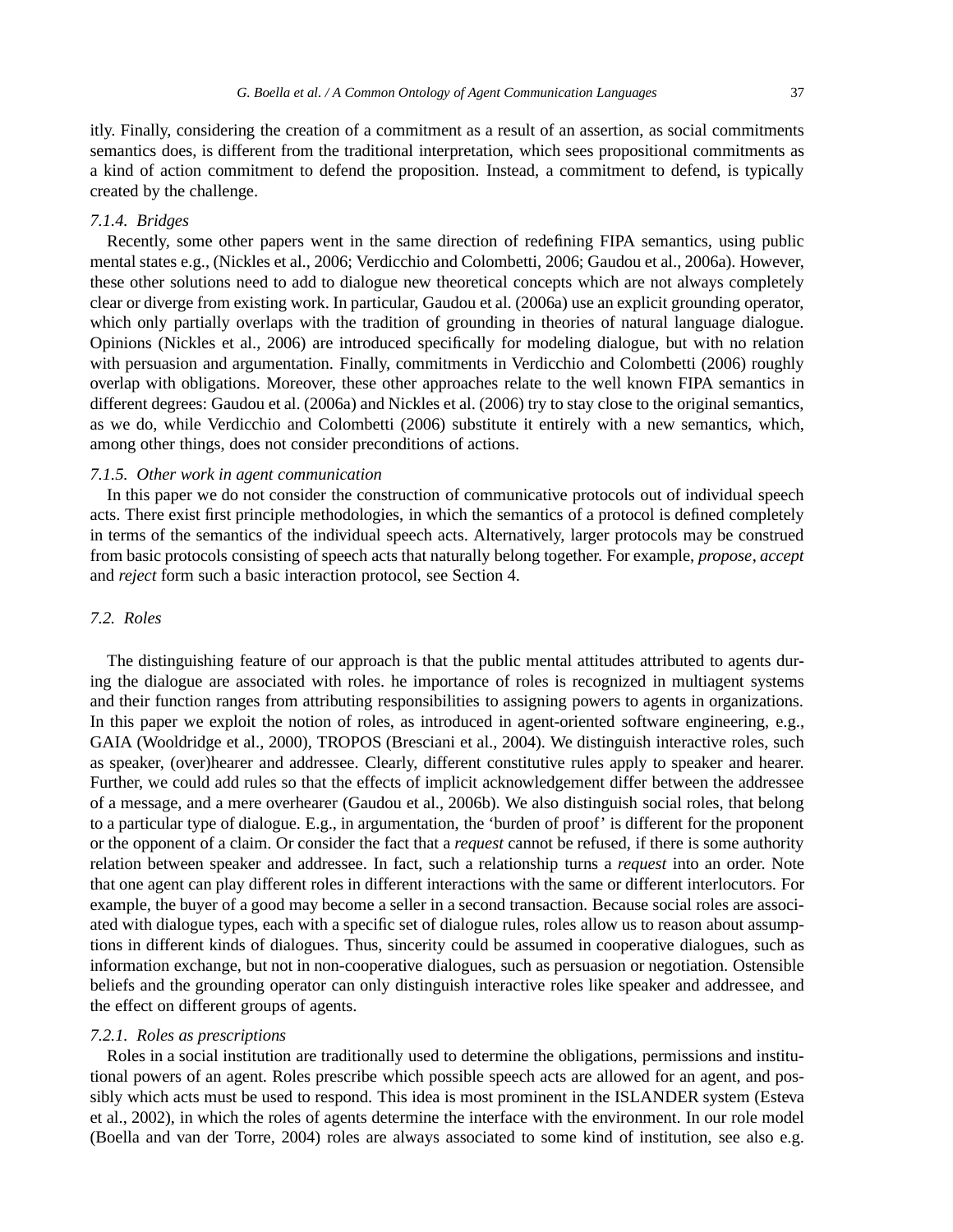itly. Finally, considering the creation of a commitment as a result of an assertion, as social commitments semantics does, is different from the traditional interpretation, which sees propositional commitments as a kind of action commitment to defend the proposition. Instead, a commitment to defend, is typically created by the challenge.

#### *7.1.4. Bridges*

Recently, some other papers went in the same direction of redefining FIPA semantics, using public mental states e.g., (Nickles et al., 2006; Verdicchio and Colombetti, 2006; Gaudou et al., 2006a). However, these other solutions need to add to dialogue new theoretical concepts which are not always completely clear or diverge from existing work. In particular, Gaudou et al. (2006a) use an explicit grounding operator, which only partially overlaps with the tradition of grounding in theories of natural language dialogue. Opinions (Nickles et al., 2006) are introduced specifically for modeling dialogue, but with no relation with persuasion and argumentation. Finally, commitments in Verdicchio and Colombetti (2006) roughly overlap with obligations. Moreover, these other approaches relate to the well known FIPA semantics in different degrees: Gaudou et al. (2006a) and Nickles et al. (2006) try to stay close to the original semantics, as we do, while Verdicchio and Colombetti (2006) substitute it entirely with a new semantics, which, among other things, does not consider preconditions of actions.

#### *7.1.5. Other work in agent communication*

In this paper we do not consider the construction of communicative protocols out of individual speech acts. There exist first principle methodologies, in which the semantics of a protocol is defined completely in terms of the semantics of the individual speech acts. Alternatively, larger protocols may be construed from basic protocols consisting of speech acts that naturally belong together. For example, *propose*, *accept* and *reject* form such a basic interaction protocol, see Section 4.

### *7.2. Roles*

The distinguishing feature of our approach is that the public mental attitudes attributed to agents during the dialogue are associated with roles. he importance of roles is recognized in multiagent systems and their function ranges from attributing responsibilities to assigning powers to agents in organizations. In this paper we exploit the notion of roles, as introduced in agent-oriented software engineering, e.g., GAIA (Wooldridge et al., 2000), TROPOS (Bresciani et al., 2004). We distinguish interactive roles, such as speaker, (over)hearer and addressee. Clearly, different constitutive rules apply to speaker and hearer. Further, we could add rules so that the effects of implicit acknowledgement differ between the addressee of a message, and a mere overhearer (Gaudou et al., 2006b). We also distinguish social roles, that belong to a particular type of dialogue. E.g., in argumentation, the 'burden of proof' is different for the proponent or the opponent of a claim. Or consider the fact that a *request* cannot be refused, if there is some authority relation between speaker and addressee. In fact, such a relationship turns a *request* into an order. Note that one agent can play different roles in different interactions with the same or different interlocutors. For example, the buyer of a good may become a seller in a second transaction. Because social roles are associated with dialogue types, each with a specific set of dialogue rules, roles allow us to reason about assumptions in different kinds of dialogues. Thus, sincerity could be assumed in cooperative dialogues, such as information exchange, but not in non-cooperative dialogues, such as persuasion or negotiation. Ostensible beliefs and the grounding operator can only distinguish interactive roles like speaker and addressee, and the effect on different groups of agents.

#### *7.2.1. Roles as prescriptions*

Roles in a social institution are traditionally used to determine the obligations, permissions and institutional powers of an agent. Roles prescribe which possible speech acts are allowed for an agent, and possibly which acts must be used to respond. This idea is most prominent in the ISLANDER system (Esteva et al., 2002), in which the roles of agents determine the interface with the environment. In our role model (Boella and van der Torre, 2004) roles are always associated to some kind of institution, see also e.g.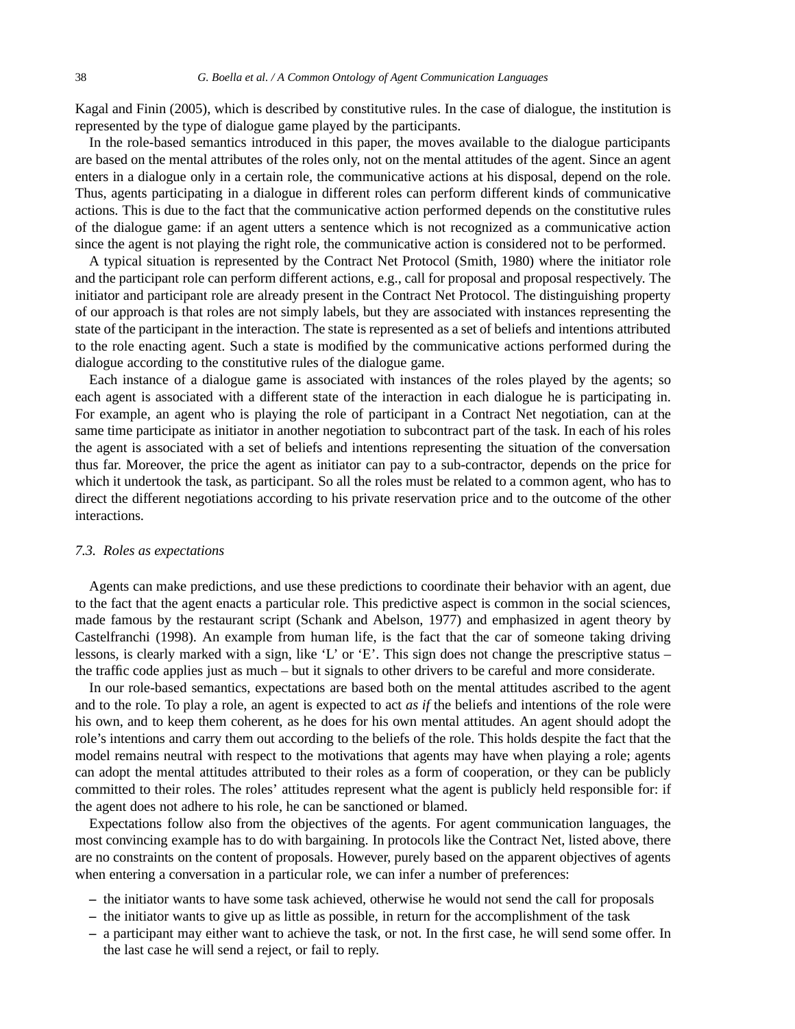Kagal and Finin (2005), which is described by constitutive rules. In the case of dialogue, the institution is represented by the type of dialogue game played by the participants.

In the role-based semantics introduced in this paper, the moves available to the dialogue participants are based on the mental attributes of the roles only, not on the mental attitudes of the agent. Since an agent enters in a dialogue only in a certain role, the communicative actions at his disposal, depend on the role. Thus, agents participating in a dialogue in different roles can perform different kinds of communicative actions. This is due to the fact that the communicative action performed depends on the constitutive rules of the dialogue game: if an agent utters a sentence which is not recognized as a communicative action since the agent is not playing the right role, the communicative action is considered not to be performed.

A typical situation is represented by the Contract Net Protocol (Smith, 1980) where the initiator role and the participant role can perform different actions, e.g., call for proposal and proposal respectively. The initiator and participant role are already present in the Contract Net Protocol. The distinguishing property of our approach is that roles are not simply labels, but they are associated with instances representing the state of the participant in the interaction. The state is represented as a set of beliefs and intentions attributed to the role enacting agent. Such a state is modified by the communicative actions performed during the dialogue according to the constitutive rules of the dialogue game.

Each instance of a dialogue game is associated with instances of the roles played by the agents; so each agent is associated with a different state of the interaction in each dialogue he is participating in. For example, an agent who is playing the role of participant in a Contract Net negotiation, can at the same time participate as initiator in another negotiation to subcontract part of the task. In each of his roles the agent is associated with a set of beliefs and intentions representing the situation of the conversation thus far. Moreover, the price the agent as initiator can pay to a sub-contractor, depends on the price for which it undertook the task, as participant. So all the roles must be related to a common agent, who has to direct the different negotiations according to his private reservation price and to the outcome of the other interactions.

### 7.3. Roles as expectations

Agents can make predictions, and use these predictions to coordinate their behavior with an agent, due to the fact that the agent enacts a particular role. This predictive aspect is common in the social sciences, made famous by the restaurant script (Schank and Abelson, 1977) and emphasized in agent theory by Castelfranchi (1998). An example from human life, is the fact that the car of someone taking driving lessons, is clearly marked with a sign, like 'L' or 'E'. This sign does not change the prescriptive status – the traffic code applies just as much – but it signals to other drivers to be careful and more considerate.

In our role-based semantics, expectations are based both on the mental attitudes ascribed to the agent and to the role. To play a role, an agent is expected to act *as if* the beliefs and intentions of the role were his own, and to keep them coherent, as he does for his own mental attitudes. An agent should adopt the role's intentions and carry them out according to the beliefs of the role. This holds despite the fact that the model remains neutral with respect to the motivations that agents may have when playing a role; agents can adopt the mental attitudes attributed to their roles as a form of cooperation, or they can be publicly committed to their roles. The roles' attitudes represent what the agent is publicly held responsible for: if the agent does not adhere to his role, he can be sanctioned or blamed.

Expectations follow also from the objectives of the agents. For agent communication languages, the most convincing example has to do with bargaining. In protocols like the Contract Net, listed above, there are no constraints on the content of proposals. However, purely based on the apparent objectives of agents when entering a conversation in a particular role, we can infer a number of preferences:

- the initiator wants to have some task achieved, otherwise he would not send the call for proposals
- the initiator wants to give up as little as possible, in return for the accomplishment of the task
- a participant may either want to achieve the task, or not. In the first case, he will send some offer. In the last case he will send a reject, or fail to reply.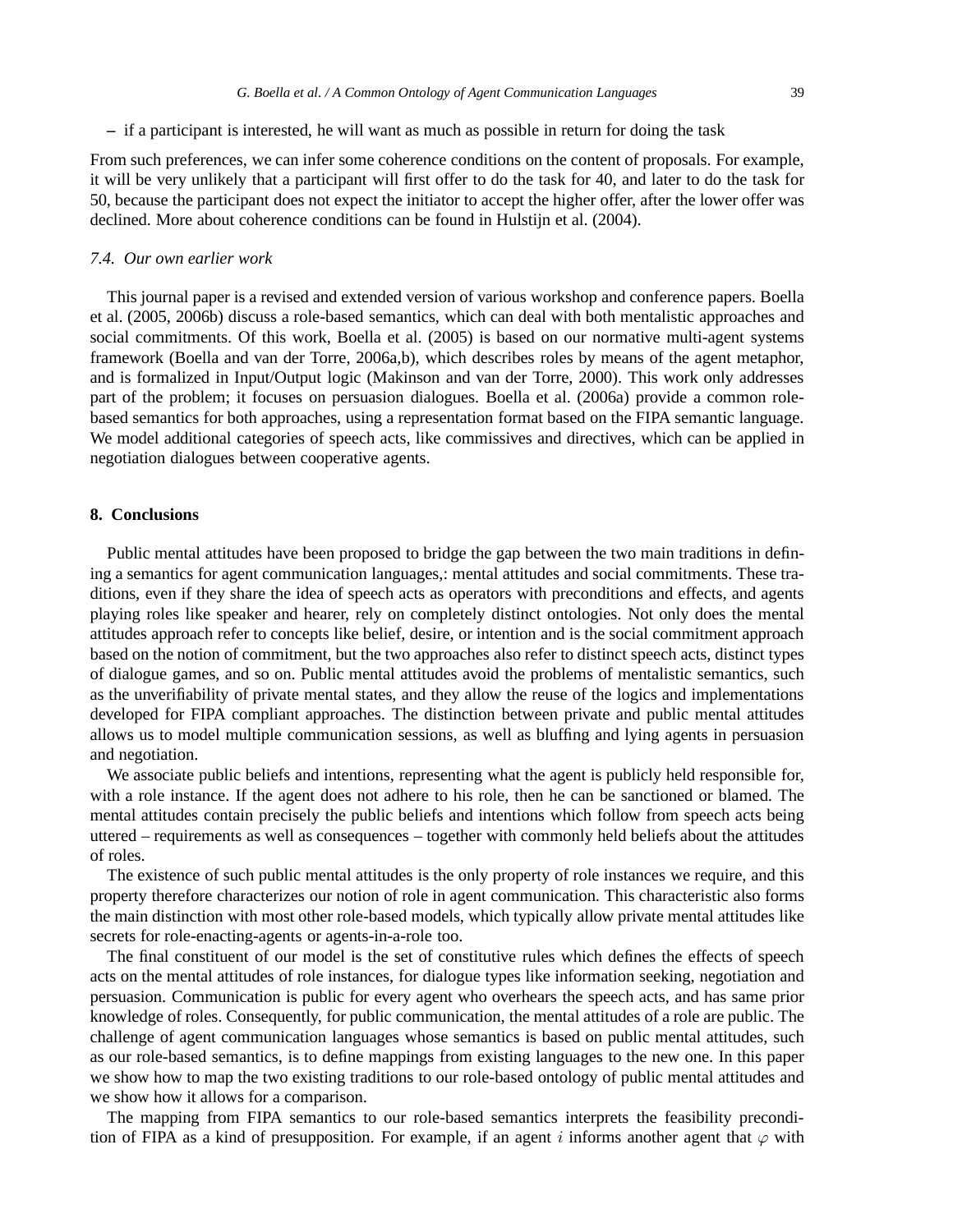– if a participant is interested, he will want as much as possible in return for doing the task

From such preferences, we can infer some coherence conditions on the content of proposals. For example, it will be very unlikely that a participant will first offer to do the task for 40, and later to do the task for 50, because the participant does not expect the initiator to accept the higher offer, after the lower offer was declined. More about coherence conditions can be found in Hulstijn et al. (2004).

### *7.4. Our own earlier work*

This journal paper is a revised and extended version of various workshop and conference papers. Boella et al. (2005, 2006b) discuss a role-based semantics, which can deal with both mentalistic approaches and social commitments. Of this work, Boella et al. (2005) is based on our normative multi-agent systems framework (Boella and van der Torre, 2006a,b), which describes roles by means of the agent metaphor, and is formalized in Input/Output logic (Makinson and van der Torre, 2000). This work only addresses part of the problem; it focuses on persuasion dialogues. Boella et al. (2006a) provide a common role-based semantics for both approaches, using a representation format based on the FIPA semantic language. We model additional categories of speech acts, like commissives and directives, which can be applied in negotiation dialogues between cooperative agents.

## 8. Conclusions

Public mental attitudes have been proposed to bridge the gap between the two main traditions in defining a semantics for agent communication languages,: mental attitudes and social commitments. These traditions, even if they share the idea of speech acts as operators with preconditions and effects, and agents playing roles like speaker and hearer, rely on completely distinct ontologies. Not only does the mental attitudes approach refer to concepts like belief, desire, or intention and is the social commitment approach based on the notion of commitment, but the two approaches also refer to distinct speech acts, distinct types of dialogue games, and so on. Public mental attitudes avoid the problems of mentalistic semantics, such as the unverifiability of private mental states, and they allow the reuse of the logics and implementations developed for FIPA compliant approaches. The distinction between private and public mental attitudes allows us to model multiple communication sessions, as well as bluffing and lying agents in persuasion and negotiation.

We associate public beliefs and intentions, representing what the agent is publicly held responsible for, with a role instance. If the agent does not adhere to his role, then he can be sanctioned or blamed. The mental attitudes contain precisely the public beliefs and intentions which follow from speech acts being uttered – requirements as well as consequences – together with commonly held beliefs about the attitudes of roles.

The existence of such public mental attitudes is the only property of role instances we require, and this property therefore characterizes our notion of role in agent communication. This characteristic also forms the main distinction with most other role-based models, which typically allow private mental attitudes like secrets for role-enacting-agents or agents-in-a-role too.

The final constituent of our model is the set of constitutive rules which defines the effects of speech acts on the mental attitudes of role instances, for dialogue types like information seeking, negotiation and persuasion. Communication is public for every agent who overhears the speech acts, and has same prior knowledge of roles. Consequently, for public communication, the mental attitudes of a role are public. The challenge of agent communication languages whose semantics is based on public mental attitudes, such as our role-based semantics, is to define mappings from existing languages to the new one. In this paper we show how to map the two existing traditions to our role-based ontology of public mental attitudes and we show how it allows for a comparison.

The mapping from FIPA semantics to our role-based semantics interprets the feasibility precondition of FIPA as a kind of presupposition. For example, if an agent $i$ informs another agent that $\varphi$ with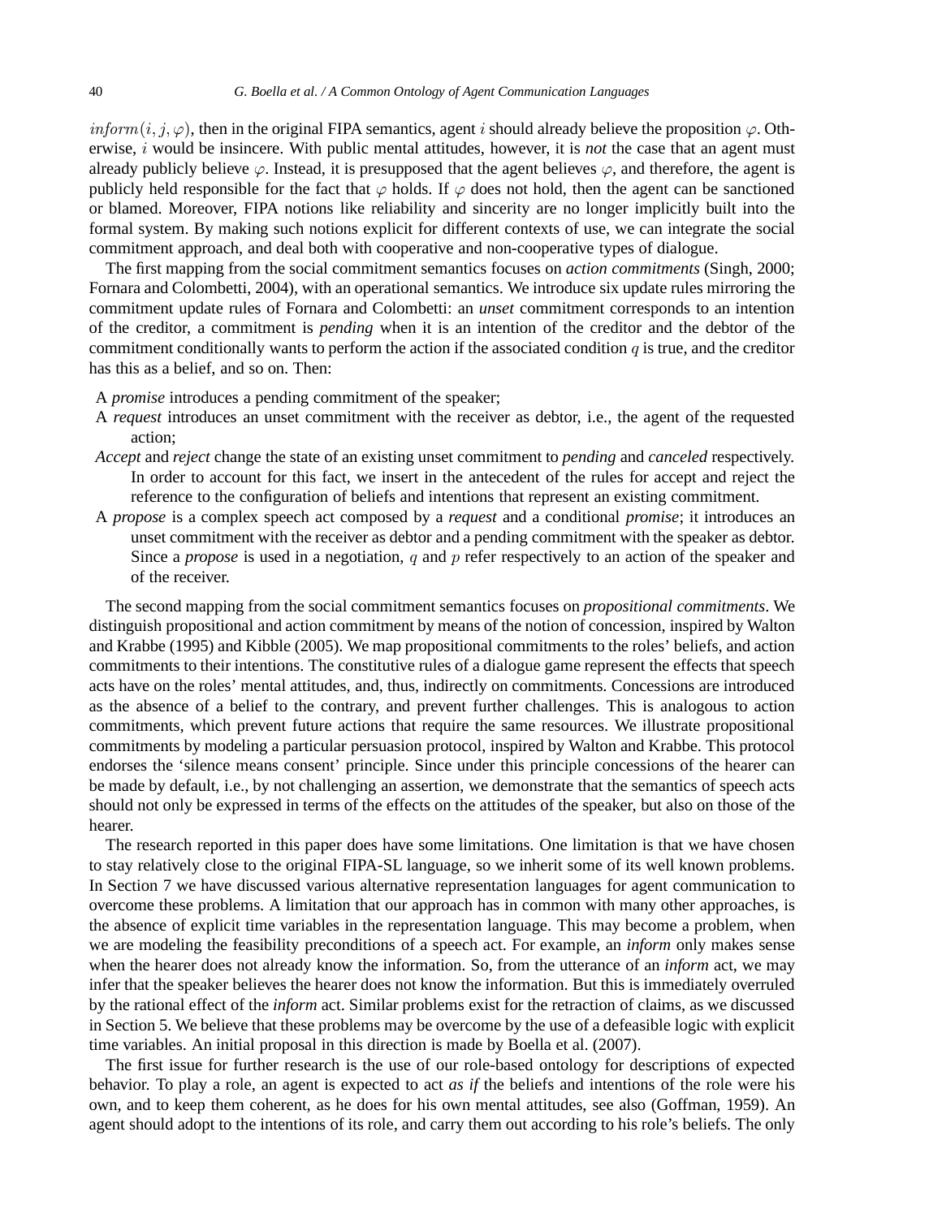$inform(i, j, \varphi)$, then in the original FIPA semantics, agent $i$ should already believe the proposition $\varphi$. Otherwise, $i$ would be insincere. With public mental attitudes, however, it is *not* the case that an agent must already publicly believe $\varphi$. Instead, it is presupposed that the agent believes $\varphi$, and therefore, the agent is publicly held responsible for the fact that $\varphi$ holds. If $\varphi$ does not hold, then the agent can be sanctioned or blamed. Moreover, FIPA notions like reliability and sincerity are no longer implicitly built into the formal system. By making such notions explicit for different contexts of use, we can integrate the social commitment approach, and deal both with cooperative and non-cooperative types of dialogue.

The first mapping from the social commitment semantics focuses on *action commitments* (Singh, 2000; Fornara and Colombetti, 2004), with an operational semantics. We introduce six update rules mirroring the commitment update rules of Fornara and Colombetti: an *unset* commitment corresponds to an intention of the creditor, a commitment is *pending* when it is an intention of the creditor and the debtor of the commitment conditionally wants to perform the action if the associated condition $q$ is true, and the creditor has this as a belief, and so on. Then:

A *promise* introduces a pending commitment of the speaker;

A *request* introduces an unset commitment with the receiver as debtor, i.e., the agent of the requested action;

*Accept* and *reject* change the state of an existing unset commitment to *pending* and *canceled* respectively. In order to account for this fact, we insert in the antecedent of the rules for accept and reject the reference to the configuration of beliefs and intentions that represent an existing commitment.

A *propose* is a complex speech act composed by a *request* and a conditional *promise*; it introduces an unset commitment with the receiver as debtor and a pending commitment with the speaker as debtor. Since a *propose* is used in a negotiation, $q$ and $p$ refer respectively to an action of the speaker and of the receiver.

The second mapping from the social commitment semantics focuses on *propositional commitments*. We distinguish propositional and action commitment by means of the notion of concession, inspired by Walton and Krabbe (1995) and Kibble (2005). We map propositional commitments to the roles' beliefs, and action commitments to their intentions. The constitutive rules of a dialogue game represent the effects that speech acts have on the roles' mental attitudes, and, thus, indirectly on commitments. Concessions are introduced as the absence of a belief to the contrary, and prevent further challenges. This is analogous to action commitments, which prevent future actions that require the same resources. We illustrate propositional commitments by modeling a particular persuasion protocol, inspired by Walton and Krabbe. This protocol endorses the 'silence means consent' principle. Since under this principle concessions of the hearer can be made by default, i.e., by not challenging an assertion, we demonstrate that the semantics of speech acts should not only be expressed in terms of the effects on the attitudes of the speaker, but also on those of the hearer.

The research reported in this paper does have some limitations. One limitation is that we have chosen to stay relatively close to the original FIPA-SL language, so we inherit some of its well known problems. In Section 7 we have discussed various alternative representation languages for agent communication to overcome these problems. A limitation that our approach has in common with many other approaches, is the absence of explicit time variables in the representation language. This may become a problem, when we are modeling the feasibility preconditions of a speech act. For example, an *inform* only makes sense when the hearer does not already know the information. So, from the utterance of an *inform* act, we may infer that the speaker believes the hearer does not know the information. But this is immediately overruled by the rational effect of the *inform* act. Similar problems exist for the retraction of claims, as we discussed in Section 5. We believe that these problems may be overcome by the use of a defeasible logic with explicit time variables. An initial proposal in this direction is made by Boella et al. (2007).

The first issue for further research is the use of our role-based ontology for descriptions of expected behavior. To play a role, an agent is expected to act *as if* the beliefs and intentions of the role were his own, and to keep them coherent, as he does for his own mental attitudes, see also (Goffman, 1959). An agent should adopt to the intentions of its role, and carry them out according to his role's beliefs. The only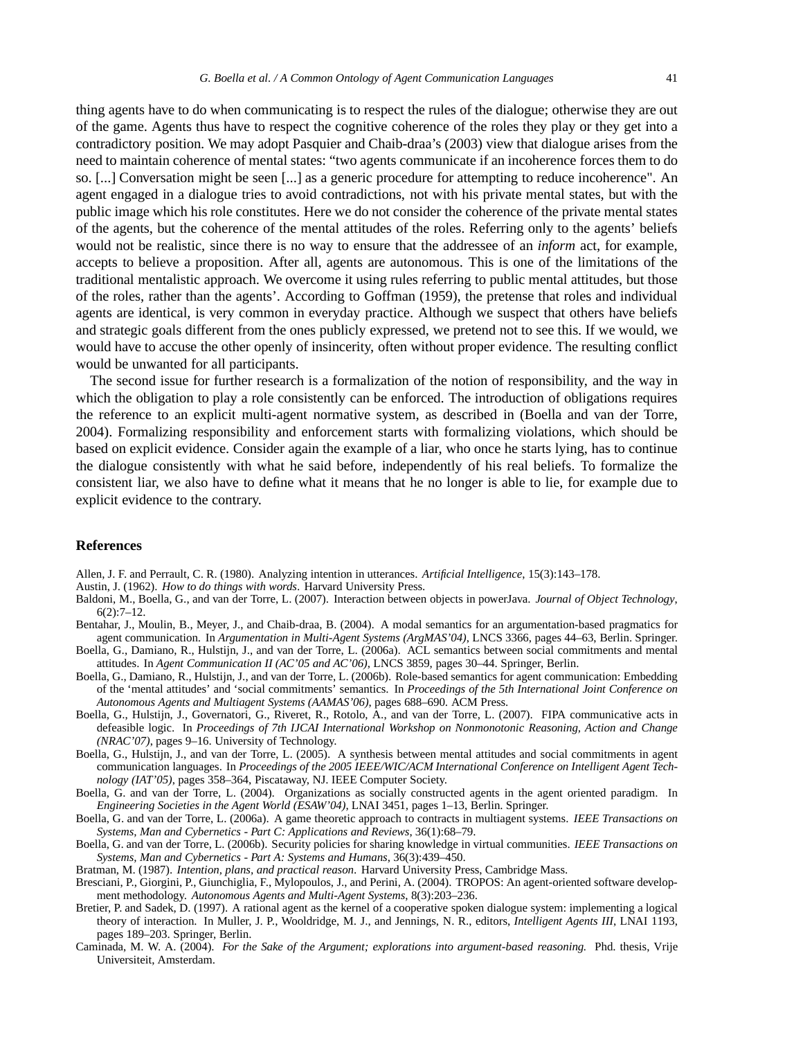thing agents have to do when communicating is to respect the rules of the dialogue; otherwise they are out of the game. Agents thus have to respect the cognitive coherence of the roles they play or they get into a contradictory position. We may adopt Pasquier and Chaib-draa's (2003) view that dialogue arises from the need to maintain coherence of mental states: "two agents communicate if an incoherence forces them to do so. [...] Conversation might be seen [...] as a generic procedure for attempting to reduce incoherence". An agent engaged in a dialogue tries to avoid contradictions, not with his private mental states, but with the public image which his role constitutes. Here we do not consider the coherence of the private mental states of the agents, but the coherence of the mental attitudes of the roles. Referring only to the agents' beliefs would not be realistic, since there is no way to ensure that the addressee of an *inform* act, for example, accepts to believe a proposition. After all, agents are autonomous. This is one of the limitations of the traditional mentalistic approach. We overcome it using rules referring to public mental attitudes, but those of the roles, rather than the agents'. According to Goffman (1959), the pretense that roles and individual agents are identical, is very common in everyday practice. Although we suspect that others have beliefs and strategic goals different from the ones publicly expressed, we pretend not to see this. If we would, we would have to accuse the other openly of insincerity, often without proper evidence. The resulting conflict would be unwanted for all participants.

The second issue for further research is a formalization of the notion of responsibility, and the way in which the obligation to play a role consistently can be enforced. The introduction of obligations requires the reference to an explicit multi-agent normative system, as described in (Boella and van der Torre, 2004). Formalizing responsibility and enforcement starts with formalizing violations, which should be based on explicit evidence. Consider again the example of a liar, who once he starts lying, has to continue the dialogue consistently with what he said before, independently of his real beliefs. To formalize the consistent liar, we also have to define what it means that he no longer is able to lie, for example due to explicit evidence to the contrary.

## References

Allen, J. F. and Perrault, C. R. (1980). Analyzing intention in utterances. *Artificial Intelligence*, 15(3):143–178.

Austin, J. (1962). *How to do things with words*. Harvard University Press.

Baldoni, M., Boella, G., and van der Torre, L. (2007). Interaction between objects in powerJava. *Journal of Object Technology*, 6(2):7–12.

Bentahar, J., Moulin, B., Meyer, J., and Chaib-draa, B. (2004). A modal semantics for an argumentation-based pragmatics for agent communication. In *Argumentation in Multi-Agent Systems (ArgMAS'04)*, LNCS 3366, pages 44–63, Berlin. Springer.

Boella, G., Damiano, R., Hulstijn, J., and van der Torre, L. (2006a). ACL semantics between social commitments and mental attitudes. In *Agent Communication II (AC'05 and AC'06)*, LNCS 3859, pages 30–44. Springer, Berlin.

Boella, G., Damiano, R., Hulstijn, J., and van der Torre, L. (2006b). Role-based semantics for agent communication: Embedding of the 'mental attitudes' and 'social commitments' semantics. In *Proceedings of the 5th International Joint Conference on Autonomous Agents and Multiagent Systems (AAMAS'06)*, pages 688–690. ACM Press.

Boella, G., Hulstijn, J., Governatori, G., Riveret, R., Rotolo, A., and van der Torre, L. (2007). FIPA communicative acts in defeasible logic. In *Proceedings of 7th IJCAI International Workshop on Nonmonotonic Reasoning, Action and Change (NRAC'07)*, pages 9–16. University of Technology.

Boella, G., Hulstijn, J., and van der Torre, L. (2005). A synthesis between mental attitudes and social commitments in agent communication languages. In *Proceedings of the 2005 IEEE/WIC/ACM International Conference on Intelligent Agent Technology (IAT'05)*, pages 358–364, Piscataway, NJ. IEEE Computer Society.

Boella, G. and van der Torre, L. (2004). Organizations as socially constructed agents in the agent oriented paradigm. In *Engineering Societies in the Agent World (ESAW'04)*, LNAI 3451, pages 1–13, Berlin. Springer.

Boella, G. and van der Torre, L. (2006a). A game theoretic approach to contracts in multiagent systems. *IEEE Transactions on Systems, Man and Cybernetics - Part C: Applications and Reviews*, 36(1):68–79.

Boella, G. and van der Torre, L. (2006b). Security policies for sharing knowledge in virtual communities. *IEEE Transactions on Systems, Man and Cybernetics - Part A: Systems and Humans*, 36(3):439–450.

Bratman, M. (1987). *Intention, plans, and practical reason*. Harvard University Press, Cambridge Mass.

Bresciani, P., Giorgini, P., Giunchiglia, F., Mylopoulos, J., and Perini, A. (2004). TROPOS: An agent-oriented software development methodology. *Autonomous Agents and Multi-Agent Systems*, 8(3):203–236.

Bretier, P. and Sadek, D. (1997). A rational agent as the kernel of a cooperative spoken dialogue system: implementing a logical theory of interaction. In Muller, J. P., Wooldridge, M. J., and Jennings, N. R., editors, *Intelligent Agents III*, LNAI 1193, pages 189–203. Springer, Berlin.

Caminada, M. W. A. (2004). *For the Sake of the Argument; explorations into argument-based reasoning.* Phd. thesis, Vrije Universiteit, Amsterdam.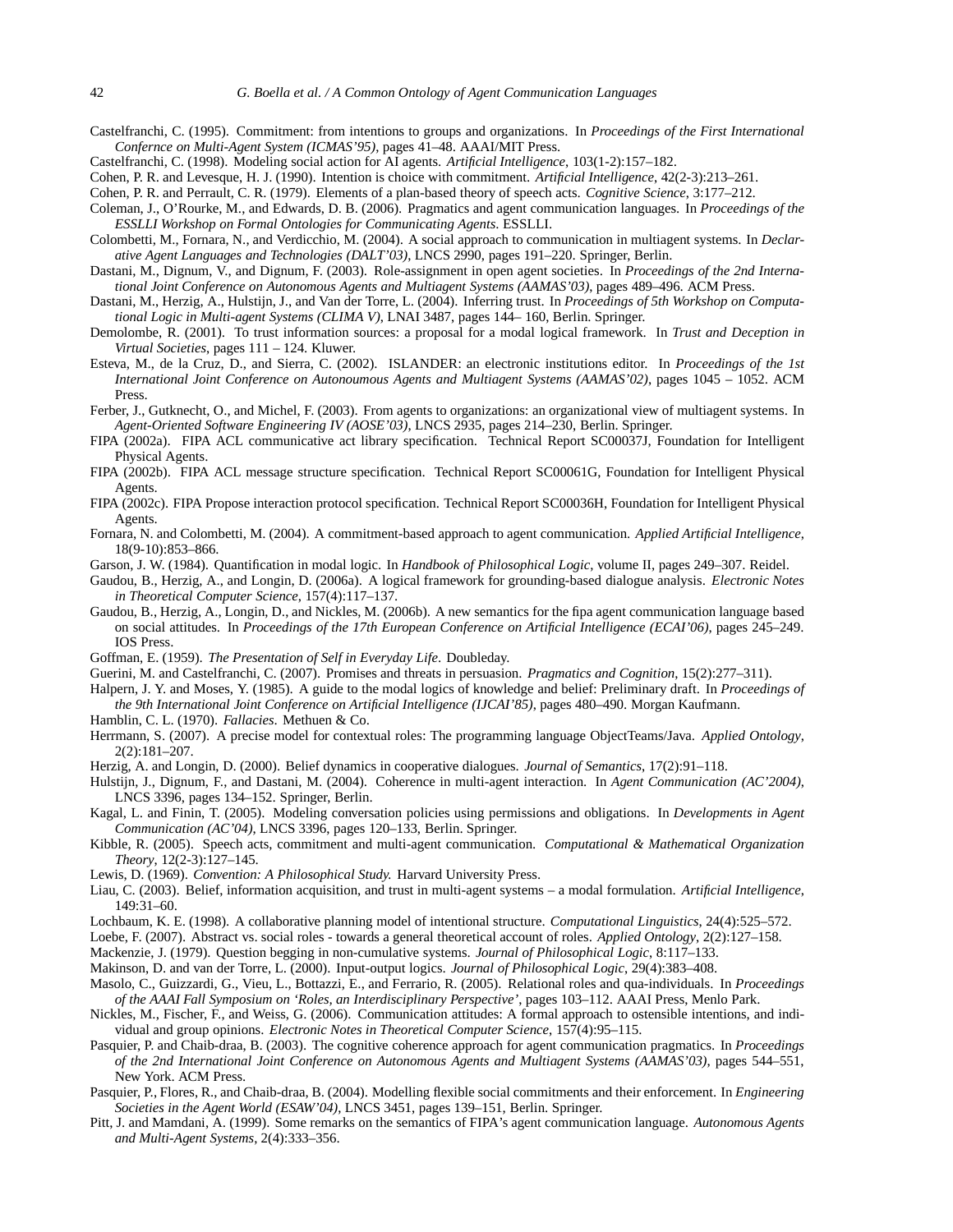Castelfranchi, C. (1995). Commitment: from intentions to groups and organizations. In *Proceedings of the First International Confernce on Multi-Agent System (ICMAS'95)*, pages 41–48. AAAI/MIT Press.

Castelfranchi, C. (1998). Modeling social action for AI agents. *Artificial Intelligence*, 103(1-2):157–182.

Cohen, P. R. and Levesque, H. J. (1990). Intention is choice with commitment. *Artificial Intelligence*, 42(2-3):213–261.

Cohen, P. R. and Perrault, C. R. (1979). Elements of a plan-based theory of speech acts. *Cognitive Science*, 3:177–212.

Coleman, J., O'Rourke, M., and Edwards, D. B. (2006). Pragmatics and agent communication languages. In *Proceedings of the ESSLLI Workshop on Formal Ontologies for Communicating Agents*. ESSLLI.

Colombetti, M., Fornara, N., and Verdicchio, M. (2004). A social approach to communication in multiagent systems. In *Declarative Agent Languages and Technologies (DALT'03)*, LNCS 2990, pages 191–220. Springer, Berlin.

Dastani, M., Dignum, V., and Dignum, F. (2003). Role-assignment in open agent societies. In *Proceedings of the 2nd International Joint Conference on Autonomous Agents and Multiagent Systems (AAMAS'03)*, pages 489–496. ACM Press.

Dastani, M., Herzig, A., Hulstijn, J., and Van der Torre, L. (2004). Inferring trust. In *Proceedings of 5th Workshop on Computational Logic in Multi-agent Systems (CLIMA V)*, LNAI 3487, pages 144– 160, Berlin. Springer.

Demolombe, R. (2001). To trust information sources: a proposal for a modal logical framework. In *Trust and Deception in Virtual Societies*, pages 111 – 124. Kluwer.

Esteva, M., de la Cruz, D., and Sierra, C. (2002). ISLANDER: an electronic institutions editor. In *Proceedings of the 1st International Joint Conference on Autonoumous Agents and Multiagent Systems (AAMAS'02)*, pages 1045 – 1052. ACM Press.

Ferber, J., Gutknecht, O., and Michel, F. (2003). From agents to organizations: an organizational view of multiagent systems. In *Agent-Oriented Software Engineering IV (AOSE'03)*, LNCS 2935, pages 214–230, Berlin. Springer.

FIPA (2002a). FIPA ACL communicative act library specification. Technical Report SC00037J, Foundation for Intelligent Physical Agents.

FIPA (2002b). FIPA ACL message structure specification. Technical Report SC00061G, Foundation for Intelligent Physical Agents.

FIPA (2002c). FIPA Propose interaction protocol specification. Technical Report SC00036H, Foundation for Intelligent Physical Agents.

Fornara, N. and Colombetti, M. (2004). A commitment-based approach to agent communication. *Applied Artificial Intelligence*, 18(9-10):853–866.

Garson, J. W. (1984). Quantification in modal logic. In *Handbook of Philosophical Logic*, volume II, pages 249–307. Reidel.

Gaudou, B., Herzig, A., and Longin, D. (2006a). A logical framework for grounding-based dialogue analysis. *Electronic Notes in Theoretical Computer Science*, 157(4):117–137.

Gaudou, B., Herzig, A., Longin, D., and Nickles, M. (2006b). A new semantics for the fipa agent communication language based on social attitudes. In *Proceedings of the 17th European Conference on Artificial Intelligence (ECAI'06)*, pages 245–249. IOS Press.

Goffman, E. (1959). *The Presentation of Self in Everyday Life*. Doubleday.

Guerini, M. and Castelfranchi, C. (2007). Promises and threats in persuasion. *Pragmatics and Cognition*, 15(2):277–311).

Halpern, J. Y. and Moses, Y. (1985). A guide to the modal logics of knowledge and belief: Preliminary draft. In *Proceedings of the 9th International Joint Conference on Artificial Intelligence (IJCAI'85)*, pages 480–490. Morgan Kaufmann.

Hamblin, C. L. (1970). *Fallacies*. Methuen & Co.

Herrmann, S. (2007). A precise model for contextual roles: The programming language ObjectTeams/Java. *Applied Ontology*, 2(2):181–207.

Herzig, A. and Longin, D. (2000). Belief dynamics in cooperative dialogues. *Journal of Semantics*, 17(2):91–118.

Hulstijn, J., Dignum, F., and Dastani, M. (2004). Coherence in multi-agent interaction. In *Agent Communication (AC'2004)*, LNCS 3396, pages 134–152. Springer, Berlin.

Kagal, L. and Finin, T. (2005). Modeling conversation policies using permissions and obligations. In *Developments in Agent Communication (AC'04)*, LNCS 3396, pages 120–133, Berlin. Springer.

Kibble, R. (2005). Speech acts, commitment and multi-agent communication. *Computational & Mathematical Organization Theory*, 12(2-3):127–145.

Lewis, D. (1969). *Convention: A Philosophical Study*. Harvard University Press.

Liau, C. (2003). Belief, information acquisition, and trust in multi-agent systems – a modal formulation. *Artificial Intelligence*, 149:31–60.

Lochbaum, K. E. (1998). A collaborative planning model of intentional structure. *Computational Linguistics*, 24(4):525–572.

Loebe, F. (2007). Abstract vs. social roles - towards a general theoretical account of roles. *Applied Ontology*, 2(2):127–158.

Mackenzie, J. (1979). Question begging in non-cumulative systems. *Journal of Philosophical Logic*, 8:117–133.

Makinson, D. and van der Torre, L. (2000). Input-output logics. *Journal of Philosophical Logic*, 29(4):383–408.

Masolo, C., Guizzardi, G., Vieu, L., Bottazzi, E., and Ferrario, R. (2005). Relational roles and qua-individuals. In *Proceedings of the AAAI Fall Symposium on 'Roles, an Interdisciplinary Perspective'*, pages 103–112. AAAI Press, Menlo Park.

Nickles, M., Fischer, F., and Weiss, G. (2006). Communication attitudes: A formal approach to ostensible intentions, and individual and group opinions. *Electronic Notes in Theoretical Computer Science*, 157(4):95–115.

Pasquier, P. and Chaib-draa, B. (2003). The cognitive coherence approach for agent communication pragmatics. In *Proceedings of the 2nd International Joint Conference on Autonomous Agents and Multiagent Systems (AAMAS'03)*, pages 544–551, New York. ACM Press.

Pasquier, P., Flores, R., and Chaib-draa, B. (2004). Modelling flexible social commitments and their enforcement. In *Engineering Societies in the Agent World (ESAW'04)*, LNCS 3451, pages 139–151, Berlin. Springer.

Pitt, J. and Mamdani, A. (1999). Some remarks on the semantics of FIPA's agent communication language. *Autonomous Agents and Multi-Agent Systems*, 2(4):333–356.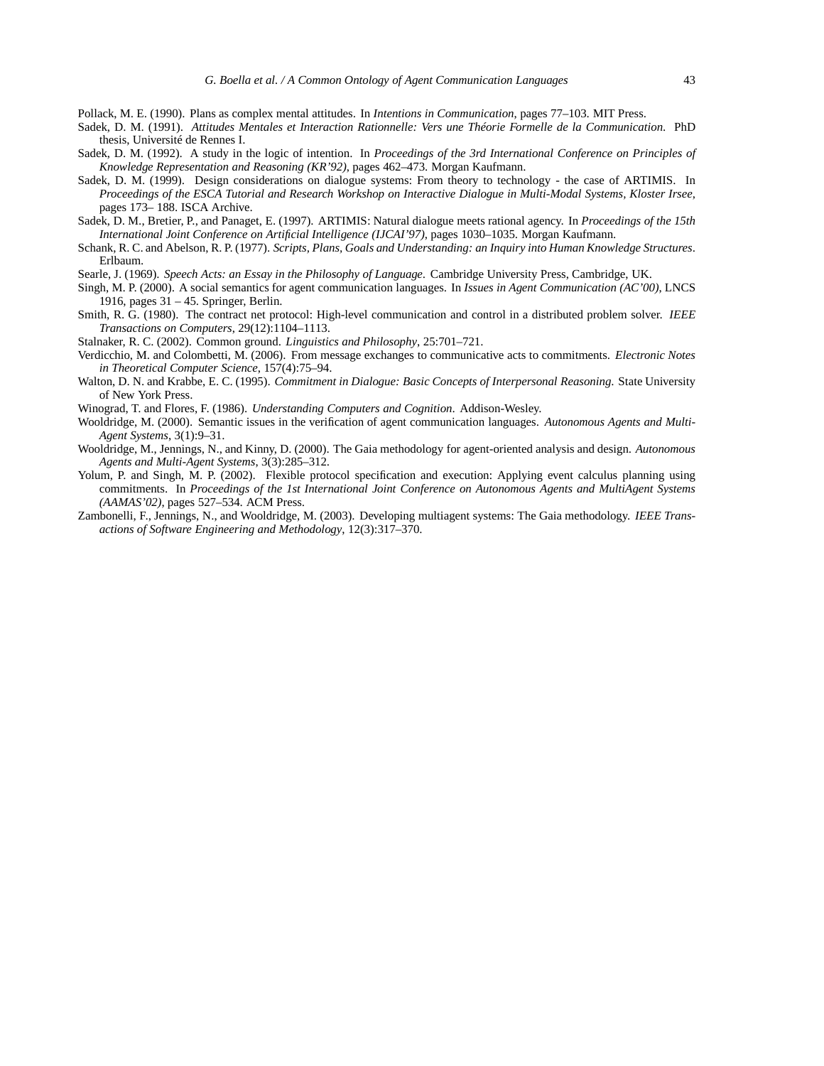Pollack, M. E. (1990). Plans as complex mental attitudes. In *Intentions in Communication*, pages 77–103. MIT Press.

Sadek, D. M. (1991). *Attitudes Mentales et Interaction Rationnelle: Vers une Théorie Formelle de la Communication*. PhD thesis, Université de Rennes I.

Sadek, D. M. (1992). A study in the logic of intention. In *Proceedings of the 3rd International Conference on Principles of Knowledge Representation and Reasoning (KR'92)*, pages 462–473. Morgan Kaufmann.

Sadek, D. M. (1999). Design considerations on dialogue systems: From theory to technology - the case of ARTIMIS. In *Proceedings of the ESCA Tutorial and Research Workshop on Interactive Dialogue in Multi-Modal Systems, Kloster Irsee*, pages 173– 188. ISCA Archive.

Sadek, D. M., Bretier, P., and Panaget, E. (1997). ARTIMIS: Natural dialogue meets rational agency. In *Proceedings of the 15th International Joint Conference on Artificial Intelligence (IJCAI'97)*, pages 1030–1035. Morgan Kaufmann.

Schank, R. C. and Abelson, R. P. (1977). *Scripts, Plans, Goals and Understanding: an Inquiry into Human Knowledge Structures*. Erlbaum.

Searle, J. (1969). *Speech Acts: an Essay in the Philosophy of Language*. Cambridge University Press, Cambridge, UK.

Singh, M. P. (2000). A social semantics for agent communication languages. In *Issues in Agent Communication (AC'00)*, LNCS 1916, pages 31 – 45. Springer, Berlin.

Smith, R. G. (1980). The contract net protocol: High-level communication and control in a distributed problem solver. *IEEE Transactions on Computers*, 29(12):1104–1113.

Stalnaker, R. C. (2002). Common ground. *Linguistics and Philosophy*, 25:701–721.

Verdicchio, M. and Colombetti, M. (2006). From message exchanges to communicative acts to commitments. *Electronic Notes in Theoretical Computer Science*, 157(4):75–94.

Walton, D. N. and Krabbe, E. C. (1995). *Commitment in Dialogue: Basic Concepts of Interpersonal Reasoning*. State University of New York Press.

Winograd, T. and Flores, F. (1986). *Understanding Computers and Cognition*. Addison-Wesley.

Wooldridge, M. (2000). Semantic issues in the verification of agent communication languages. *Autonomous Agents and Multi-Agent Systems*, 3(1):9–31.

Wooldridge, M., Jennings, N., and Kinny, D. (2000). The Gaia methodology for agent-oriented analysis and design. *Autonomous Agents and Multi-Agent Systems*, 3(3):285–312.

Yolum, P. and Singh, M. P. (2002). Flexible protocol specification and execution: Applying event calculus planning using commitments. In *Proceedings of the 1st International Joint Conference on Autonomous Agents and MultiAgent Systems (AAMAS'02)*, pages 527–534. ACM Press.

Zambonelli, F., Jennings, N., and Wooldridge, M. (2003). Developing multiagent systems: The Gaia methodology. *IEEE Transactions of Software Engineering and Methodology*, 12(3):317–370.